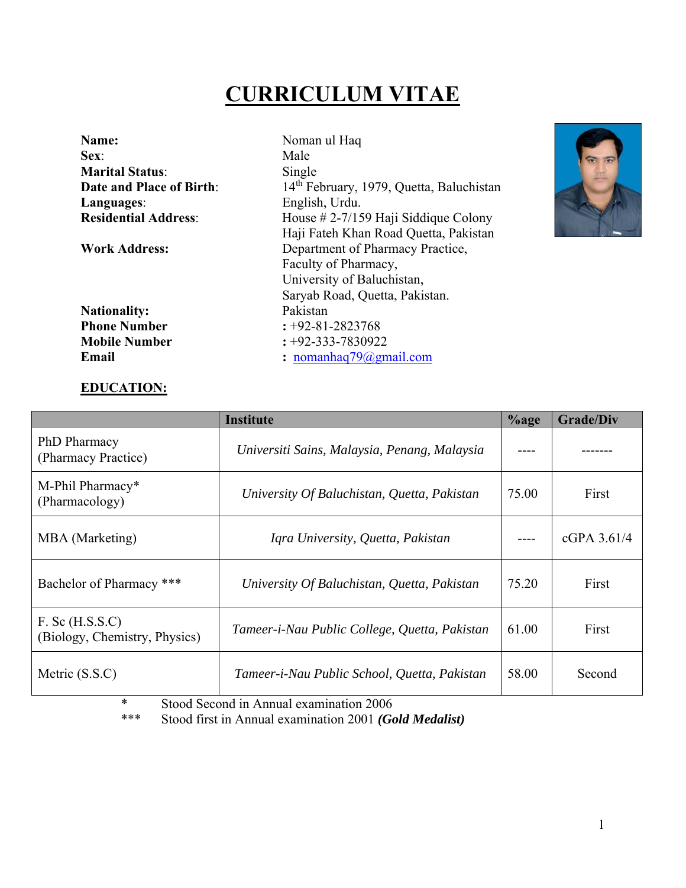# CURRICULUM VITAE

**Name:** Noman ul Haq
**Sex**: Male
**Marital Status**: Single
**Date and Place of Birth**: 14th February, 1979, Quetta, Baluchistan
**Languages**: English, Urdu.
**Residential Address**: House # 2-7/159 Haji Siddique Colony Haji Fateh Khan Road Quetta, Pakistan
**Work Address:** Department of Pharmacy Practice, Faculty of Pharmacy, University of Baluchistan, Saryab Road, Quetta, Pakistan.
**Nationality:** Pakistan
**Phone Number** : +92-81-2823768
**Mobile Number** : +92-333-7830922
**Email** : nomanhaq79@gmail.com

## EDUCATION:

| | Institute | %age | Grade/Div |
|---|---|---|---|
| PhD Pharmacy (Pharmacy Practice) | *Universiti Sains, Malaysia, Penang, Malaysia* | ---- | ------- |
| M-Phil Pharmacy* (Pharmacology) | *University Of Baluchistan, Quetta, Pakistan* | 75.00 | First |
| MBA (Marketing) | *Iqra University, Quetta, Pakistan* | ---- | cGPA 3.61/4 |
| Bachelor of Pharmacy *** | *University Of Baluchistan, Quetta, Pakistan* | 75.20 | First |
| F. Sc (H.S.S.C) (Biology, Chemistry, Physics) | *Tameer-i-Nau Public College, Quetta, Pakistan* | 61.00 | First |
| Metric (S.S.C) | *Tameer-i-Nau Public School, Quetta, Pakistan* | 58.00 | Second |

\* Stood Second in Annual examination 2006

\*\*\* Stood first in Annual examination 2001 ***(Gold Medalist)***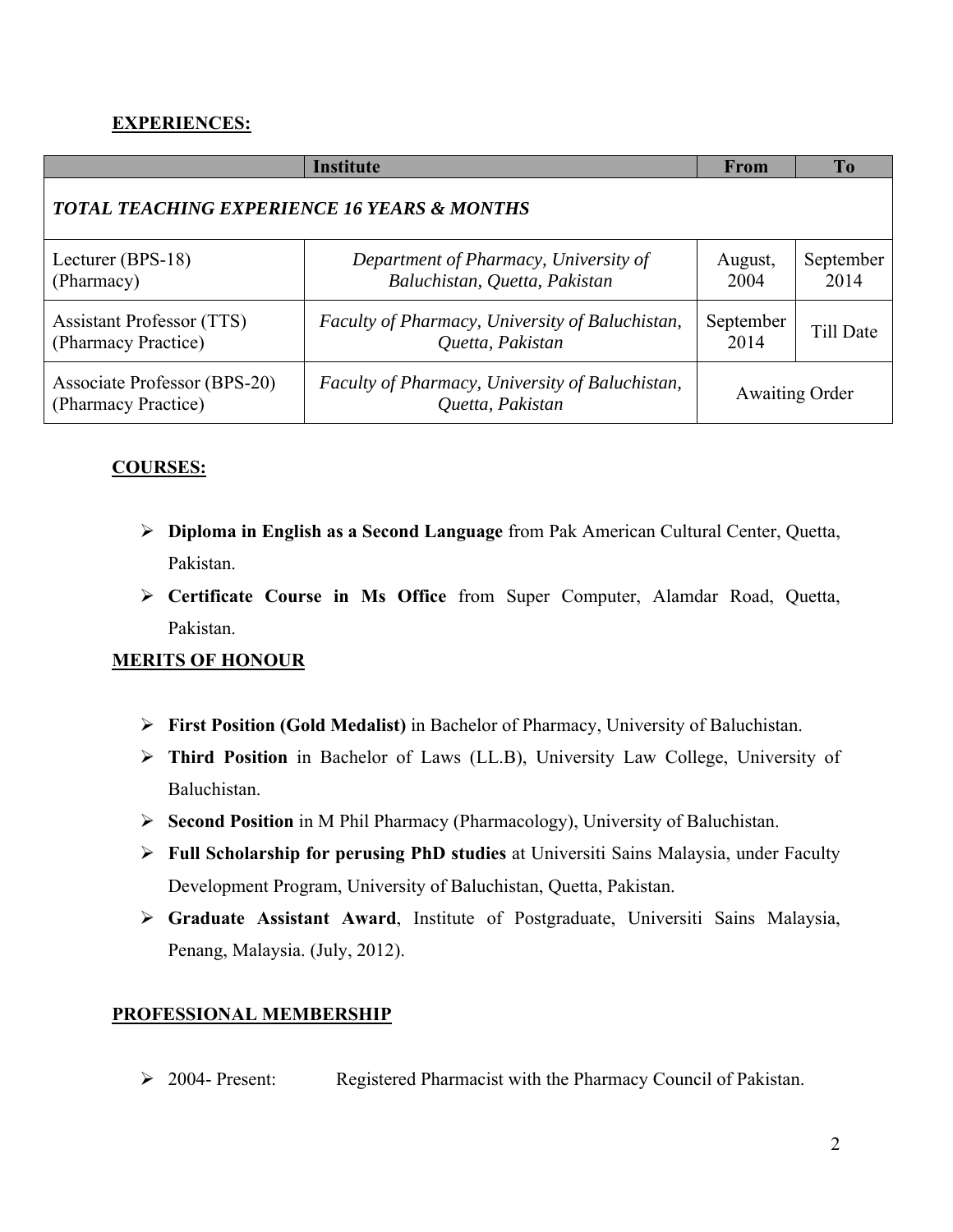**EXPERIENCES:**

| | Institute | From | To |
|---|---|---|---|
| ***TOTAL TEACHING EXPERIENCE 16 YEARS & MONTHS*** | | | |
| Lecturer (BPS-18) (Pharmacy) | *Department of Pharmacy, University of Baluchistan, Quetta, Pakistan* | August, 2004 | September 2014 |
| Assistant Professor (TTS) (Pharmacy Practice) | *Faculty of Pharmacy, University of Baluchistan, Quetta, Pakistan* | September 2014 | Till Date |
| Associate Professor (BPS-20) (Pharmacy Practice) | *Faculty of Pharmacy, University of Baluchistan, Quetta, Pakistan* | Awaiting Order | |

**COURSES:**

- **Diploma in English as a Second Language** from Pak American Cultural Center, Quetta, Pakistan.
- **Certificate Course in Ms Office** from Super Computer, Alamdar Road, Quetta, Pakistan.

**MERITS OF HONOUR**

- **First Position (Gold Medalist)** in Bachelor of Pharmacy, University of Baluchistan.
- **Third Position** in Bachelor of Laws (LL.B), University Law College, University of Baluchistan.
- **Second Position** in M Phil Pharmacy (Pharmacology), University of Baluchistan.
- **Full Scholarship for perusing PhD studies** at Universiti Sains Malaysia, under Faculty Development Program, University of Baluchistan, Quetta, Pakistan.
- **Graduate Assistant Award**, Institute of Postgraduate, Universiti Sains Malaysia, Penang, Malaysia. (July, 2012).

**PROFESSIONAL MEMBERSHIP**

- 2004- Present: Registered Pharmacist with the Pharmacy Council of Pakistan.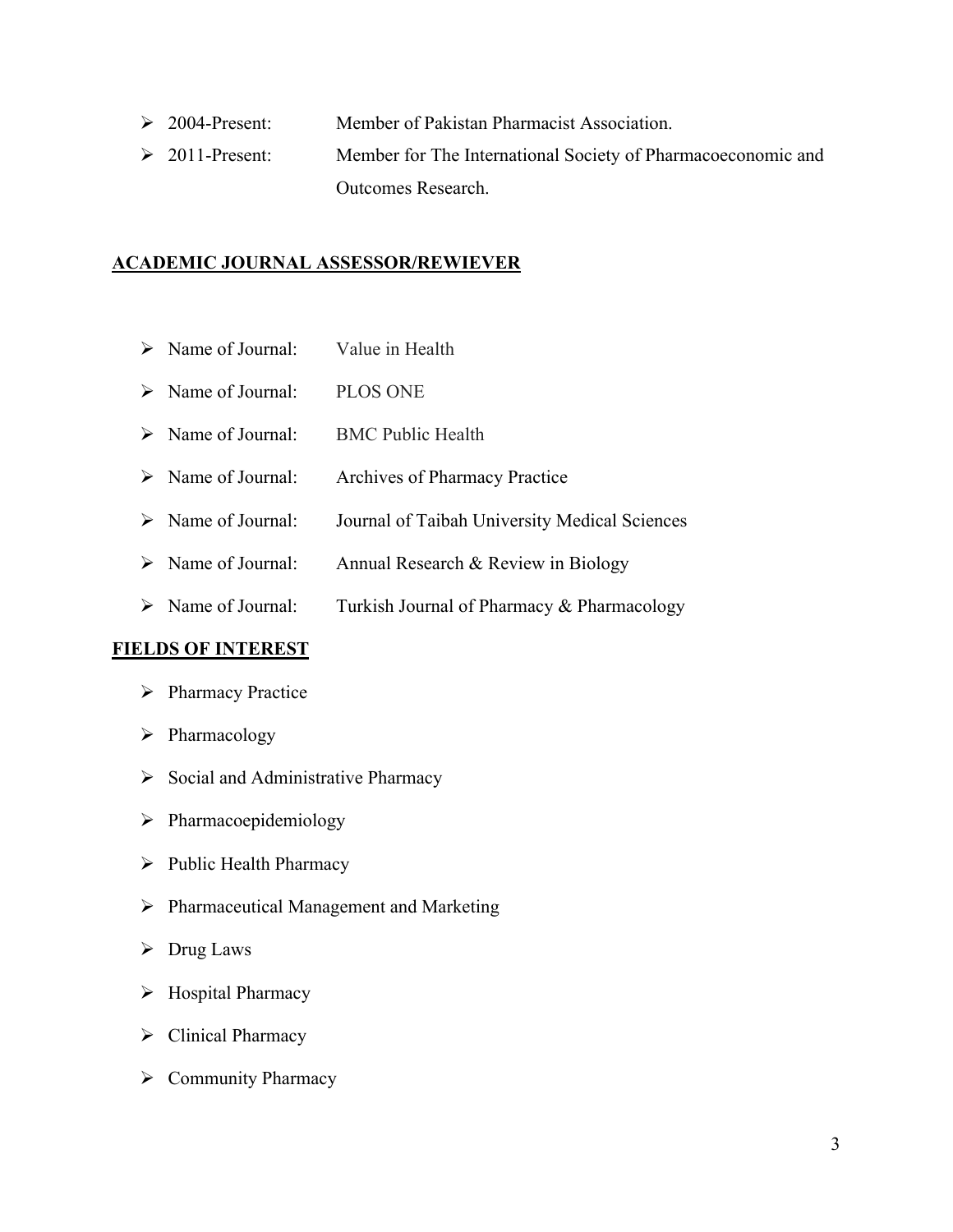- 2004-Present: Member of Pakistan Pharmacist Association.
- 2011-Present: Member for The International Society of Pharmacoeconomic and Outcomes Research.

## ACADEMIC JOURNAL ASSESSOR/REWIEVER

- Name of Journal: Value in Health
- Name of Journal: PLOS ONE
- Name of Journal: BMC Public Health
- Name of Journal: Archives of Pharmacy Practice
- Name of Journal: Journal of Taibah University Medical Sciences
- Name of Journal: Annual Research & Review in Biology
- Name of Journal: Turkish Journal of Pharmacy & Pharmacology

## FIELDS OF INTEREST

- Pharmacy Practice
- Pharmacology
- Social and Administrative Pharmacy
- Pharmacoepidemiology
- Public Health Pharmacy
- Pharmaceutical Management and Marketing
- Drug Laws
- Hospital Pharmacy
- Clinical Pharmacy
- Community Pharmacy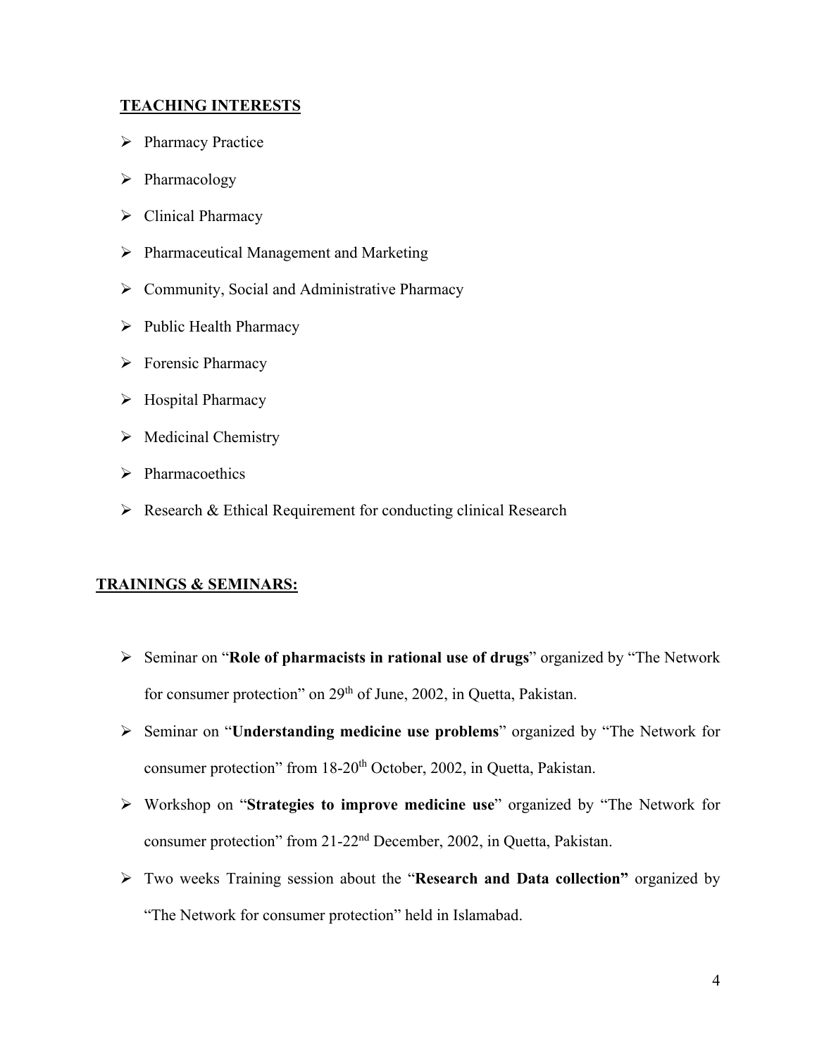## TEACHING INTERESTS

- Pharmacy Practice
- Pharmacology
- Clinical Pharmacy
- Pharmaceutical Management and Marketing
- Community, Social and Administrative Pharmacy
- Public Health Pharmacy
- Forensic Pharmacy
- Hospital Pharmacy
- Medicinal Chemistry
- Pharmacoethics
- Research & Ethical Requirement for conducting clinical Research

## TRAININGS & SEMINARS:

- Seminar on "**Role of pharmacists in rational use of drugs**" organized by "The Network for consumer protection" on 29th of June, 2002, in Quetta, Pakistan.
- Seminar on "**Understanding medicine use problems**" organized by "The Network for consumer protection" from 18-20th October, 2002, in Quetta, Pakistan.
- Workshop on "**Strategies to improve medicine use**" organized by "The Network for consumer protection" from 21-22nd December, 2002, in Quetta, Pakistan.
- Two weeks Training session about the "**Research and Data collection"** organized by "The Network for consumer protection" held in Islamabad.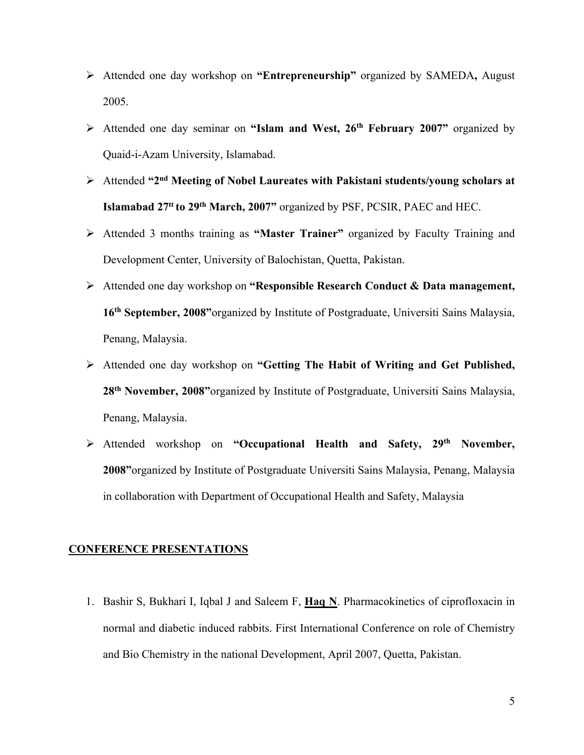- Attended one day workshop on **"Entrepreneurship"** organized by SAMEDA**,** August 2005.
- Attended one day seminar on **"Islam and West, 26th February 2007"** organized by Quaid-i-Azam University, Islamabad.
- Attended **"2nd Meeting of Nobel Laureates with Pakistani students/young scholars at Islamabad 27tt to 29th March, 2007"** organized by PSF, PCSIR, PAEC and HEC.
- Attended 3 months training as **"Master Trainer"** organized by Faculty Training and Development Center, University of Balochistan, Quetta, Pakistan.
- Attended one day workshop on **"Responsible Research Conduct & Data management, 16th September, 2008"**organized by Institute of Postgraduate, Universiti Sains Malaysia, Penang, Malaysia.
- Attended one day workshop on **"Getting The Habit of Writing and Get Published, 28th November, 2008"**organized by Institute of Postgraduate, Universiti Sains Malaysia, Penang, Malaysia.
- Attended workshop on **"Occupational Health and Safety, 29th November, 2008"**organized by Institute of Postgraduate Universiti Sains Malaysia, Penang, Malaysia in collaboration with Department of Occupational Health and Safety, Malaysia

## CONFERENCE PRESENTATIONS

1. Bashir S, Bukhari I, Iqbal J and Saleem F, **Haq N**. Pharmacokinetics of ciprofloxacin in normal and diabetic induced rabbits. First International Conference on role of Chemistry and Bio Chemistry in the national Development, April 2007, Quetta, Pakistan.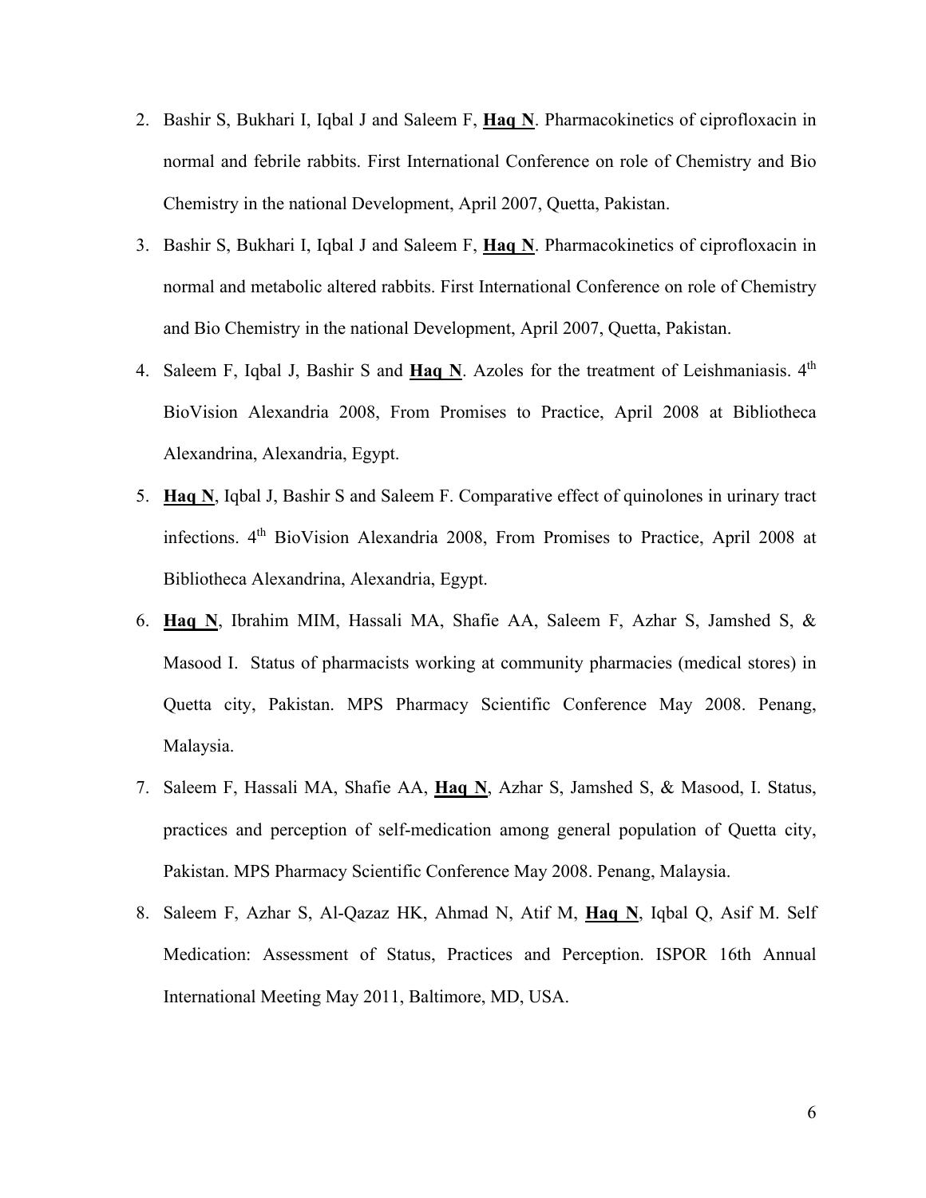2. Bashir S, Bukhari I, Iqbal J and Saleem F, **Haq N**. Pharmacokinetics of ciprofloxacin in normal and febrile rabbits. First International Conference on role of Chemistry and Bio Chemistry in the national Development, April 2007, Quetta, Pakistan.

3. Bashir S, Bukhari I, Iqbal J and Saleem F, **Haq N**. Pharmacokinetics of ciprofloxacin in normal and metabolic altered rabbits. First International Conference on role of Chemistry and Bio Chemistry in the national Development, April 2007, Quetta, Pakistan.

4. Saleem F, Iqbal J, Bashir S and **Haq N**. Azoles for the treatment of Leishmaniasis. 4th BioVision Alexandria 2008, From Promises to Practice, April 2008 at Bibliotheca Alexandrina, Alexandria, Egypt.

5. **Haq N**, Iqbal J, Bashir S and Saleem F. Comparative effect of quinolones in urinary tract infections. 4th BioVision Alexandria 2008, From Promises to Practice, April 2008 at Bibliotheca Alexandrina, Alexandria, Egypt.

6. **Haq N**, Ibrahim MIM, Hassali MA, Shafie AA, Saleem F, Azhar S, Jamshed S, & Masood I. Status of pharmacists working at community pharmacies (medical stores) in Quetta city, Pakistan. MPS Pharmacy Scientific Conference May 2008. Penang, Malaysia.

7. Saleem F, Hassali MA, Shafie AA, **Haq N**, Azhar S, Jamshed S, & Masood, I. Status, practices and perception of self-medication among general population of Quetta city, Pakistan. MPS Pharmacy Scientific Conference May 2008. Penang, Malaysia.

8. Saleem F, Azhar S, Al-Qazaz HK, Ahmad N, Atif M, **Haq N**, Iqbal Q, Asif M. Self Medication: Assessment of Status, Practices and Perception. ISPOR 16th Annual International Meeting May 2011, Baltimore, MD, USA.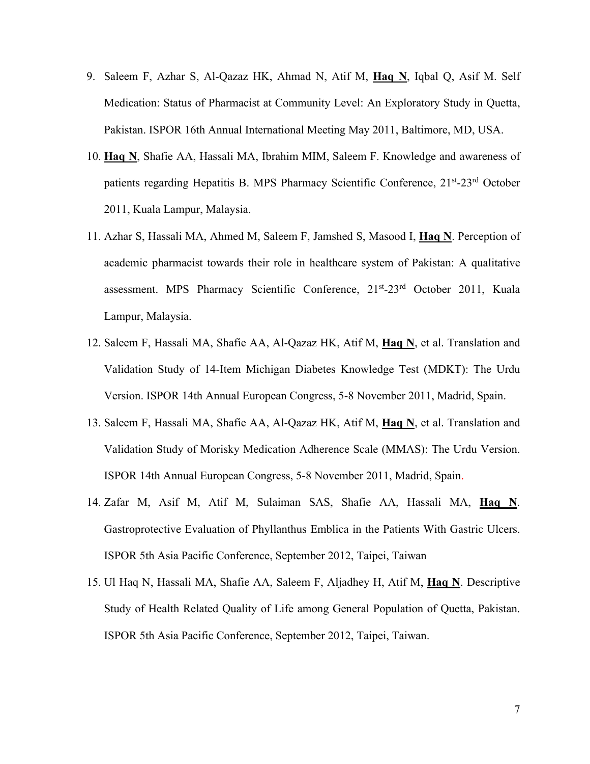9. Saleem F, Azhar S, Al-Qazaz HK, Ahmad N, Atif M, **Haq N**, Iqbal Q, Asif M. Self Medication: Status of Pharmacist at Community Level: An Exploratory Study in Quetta, Pakistan. ISPOR 16th Annual International Meeting May 2011, Baltimore, MD, USA.
10. **Haq N**, Shafie AA, Hassali MA, Ibrahim MIM, Saleem F. Knowledge and awareness of patients regarding Hepatitis B. MPS Pharmacy Scientific Conference, 21st-23rd October 2011, Kuala Lampur, Malaysia.
11. Azhar S, Hassali MA, Ahmed M, Saleem F, Jamshed S, Masood I, **Haq N**. Perception of academic pharmacist towards their role in healthcare system of Pakistan: A qualitative assessment. MPS Pharmacy Scientific Conference, 21st-23rd October 2011, Kuala Lampur, Malaysia.
12. Saleem F, Hassali MA, Shafie AA, Al-Qazaz HK, Atif M, **Haq N**, et al. Translation and Validation Study of 14-Item Michigan Diabetes Knowledge Test (MDKT): The Urdu Version. ISPOR 14th Annual European Congress, 5-8 November 2011, Madrid, Spain.
13. Saleem F, Hassali MA, Shafie AA, Al-Qazaz HK, Atif M, **Haq N**, et al. Translation and Validation Study of Morisky Medication Adherence Scale (MMAS): The Urdu Version. ISPOR 14th Annual European Congress, 5-8 November 2011, Madrid, Spain.
14. Zafar M, Asif M, Atif M, Sulaiman SAS, Shafie AA, Hassali MA, **Haq N**. Gastroprotective Evaluation of Phyllanthus Emblica in the Patients With Gastric Ulcers. ISPOR 5th Asia Pacific Conference, September 2012, Taipei, Taiwan
15. Ul Haq N, Hassali MA, Shafie AA, Saleem F, Aljadhey H, Atif M, **Haq N**. Descriptive Study of Health Related Quality of Life among General Population of Quetta, Pakistan. ISPOR 5th Asia Pacific Conference, September 2012, Taipei, Taiwan.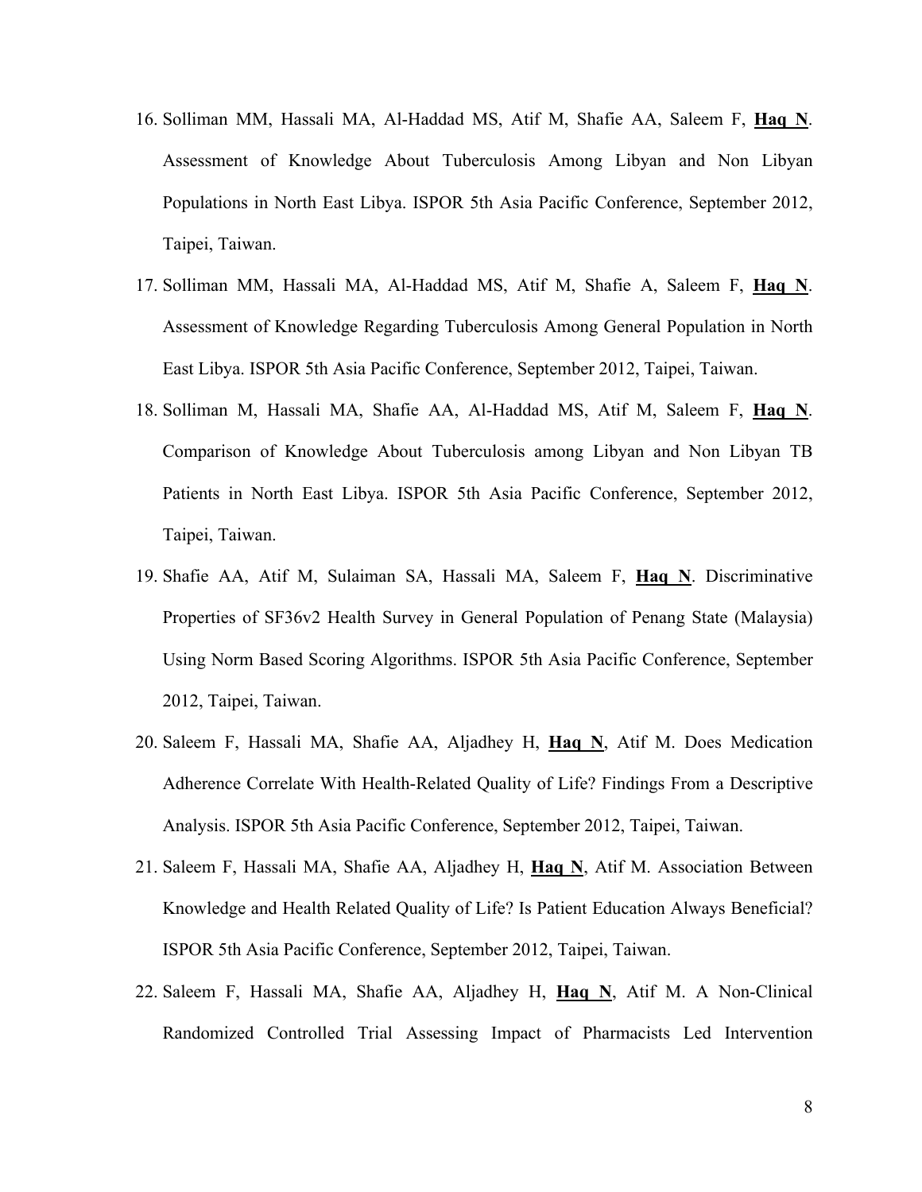16. Solliman MM, Hassali MA, Al-Haddad MS, Atif M, Shafie AA, Saleem F, **Haq N**. Assessment of Knowledge About Tuberculosis Among Libyan and Non Libyan Populations in North East Libya. ISPOR 5th Asia Pacific Conference, September 2012, Taipei, Taiwan.

17. Solliman MM, Hassali MA, Al-Haddad MS, Atif M, Shafie A, Saleem F, **Haq N**. Assessment of Knowledge Regarding Tuberculosis Among General Population in North East Libya. ISPOR 5th Asia Pacific Conference, September 2012, Taipei, Taiwan.

18. Solliman M, Hassali MA, Shafie AA, Al-Haddad MS, Atif M, Saleem F, **Haq N**. Comparison of Knowledge About Tuberculosis among Libyan and Non Libyan TB Patients in North East Libya. ISPOR 5th Asia Pacific Conference, September 2012, Taipei, Taiwan.

19. Shafie AA, Atif M, Sulaiman SA, Hassali MA, Saleem F, **Haq N**. Discriminative Properties of SF36v2 Health Survey in General Population of Penang State (Malaysia) Using Norm Based Scoring Algorithms. ISPOR 5th Asia Pacific Conference, September 2012, Taipei, Taiwan.

20. Saleem F, Hassali MA, Shafie AA, Aljadhey H, **Haq N**, Atif M. Does Medication Adherence Correlate With Health-Related Quality of Life? Findings From a Descriptive Analysis. ISPOR 5th Asia Pacific Conference, September 2012, Taipei, Taiwan.

21. Saleem F, Hassali MA, Shafie AA, Aljadhey H, **Haq N**, Atif M. Association Between Knowledge and Health Related Quality of Life? Is Patient Education Always Beneficial? ISPOR 5th Asia Pacific Conference, September 2012, Taipei, Taiwan.

22. Saleem F, Hassali MA, Shafie AA, Aljadhey H, **Haq N**, Atif M. A Non-Clinical Randomized Controlled Trial Assessing Impact of Pharmacists Led Intervention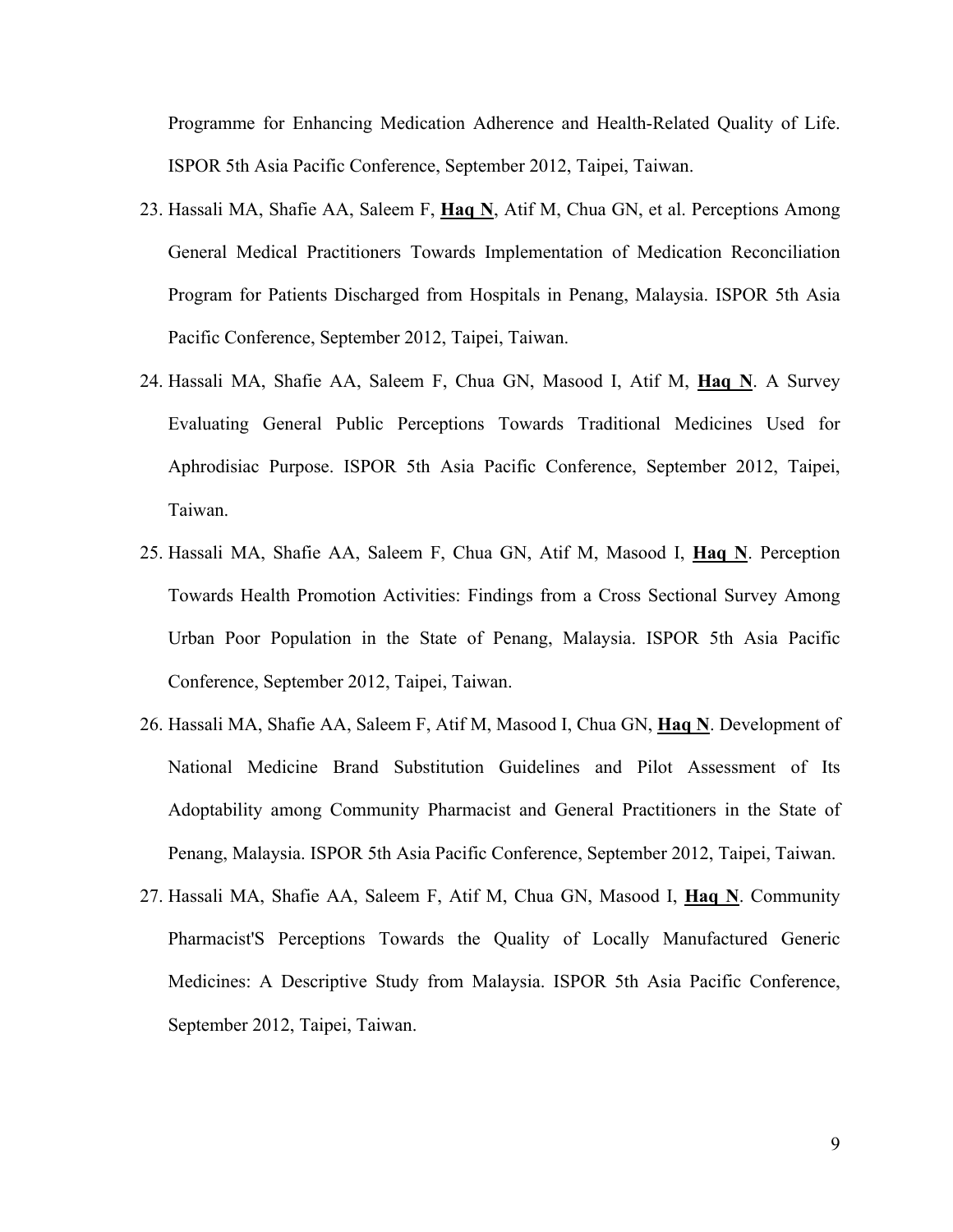Programme for Enhancing Medication Adherence and Health-Related Quality of Life. ISPOR 5th Asia Pacific Conference, September 2012, Taipei, Taiwan.

23. Hassali MA, Shafie AA, Saleem F, **Haq N**, Atif M, Chua GN, et al. Perceptions Among General Medical Practitioners Towards Implementation of Medication Reconciliation Program for Patients Discharged from Hospitals in Penang, Malaysia. ISPOR 5th Asia Pacific Conference, September 2012, Taipei, Taiwan.
24. Hassali MA, Shafie AA, Saleem F, Chua GN, Masood I, Atif M, **Haq N**. A Survey Evaluating General Public Perceptions Towards Traditional Medicines Used for Aphrodisiac Purpose. ISPOR 5th Asia Pacific Conference, September 2012, Taipei, Taiwan.
25. Hassali MA, Shafie AA, Saleem F, Chua GN, Atif M, Masood I, **Haq N**. Perception Towards Health Promotion Activities: Findings from a Cross Sectional Survey Among Urban Poor Population in the State of Penang, Malaysia. ISPOR 5th Asia Pacific Conference, September 2012, Taipei, Taiwan.
26. Hassali MA, Shafie AA, Saleem F, Atif M, Masood I, Chua GN, **Haq N**. Development of National Medicine Brand Substitution Guidelines and Pilot Assessment of Its Adoptability among Community Pharmacist and General Practitioners in the State of Penang, Malaysia. ISPOR 5th Asia Pacific Conference, September 2012, Taipei, Taiwan.
27. Hassali MA, Shafie AA, Saleem F, Atif M, Chua GN, Masood I, **Haq N**. Community Pharmacist'S Perceptions Towards the Quality of Locally Manufactured Generic Medicines: A Descriptive Study from Malaysia. ISPOR 5th Asia Pacific Conference, September 2012, Taipei, Taiwan.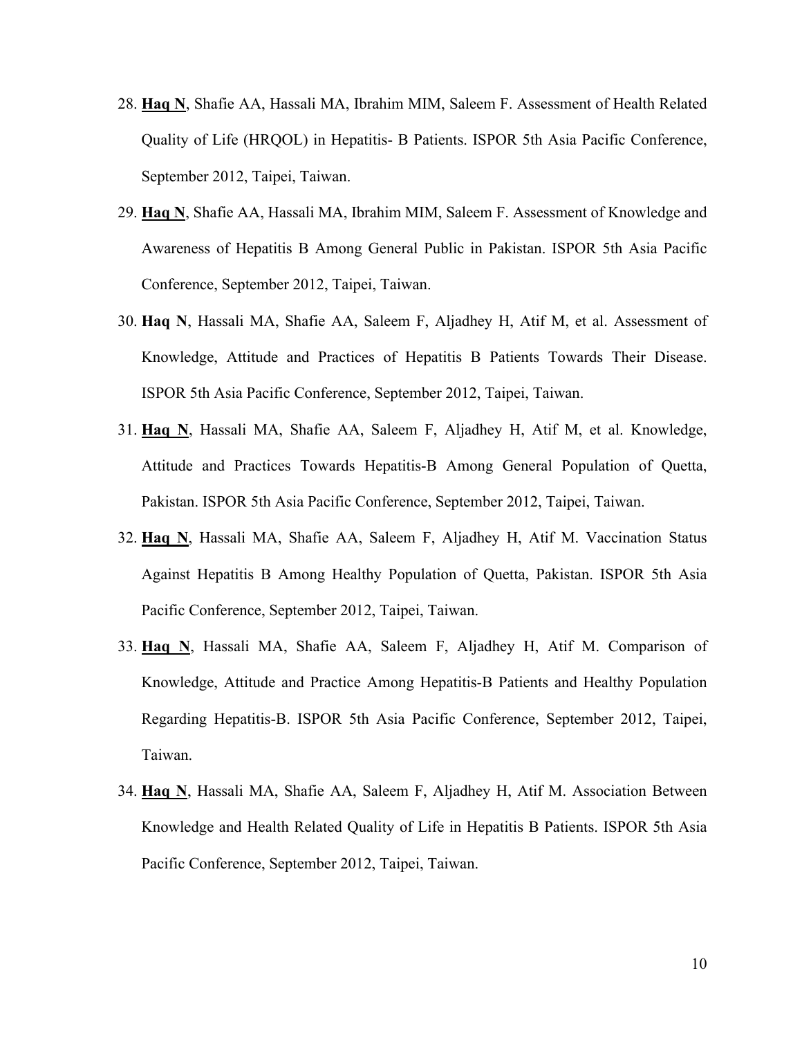28. **Haq N**, Shafie AA, Hassali MA, Ibrahim MIM, Saleem F. Assessment of Health Related Quality of Life (HRQOL) in Hepatitis- B Patients. ISPOR 5th Asia Pacific Conference, September 2012, Taipei, Taiwan.

29. **Haq N**, Shafie AA, Hassali MA, Ibrahim MIM, Saleem F. Assessment of Knowledge and Awareness of Hepatitis B Among General Public in Pakistan. ISPOR 5th Asia Pacific Conference, September 2012, Taipei, Taiwan.

30. **Haq N**, Hassali MA, Shafie AA, Saleem F, Aljadhey H, Atif M, et al. Assessment of Knowledge, Attitude and Practices of Hepatitis B Patients Towards Their Disease. ISPOR 5th Asia Pacific Conference, September 2012, Taipei, Taiwan.

31. **Haq N**, Hassali MA, Shafie AA, Saleem F, Aljadhey H, Atif M, et al. Knowledge, Attitude and Practices Towards Hepatitis-B Among General Population of Quetta, Pakistan. ISPOR 5th Asia Pacific Conference, September 2012, Taipei, Taiwan.

32. **Haq N**, Hassali MA, Shafie AA, Saleem F, Aljadhey H, Atif M. Vaccination Status Against Hepatitis B Among Healthy Population of Quetta, Pakistan. ISPOR 5th Asia Pacific Conference, September 2012, Taipei, Taiwan.

33. **Haq N**, Hassali MA, Shafie AA, Saleem F, Aljadhey H, Atif M. Comparison of Knowledge, Attitude and Practice Among Hepatitis-B Patients and Healthy Population Regarding Hepatitis-B. ISPOR 5th Asia Pacific Conference, September 2012, Taipei, Taiwan.

34. **Haq N**, Hassali MA, Shafie AA, Saleem F, Aljadhey H, Atif M. Association Between Knowledge and Health Related Quality of Life in Hepatitis B Patients. ISPOR 5th Asia Pacific Conference, September 2012, Taipei, Taiwan.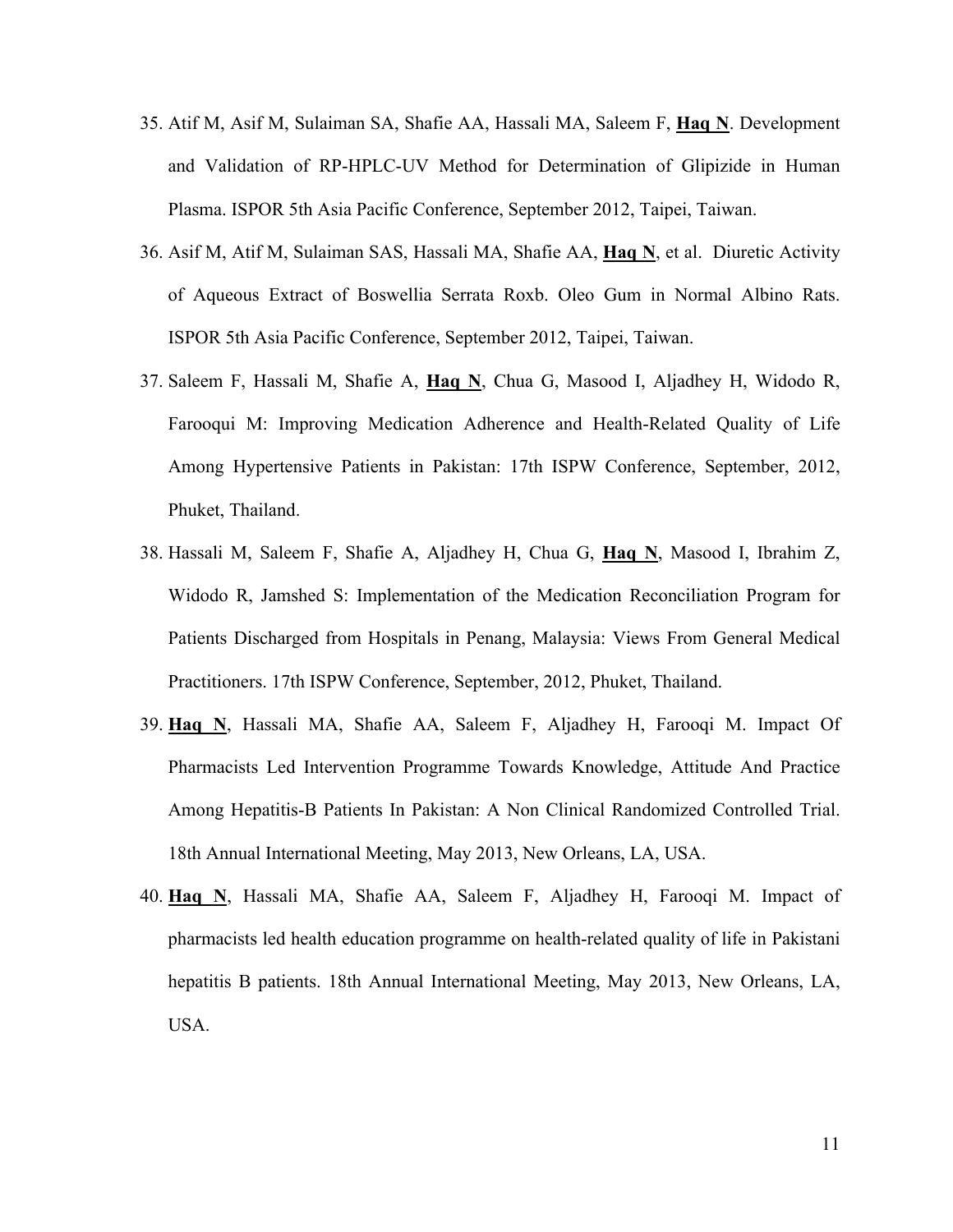35. Atif M, Asif M, Sulaiman SA, Shafie AA, Hassali MA, Saleem F, **Haq N**. Development and Validation of RP-HPLC-UV Method for Determination of Glipizide in Human Plasma. ISPOR 5th Asia Pacific Conference, September 2012, Taipei, Taiwan.

36. Asif M, Atif M, Sulaiman SAS, Hassali MA, Shafie AA, **Haq N**, et al. Diuretic Activity of Aqueous Extract of Boswellia Serrata Roxb. Oleo Gum in Normal Albino Rats. ISPOR 5th Asia Pacific Conference, September 2012, Taipei, Taiwan.

37. Saleem F, Hassali M, Shafie A, **Haq N**, Chua G, Masood I, Aljadhey H, Widodo R, Farooqui M: Improving Medication Adherence and Health-Related Quality of Life Among Hypertensive Patients in Pakistan: 17th ISPW Conference, September, 2012, Phuket, Thailand.

38. Hassali M, Saleem F, Shafie A, Aljadhey H, Chua G, **Haq N**, Masood I, Ibrahim Z, Widodo R, Jamshed S: Implementation of the Medication Reconciliation Program for Patients Discharged from Hospitals in Penang, Malaysia: Views From General Medical Practitioners. 17th ISPW Conference, September, 2012, Phuket, Thailand.

39. **Haq N**, Hassali MA, Shafie AA, Saleem F, Aljadhey H, Farooqi M. Impact Of Pharmacists Led Intervention Programme Towards Knowledge, Attitude And Practice Among Hepatitis-B Patients In Pakistan: A Non Clinical Randomized Controlled Trial. 18th Annual International Meeting, May 2013, New Orleans, LA, USA.

40. **Haq N**, Hassali MA, Shafie AA, Saleem F, Aljadhey H, Farooqi M. Impact of pharmacists led health education programme on health-related quality of life in Pakistani hepatitis B patients. 18th Annual International Meeting, May 2013, New Orleans, LA, USA.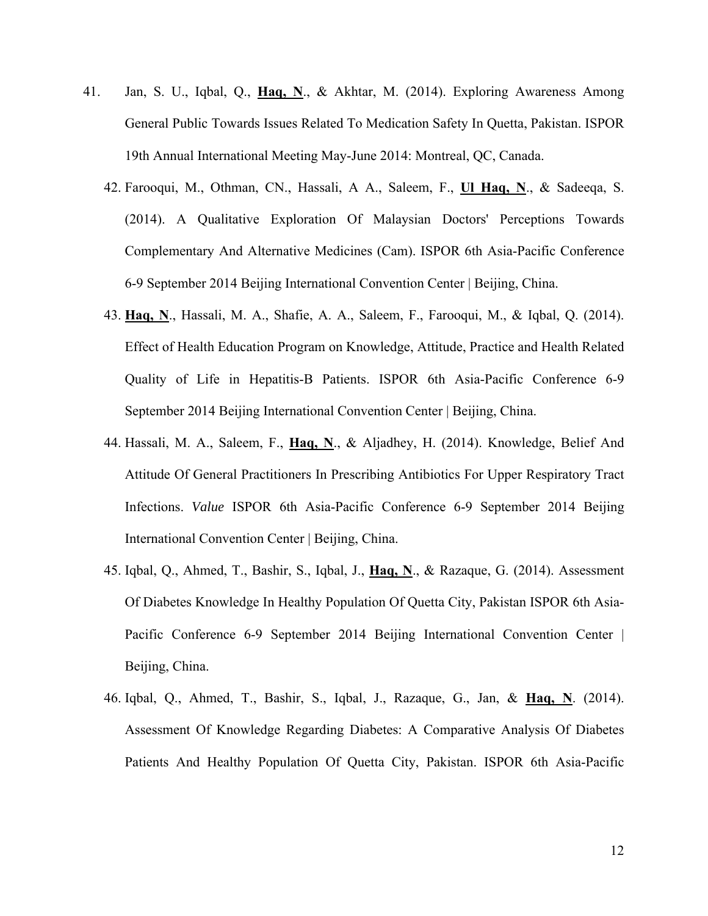41. Jan, S. U., Iqbal, Q., **Haq, N**., & Akhtar, M. (2014). Exploring Awareness Among General Public Towards Issues Related To Medication Safety In Quetta, Pakistan. ISPOR 19th Annual International Meeting May-June 2014: Montreal, QC, Canada.

42. Farooqui, M., Othman, CN., Hassali, A A., Saleem, F., **Ul Haq, N**., & Sadeeqa, S. (2014). A Qualitative Exploration Of Malaysian Doctors' Perceptions Towards Complementary And Alternative Medicines (Cam). ISPOR 6th Asia-Pacific Conference 6-9 September 2014 Beijing International Convention Center | Beijing, China.

43. **Haq, N**., Hassali, M. A., Shafie, A. A., Saleem, F., Farooqui, M., & Iqbal, Q. (2014). Effect of Health Education Program on Knowledge, Attitude, Practice and Health Related Quality of Life in Hepatitis-B Patients. ISPOR 6th Asia-Pacific Conference 6-9 September 2014 Beijing International Convention Center | Beijing, China.

44. Hassali, M. A., Saleem, F., **Haq, N**., & Aljadhey, H. (2014). Knowledge, Belief And Attitude Of General Practitioners In Prescribing Antibiotics For Upper Respiratory Tract Infections. *Value* ISPOR 6th Asia-Pacific Conference 6-9 September 2014 Beijing International Convention Center | Beijing, China.

45. Iqbal, Q., Ahmed, T., Bashir, S., Iqbal, J., **Haq, N**., & Razaque, G. (2014). Assessment Of Diabetes Knowledge In Healthy Population Of Quetta City, Pakistan ISPOR 6th Asia-Pacific Conference 6-9 September 2014 Beijing International Convention Center | Beijing, China.

46. Iqbal, Q., Ahmed, T., Bashir, S., Iqbal, J., Razaque, G., Jan, & **Haq, N**. (2014). Assessment Of Knowledge Regarding Diabetes: A Comparative Analysis Of Diabetes Patients And Healthy Population Of Quetta City, Pakistan. ISPOR 6th Asia-Pacific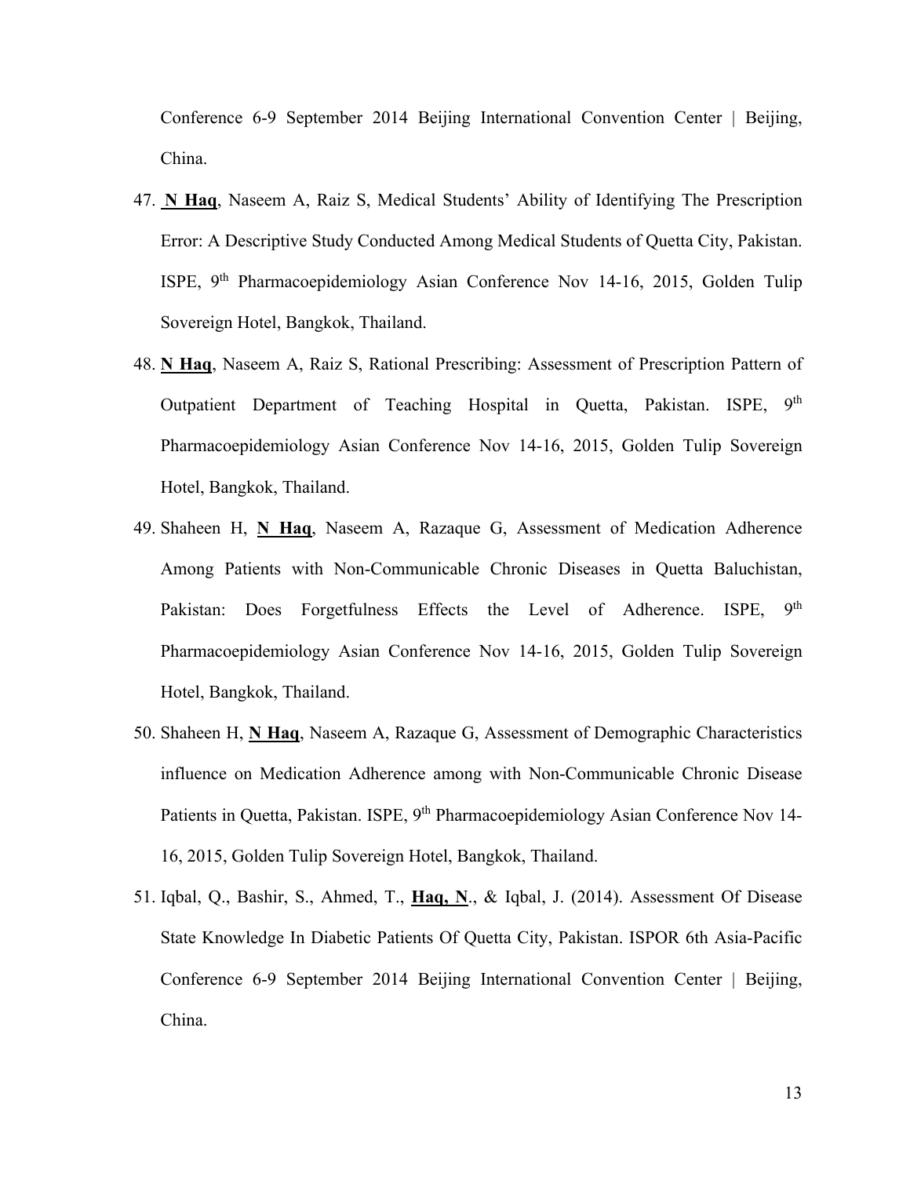Conference 6-9 September 2014 Beijing International Convention Center | Beijing, China.

47. **N Haq**, Naseem A, Raiz S, Medical Students' Ability of Identifying The Prescription Error: A Descriptive Study Conducted Among Medical Students of Quetta City, Pakistan. ISPE, 9th Pharmacoepidemiology Asian Conference Nov 14-16, 2015, Golden Tulip Sovereign Hotel, Bangkok, Thailand.
48. **N Haq**, Naseem A, Raiz S, Rational Prescribing: Assessment of Prescription Pattern of Outpatient Department of Teaching Hospital in Quetta, Pakistan. ISPE, 9th Pharmacoepidemiology Asian Conference Nov 14-16, 2015, Golden Tulip Sovereign Hotel, Bangkok, Thailand.
49. Shaheen H, **N Haq**, Naseem A, Razaque G, Assessment of Medication Adherence Among Patients with Non-Communicable Chronic Diseases in Quetta Baluchistan, Pakistan: Does Forgetfulness Effects the Level of Adherence. ISPE, 9th Pharmacoepidemiology Asian Conference Nov 14-16, 2015, Golden Tulip Sovereign Hotel, Bangkok, Thailand.
50. Shaheen H, **N Haq**, Naseem A, Razaque G, Assessment of Demographic Characteristics influence on Medication Adherence among with Non-Communicable Chronic Disease Patients in Quetta, Pakistan. ISPE, 9th Pharmacoepidemiology Asian Conference Nov 14-16, 2015, Golden Tulip Sovereign Hotel, Bangkok, Thailand.
51. Iqbal, Q., Bashir, S., Ahmed, T., **Haq, N**., & Iqbal, J. (2014). Assessment Of Disease State Knowledge In Diabetic Patients Of Quetta City, Pakistan. ISPOR 6th Asia-Pacific Conference 6-9 September 2014 Beijing International Convention Center | Beijing, China.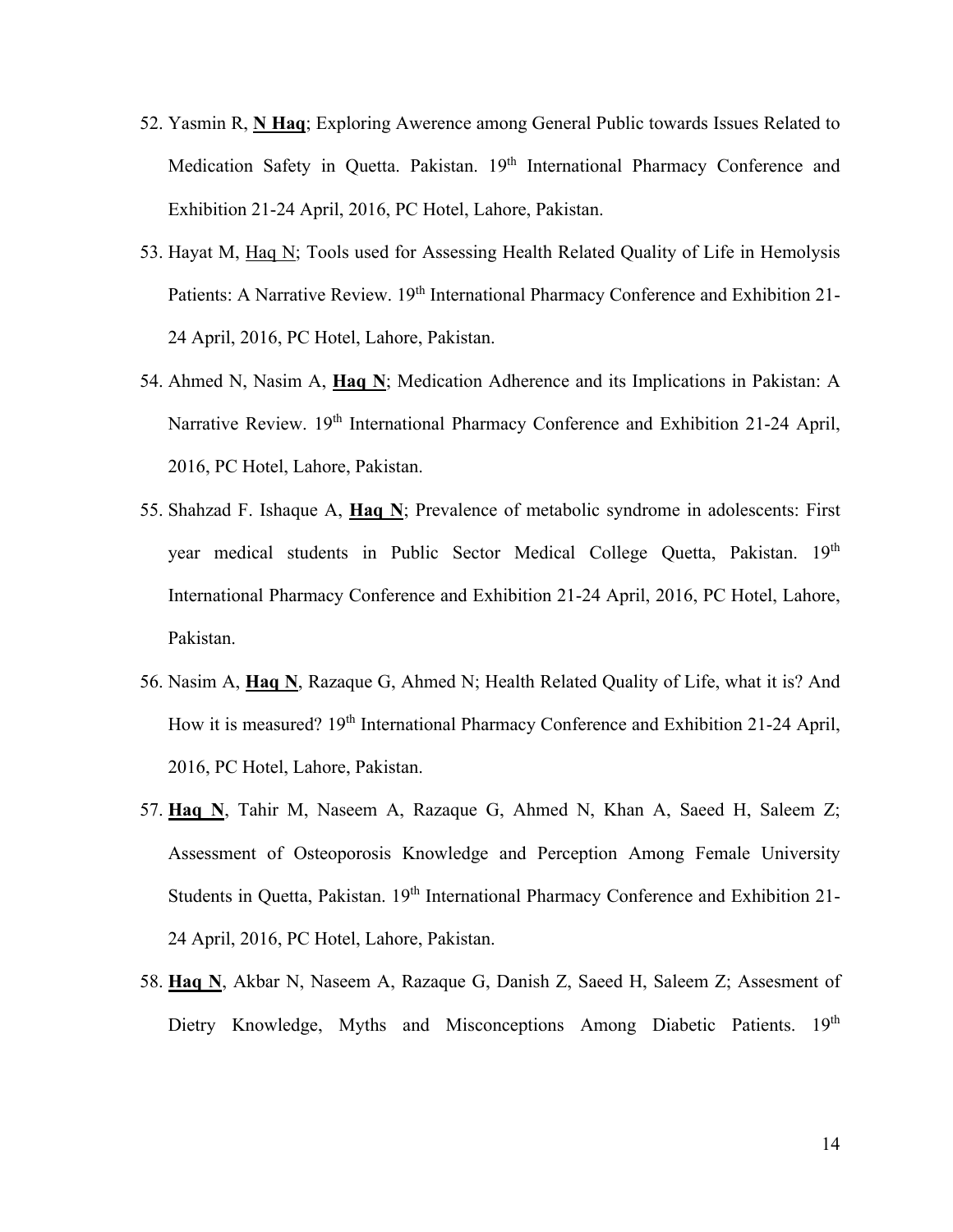52. Yasmin R, <u>**N Haq**</u>; Exploring Awerence among General Public towards Issues Related to Medication Safety in Quetta. Pakistan. 19th International Pharmacy Conference and Exhibition 21-24 April, 2016, PC Hotel, Lahore, Pakistan.

53. Hayat M, <u>Haq N</u>; Tools used for Assessing Health Related Quality of Life in Hemolysis Patients: A Narrative Review. 19th International Pharmacy Conference and Exhibition 21-24 April, 2016, PC Hotel, Lahore, Pakistan.

54. Ahmed N, Nasim A, <u>**Haq N**</u>; Medication Adherence and its Implications in Pakistan: A Narrative Review. 19th International Pharmacy Conference and Exhibition 21-24 April, 2016, PC Hotel, Lahore, Pakistan.

55. Shahzad F. Ishaque A, <u>**Haq N**</u>; Prevalence of metabolic syndrome in adolescents: First year medical students in Public Sector Medical College Quetta, Pakistan. 19th International Pharmacy Conference and Exhibition 21-24 April, 2016, PC Hotel, Lahore, Pakistan.

56. Nasim A, <u>**Haq N**</u>, Razaque G, Ahmed N; Health Related Quality of Life, what it is? And How it is measured? 19th International Pharmacy Conference and Exhibition 21-24 April, 2016, PC Hotel, Lahore, Pakistan.

57. <u>**Haq N**</u>, Tahir M, Naseem A, Razaque G, Ahmed N, Khan A, Saeed H, Saleem Z; Assessment of Osteoporosis Knowledge and Perception Among Female University Students in Quetta, Pakistan. 19th International Pharmacy Conference and Exhibition 21-24 April, 2016, PC Hotel, Lahore, Pakistan.

58. <u>**Haq N**</u>, Akbar N, Naseem A, Razaque G, Danish Z, Saeed H, Saleem Z; Assesment of Dietry Knowledge, Myths and Misconceptions Among Diabetic Patients. 19th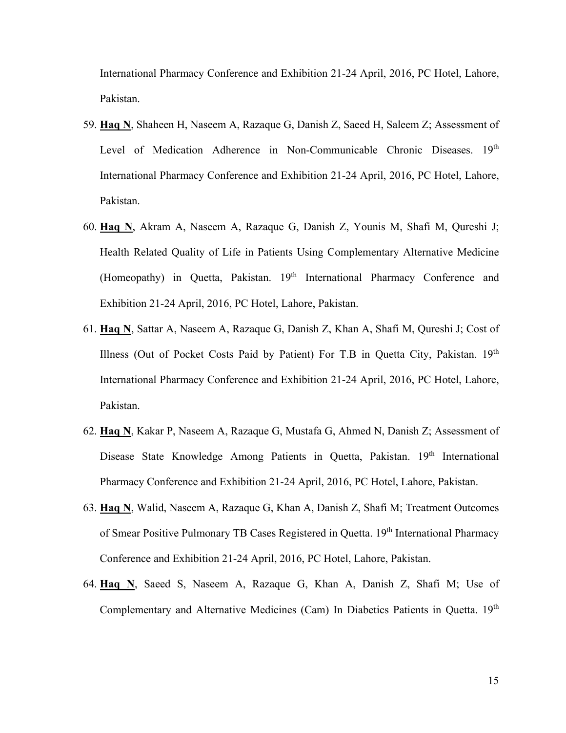International Pharmacy Conference and Exhibition 21-24 April, 2016, PC Hotel, Lahore, Pakistan.

59. **<u>Haq N</u>**, Shaheen H, Naseem A, Razaque G, Danish Z, Saeed H, Saleem Z; Assessment of Level of Medication Adherence in Non-Communicable Chronic Diseases. 19th International Pharmacy Conference and Exhibition 21-24 April, 2016, PC Hotel, Lahore, Pakistan.

60. **<u>Haq N</u>**, Akram A, Naseem A, Razaque G, Danish Z, Younis M, Shafi M, Qureshi J; Health Related Quality of Life in Patients Using Complementary Alternative Medicine (Homeopathy) in Quetta, Pakistan. 19th International Pharmacy Conference and Exhibition 21-24 April, 2016, PC Hotel, Lahore, Pakistan.

61. **<u>Haq N</u>**, Sattar A, Naseem A, Razaque G, Danish Z, Khan A, Shafi M, Qureshi J; Cost of Illness (Out of Pocket Costs Paid by Patient) For T.B in Quetta City, Pakistan. 19th International Pharmacy Conference and Exhibition 21-24 April, 2016, PC Hotel, Lahore, Pakistan.

62. **<u>Haq N</u>**, Kakar P, Naseem A, Razaque G, Mustafa G, Ahmed N, Danish Z; Assessment of Disease State Knowledge Among Patients in Quetta, Pakistan. 19th International Pharmacy Conference and Exhibition 21-24 April, 2016, PC Hotel, Lahore, Pakistan.

63. **<u>Haq N</u>**, Walid, Naseem A, Razaque G, Khan A, Danish Z, Shafi M; Treatment Outcomes of Smear Positive Pulmonary TB Cases Registered in Quetta. 19th International Pharmacy Conference and Exhibition 21-24 April, 2016, PC Hotel, Lahore, Pakistan.

64. **<u>Haq N</u>**, Saeed S, Naseem A, Razaque G, Khan A, Danish Z, Shafi M; Use of Complementary and Alternative Medicines (Cam) In Diabetics Patients in Quetta. 19th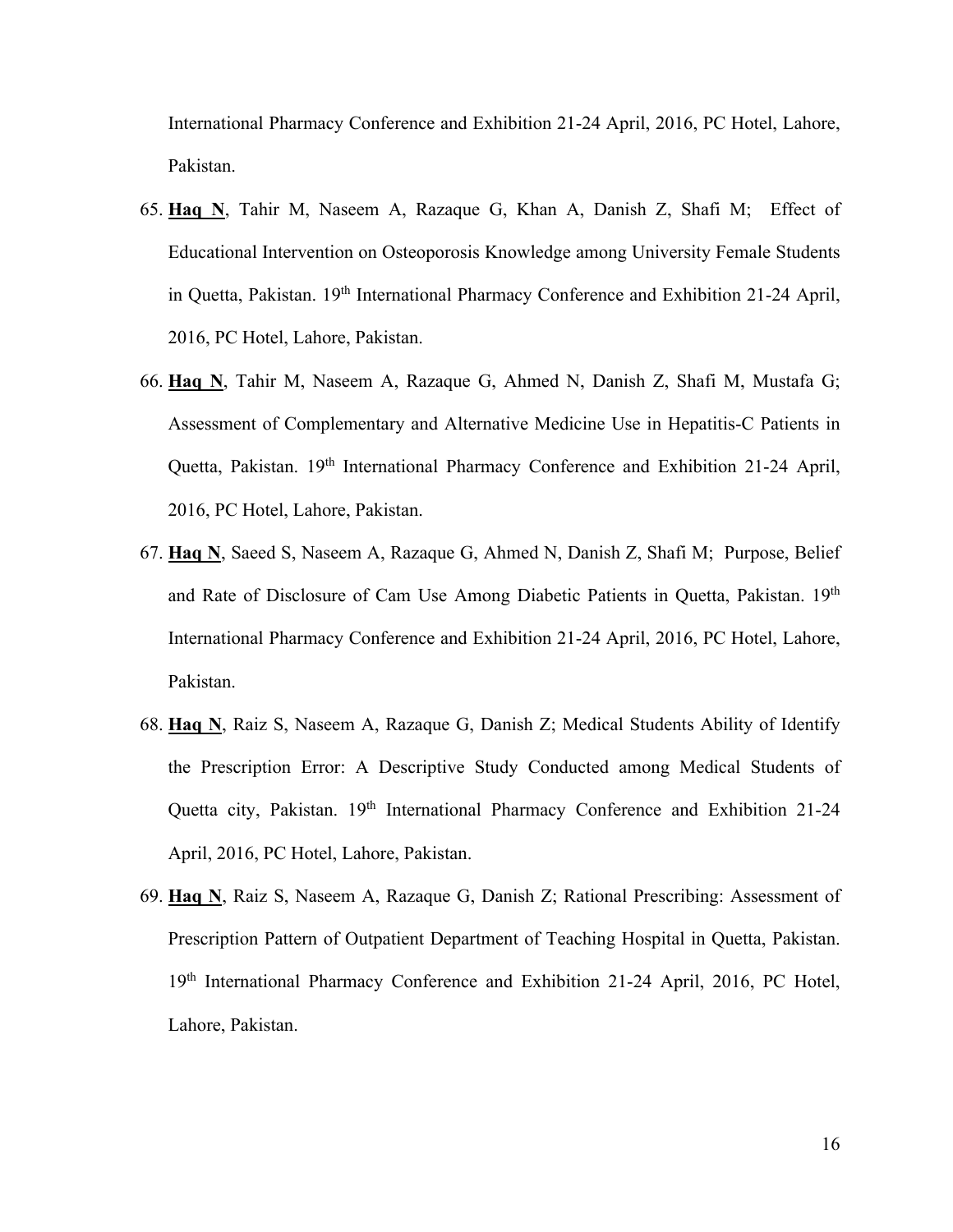International Pharmacy Conference and Exhibition 21-24 April, 2016, PC Hotel, Lahore, Pakistan.

65. **<u>Haq N</u>**, Tahir M, Naseem A, Razaque G, Khan A, Danish Z, Shafi M; Effect of Educational Intervention on Osteoporosis Knowledge among University Female Students in Quetta, Pakistan. 19th International Pharmacy Conference and Exhibition 21-24 April, 2016, PC Hotel, Lahore, Pakistan.

66. **<u>Haq N</u>**, Tahir M, Naseem A, Razaque G, Ahmed N, Danish Z, Shafi M, Mustafa G; Assessment of Complementary and Alternative Medicine Use in Hepatitis-C Patients in Quetta, Pakistan. 19th International Pharmacy Conference and Exhibition 21-24 April, 2016, PC Hotel, Lahore, Pakistan.

67. **<u>Haq N</u>**, Saeed S, Naseem A, Razaque G, Ahmed N, Danish Z, Shafi M; Purpose, Belief and Rate of Disclosure of Cam Use Among Diabetic Patients in Quetta, Pakistan. 19th International Pharmacy Conference and Exhibition 21-24 April, 2016, PC Hotel, Lahore, Pakistan.

68. **<u>Haq N</u>**, Raiz S, Naseem A, Razaque G, Danish Z; Medical Students Ability of Identify the Prescription Error: A Descriptive Study Conducted among Medical Students of Quetta city, Pakistan. 19th International Pharmacy Conference and Exhibition 21-24 April, 2016, PC Hotel, Lahore, Pakistan.

69. **<u>Haq N</u>**, Raiz S, Naseem A, Razaque G, Danish Z; Rational Prescribing: Assessment of Prescription Pattern of Outpatient Department of Teaching Hospital in Quetta, Pakistan. 19th International Pharmacy Conference and Exhibition 21-24 April, 2016, PC Hotel, Lahore, Pakistan.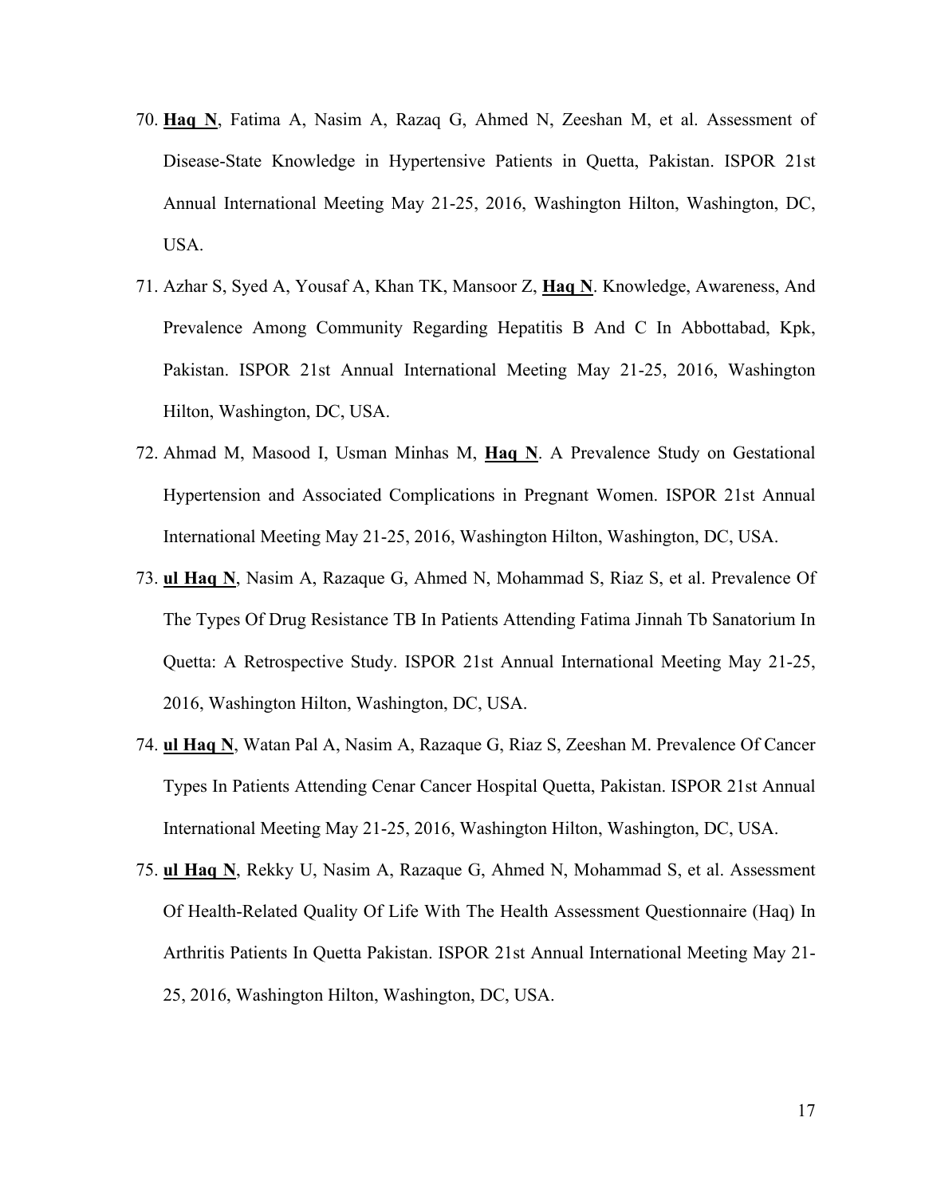70. **Haq N**, Fatima A, Nasim A, Razaq G, Ahmed N, Zeeshan M, et al. Assessment of Disease-State Knowledge in Hypertensive Patients in Quetta, Pakistan. ISPOR 21st Annual International Meeting May 21-25, 2016, Washington Hilton, Washington, DC, USA.

71. Azhar S, Syed A, Yousaf A, Khan TK, Mansoor Z, **Haq N**. Knowledge, Awareness, And Prevalence Among Community Regarding Hepatitis B And C In Abbottabad, Kpk, Pakistan. ISPOR 21st Annual International Meeting May 21-25, 2016, Washington Hilton, Washington, DC, USA.

72. Ahmad M, Masood I, Usman Minhas M, **Haq N**. A Prevalence Study on Gestational Hypertension and Associated Complications in Pregnant Women. ISPOR 21st Annual International Meeting May 21-25, 2016, Washington Hilton, Washington, DC, USA.

73. **ul Haq N**, Nasim A, Razaque G, Ahmed N, Mohammad S, Riaz S, et al. Prevalence Of The Types Of Drug Resistance TB In Patients Attending Fatima Jinnah Tb Sanatorium In Quetta: A Retrospective Study. ISPOR 21st Annual International Meeting May 21-25, 2016, Washington Hilton, Washington, DC, USA.

74. **ul Haq N**, Watan Pal A, Nasim A, Razaque G, Riaz S, Zeeshan M. Prevalence Of Cancer Types In Patients Attending Cenar Cancer Hospital Quetta, Pakistan. ISPOR 21st Annual International Meeting May 21-25, 2016, Washington Hilton, Washington, DC, USA.

75. **ul Haq N**, Rekky U, Nasim A, Razaque G, Ahmed N, Mohammad S, et al. Assessment Of Health-Related Quality Of Life With The Health Assessment Questionnaire (Haq) In Arthritis Patients In Quetta Pakistan. ISPOR 21st Annual International Meeting May 21-25, 2016, Washington Hilton, Washington, DC, USA.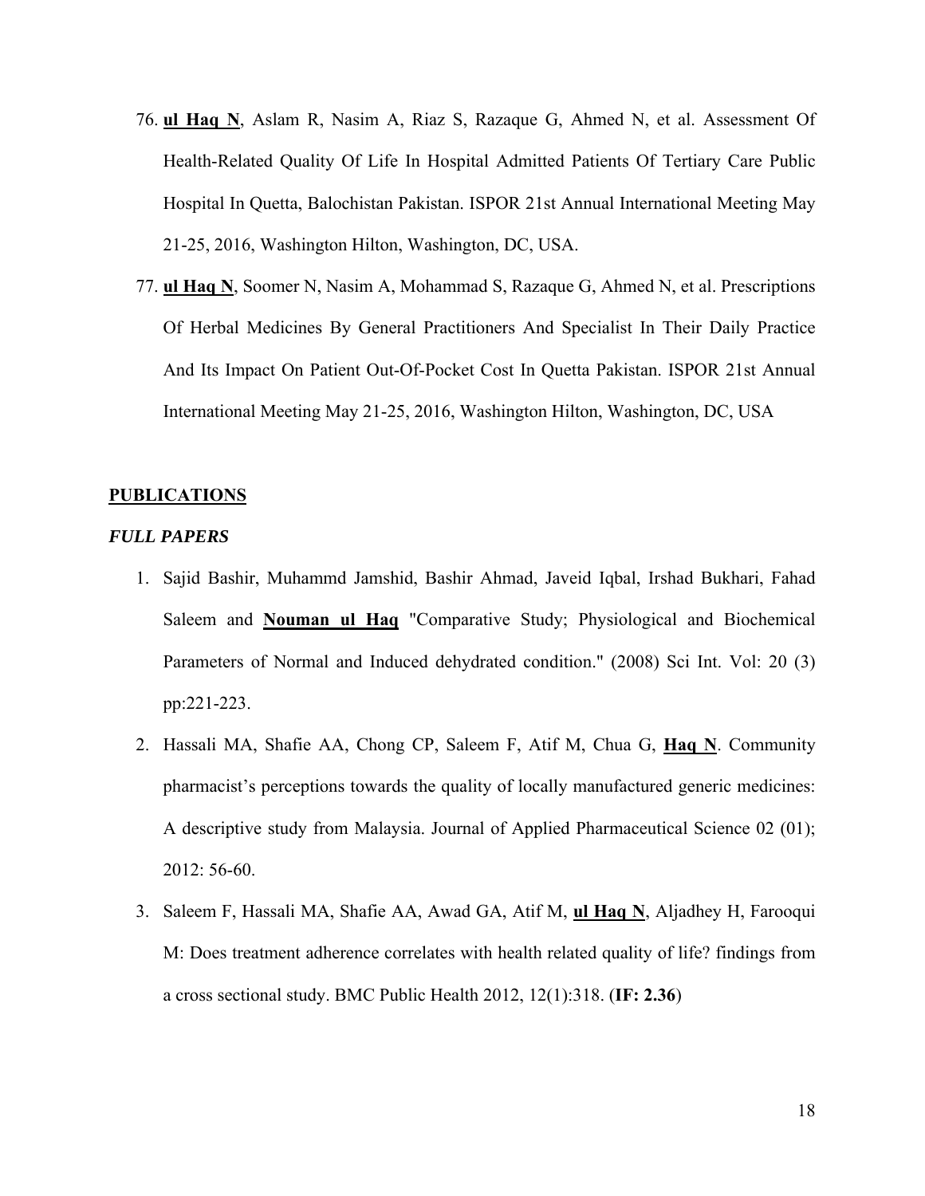76. **ul Haq N**, Aslam R, Nasim A, Riaz S, Razaque G, Ahmed N, et al. Assessment Of Health-Related Quality Of Life In Hospital Admitted Patients Of Tertiary Care Public Hospital In Quetta, Balochistan Pakistan. ISPOR 21st Annual International Meeting May 21-25, 2016, Washington Hilton, Washington, DC, USA.

77. **ul Haq N**, Soomer N, Nasim A, Mohammad S, Razaque G, Ahmed N, et al. Prescriptions Of Herbal Medicines By General Practitioners And Specialist In Their Daily Practice And Its Impact On Patient Out-Of-Pocket Cost In Quetta Pakistan. ISPOR 21st Annual International Meeting May 21-25, 2016, Washington Hilton, Washington, DC, USA

## PUBLICATIONS

### *FULL PAPERS*

1. Sajid Bashir, Muhammd Jamshid, Bashir Ahmad, Javeid Iqbal, Irshad Bukhari, Fahad Saleem and **Nouman ul Haq** "Comparative Study; Physiological and Biochemical Parameters of Normal and Induced dehydrated condition." (2008) Sci Int. Vol: 20 (3) pp:221-223.

2. Hassali MA, Shafie AA, Chong CP, Saleem F, Atif M, Chua G, **Haq N**. Community pharmacist's perceptions towards the quality of locally manufactured generic medicines: A descriptive study from Malaysia. Journal of Applied Pharmaceutical Science 02 (01); 2012: 56-60.

3. Saleem F, Hassali MA, Shafie AA, Awad GA, Atif M, **ul Haq N**, Aljadhey H, Farooqui M: Does treatment adherence correlates with health related quality of life? findings from a cross sectional study. BMC Public Health 2012, 12(1):318. (**IF: 2.36**)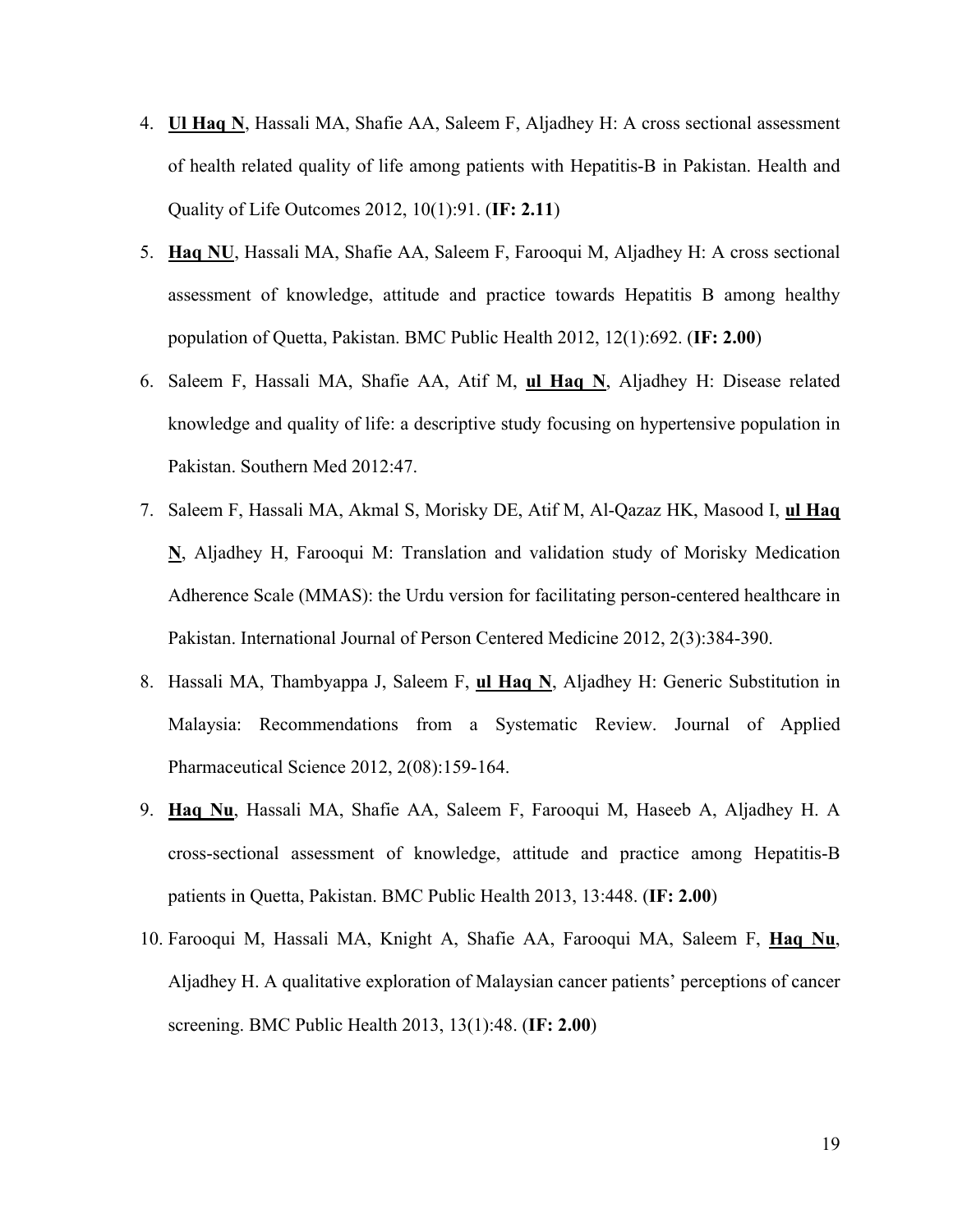4. **<u>Ul Haq N</u>**, Hassali MA, Shafie AA, Saleem F, Aljadhey H: A cross sectional assessment of health related quality of life among patients with Hepatitis-B in Pakistan. Health and Quality of Life Outcomes 2012, 10(1):91. (**IF: 2.11**)
5. **<u>Haq NU</u>**, Hassali MA, Shafie AA, Saleem F, Farooqui M, Aljadhey H: A cross sectional assessment of knowledge, attitude and practice towards Hepatitis B among healthy population of Quetta, Pakistan. BMC Public Health 2012, 12(1):692. (**IF: 2.00**)
6. Saleem F, Hassali MA, Shafie AA, Atif M, **<u>ul Haq N</u>**, Aljadhey H: Disease related knowledge and quality of life: a descriptive study focusing on hypertensive population in Pakistan. Southern Med 2012:47.
7. Saleem F, Hassali MA, Akmal S, Morisky DE, Atif M, Al-Qazaz HK, Masood I, **<u>ul Haq N</u>**, Aljadhey H, Farooqui M: Translation and validation study of Morisky Medication Adherence Scale (MMAS): the Urdu version for facilitating person-centered healthcare in Pakistan. International Journal of Person Centered Medicine 2012, 2(3):384-390.
8. Hassali MA, Thambyappa J, Saleem F, **<u>ul Haq N</u>**, Aljadhey H: Generic Substitution in Malaysia: Recommendations from a Systematic Review. Journal of Applied Pharmaceutical Science 2012, 2(08):159-164.
9. **<u>Haq Nu</u>**, Hassali MA, Shafie AA, Saleem F, Farooqui M, Haseeb A, Aljadhey H. A cross-sectional assessment of knowledge, attitude and practice among Hepatitis-B patients in Quetta, Pakistan. BMC Public Health 2013, 13:448. (**IF: 2.00**)
10. Farooqui M, Hassali MA, Knight A, Shafie AA, Farooqui MA, Saleem F, **<u>Haq Nu</u>**, Aljadhey H. A qualitative exploration of Malaysian cancer patients' perceptions of cancer screening. BMC Public Health 2013, 13(1):48. (**IF: 2.00**)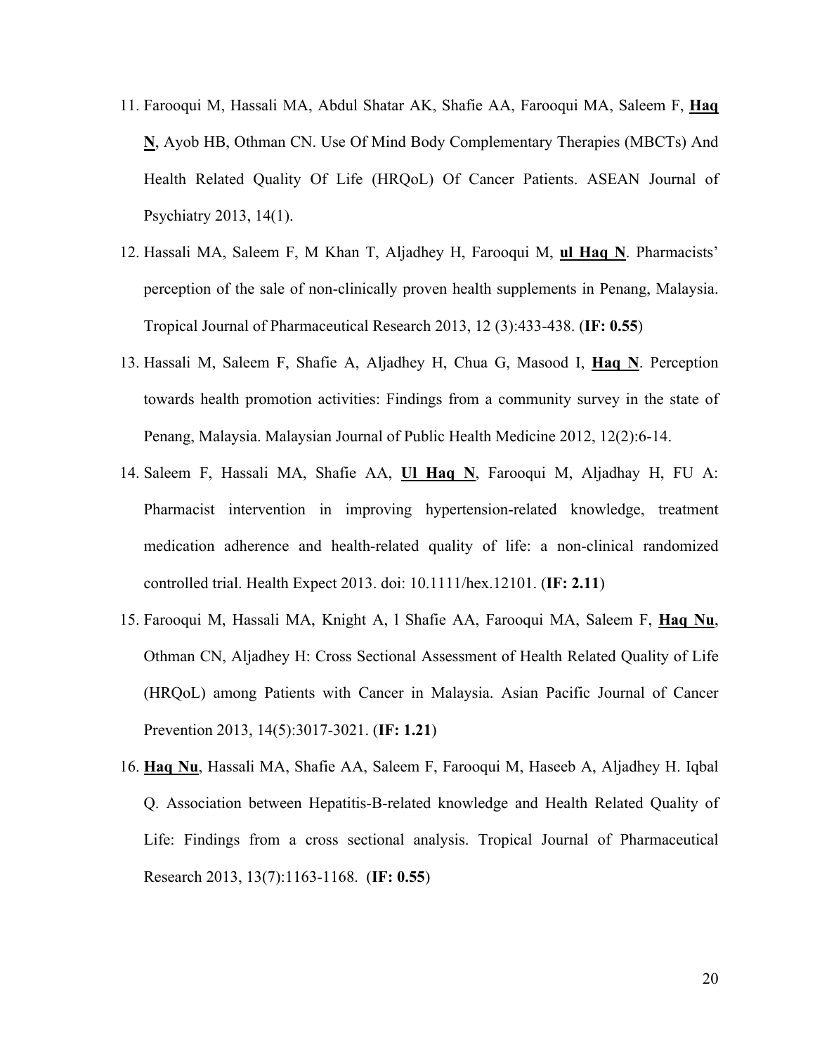11. Farooqui M, Hassali MA, Abdul Shatar AK, Shafie AA, Farooqui MA, Saleem F, **<u>Haq N</u>**, Ayob HB, Othman CN. Use Of Mind Body Complementary Therapies (MBCTs) And Health Related Quality Of Life (HRQoL) Of Cancer Patients. ASEAN Journal of Psychiatry 2013, 14(1).
12. Hassali MA, Saleem F, M Khan T, Aljadhey H, Farooqui M, **<u>ul Haq N</u>**. Pharmacists' perception of the sale of non-clinically proven health supplements in Penang, Malaysia. Tropical Journal of Pharmaceutical Research 2013, 12 (3):433-438. (**IF: 0.55**)
13. Hassali M, Saleem F, Shafie A, Aljadhey H, Chua G, Masood I, **<u>Haq N</u>**. Perception towards health promotion activities: Findings from a community survey in the state of Penang, Malaysia. Malaysian Journal of Public Health Medicine 2012, 12(2):6-14.
14. Saleem F, Hassali MA, Shafie AA, **<u>Ul Haq N</u>**, Farooqui M, Aljadhay H, FU A: Pharmacist intervention in improving hypertension-related knowledge, treatment medication adherence and health-related quality of life: a non-clinical randomized controlled trial. Health Expect 2013. doi: 10.1111/hex.12101. (**IF: 2.11**)
15. Farooqui M, Hassali MA, Knight A, l Shafie AA, Farooqui MA, Saleem F, **<u>Haq Nu</u>**, Othman CN, Aljadhey H: Cross Sectional Assessment of Health Related Quality of Life (HRQoL) among Patients with Cancer in Malaysia. Asian Pacific Journal of Cancer Prevention 2013, 14(5):3017-3021. (**IF: 1.21**)
16. **<u>Haq Nu</u>**, Hassali MA, Shafie AA, Saleem F, Farooqui M, Haseeb A, Aljadhey H. Iqbal Q. Association between Hepatitis-B-related knowledge and Health Related Quality of Life: Findings from a cross sectional analysis. Tropical Journal of Pharmaceutical Research 2013, 13(7):1163-1168. (**IF: 0.55**)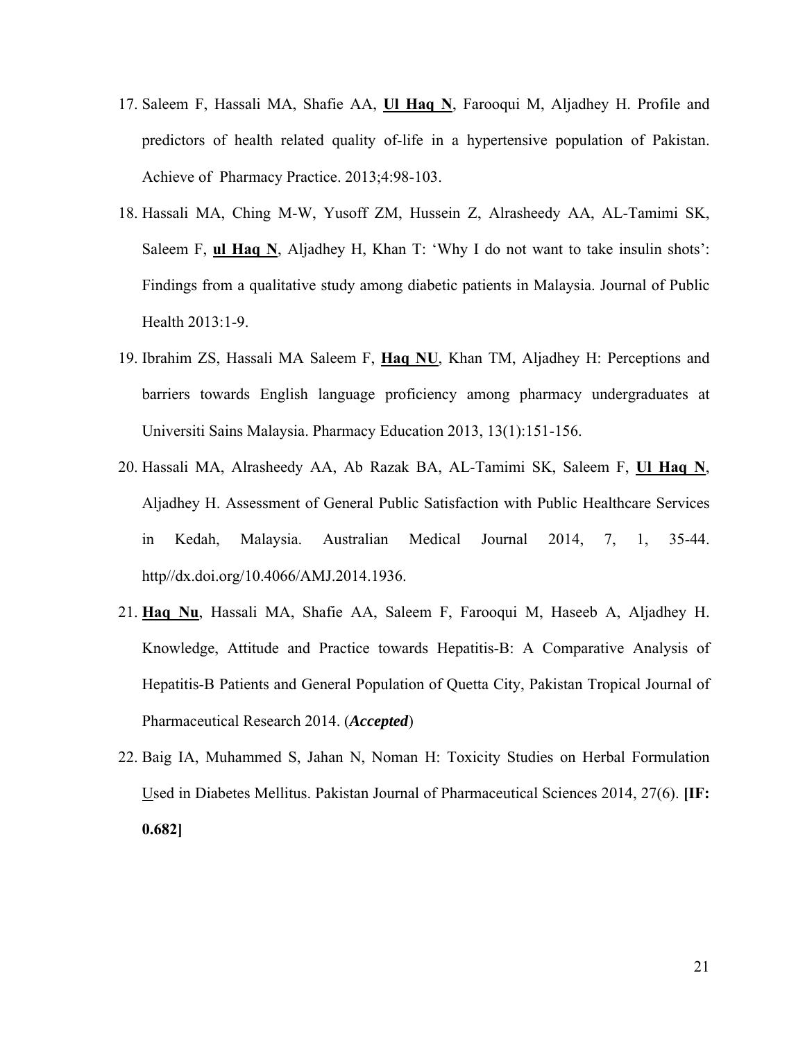17. Saleem F, Hassali MA, Shafie AA, **Ul Haq N**, Farooqui M, Aljadhey H. Profile and predictors of health related quality of-life in a hypertensive population of Pakistan. Achieve of Pharmacy Practice. 2013;4:98-103.
18. Hassali MA, Ching M-W, Yusoff ZM, Hussein Z, Alrasheedy AA, AL-Tamimi SK, Saleem F, **ul Haq N**, Aljadhey H, Khan T: 'Why I do not want to take insulin shots': Findings from a qualitative study among diabetic patients in Malaysia. Journal of Public Health 2013:1-9.
19. Ibrahim ZS, Hassali MA Saleem F, **Haq NU**, Khan TM, Aljadhey H: Perceptions and barriers towards English language proficiency among pharmacy undergraduates at Universiti Sains Malaysia. Pharmacy Education 2013, 13(1):151-156.
20. Hassali MA, Alrasheedy AA, Ab Razak BA, AL-Tamimi SK, Saleem F, **Ul Haq N**, Aljadhey H. Assessment of General Public Satisfaction with Public Healthcare Services in Kedah, Malaysia. Australian Medical Journal 2014, 7, 1, 35-44. http//dx.doi.org/10.4066/AMJ.2014.1936.
21. **Haq Nu**, Hassali MA, Shafie AA, Saleem F, Farooqui M, Haseeb A, Aljadhey H. Knowledge, Attitude and Practice towards Hepatitis-B: A Comparative Analysis of Hepatitis-B Patients and General Population of Quetta City, Pakistan Tropical Journal of Pharmaceutical Research 2014. (***Accepted***)
22. Baig IA, Muhammed S, Jahan N, Noman H: Toxicity Studies on Herbal Formulation Used in Diabetes Mellitus. Pakistan Journal of Pharmaceutical Sciences 2014, 27(6). **[IF: 0.682]**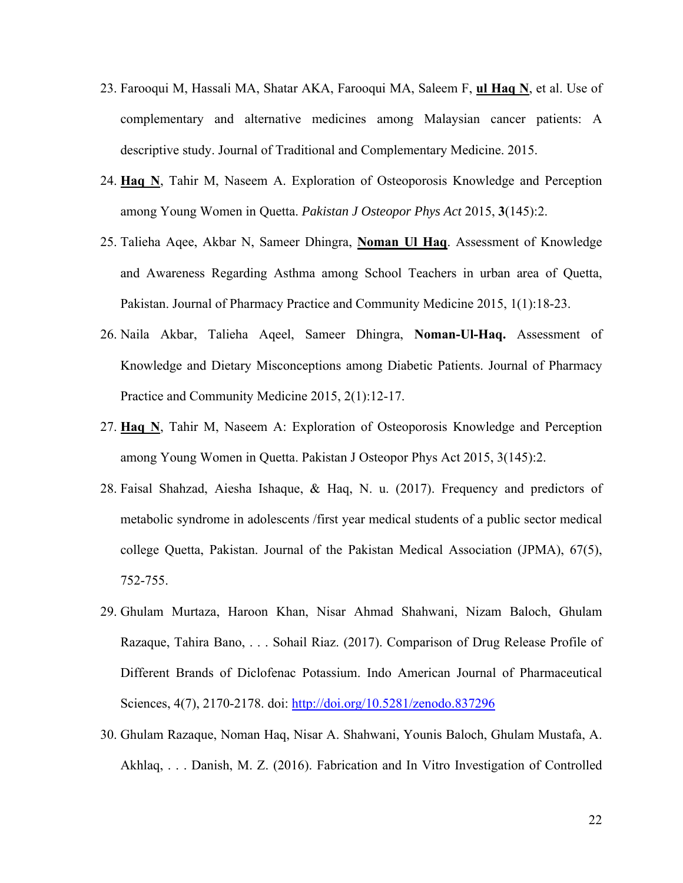23. Farooqui M, Hassali MA, Shatar AKA, Farooqui MA, Saleem F, **ul Haq N**, et al. Use of complementary and alternative medicines among Malaysian cancer patients: A descriptive study. Journal of Traditional and Complementary Medicine. 2015.
24. **Haq N**, Tahir M, Naseem A. Exploration of Osteoporosis Knowledge and Perception among Young Women in Quetta. *Pakistan J Osteopor Phys Act* 2015, **3**(145):2.
25. Talieha Aqee, Akbar N, Sameer Dhingra, **Noman Ul Haq**. Assessment of Knowledge and Awareness Regarding Asthma among School Teachers in urban area of Quetta, Pakistan. Journal of Pharmacy Practice and Community Medicine 2015, 1(1):18-23.
26. Naila Akbar, Talieha Aqeel, Sameer Dhingra, **Noman-Ul-Haq.** Assessment of Knowledge and Dietary Misconceptions among Diabetic Patients. Journal of Pharmacy Practice and Community Medicine 2015, 2(1):12-17.
27. **Haq N**, Tahir M, Naseem A: Exploration of Osteoporosis Knowledge and Perception among Young Women in Quetta. Pakistan J Osteopor Phys Act 2015, 3(145):2.
28. Faisal Shahzad, Aiesha Ishaque, & Haq, N. u. (2017). Frequency and predictors of metabolic syndrome in adolescents /first year medical students of a public sector medical college Quetta, Pakistan. Journal of the Pakistan Medical Association (JPMA), 67(5), 752-755.
29. Ghulam Murtaza, Haroon Khan, Nisar Ahmad Shahwani, Nizam Baloch, Ghulam Razaque, Tahira Bano, . . . Sohail Riaz. (2017). Comparison of Drug Release Profile of Different Brands of Diclofenac Potassium. Indo American Journal of Pharmaceutical Sciences, 4(7), 2170-2178. doi: http://doi.org/10.5281/zenodo.837296
30. Ghulam Razaque, Noman Haq, Nisar A. Shahwani, Younis Baloch, Ghulam Mustafa, A. Akhlaq, . . . Danish, M. Z. (2016). Fabrication and In Vitro Investigation of Controlled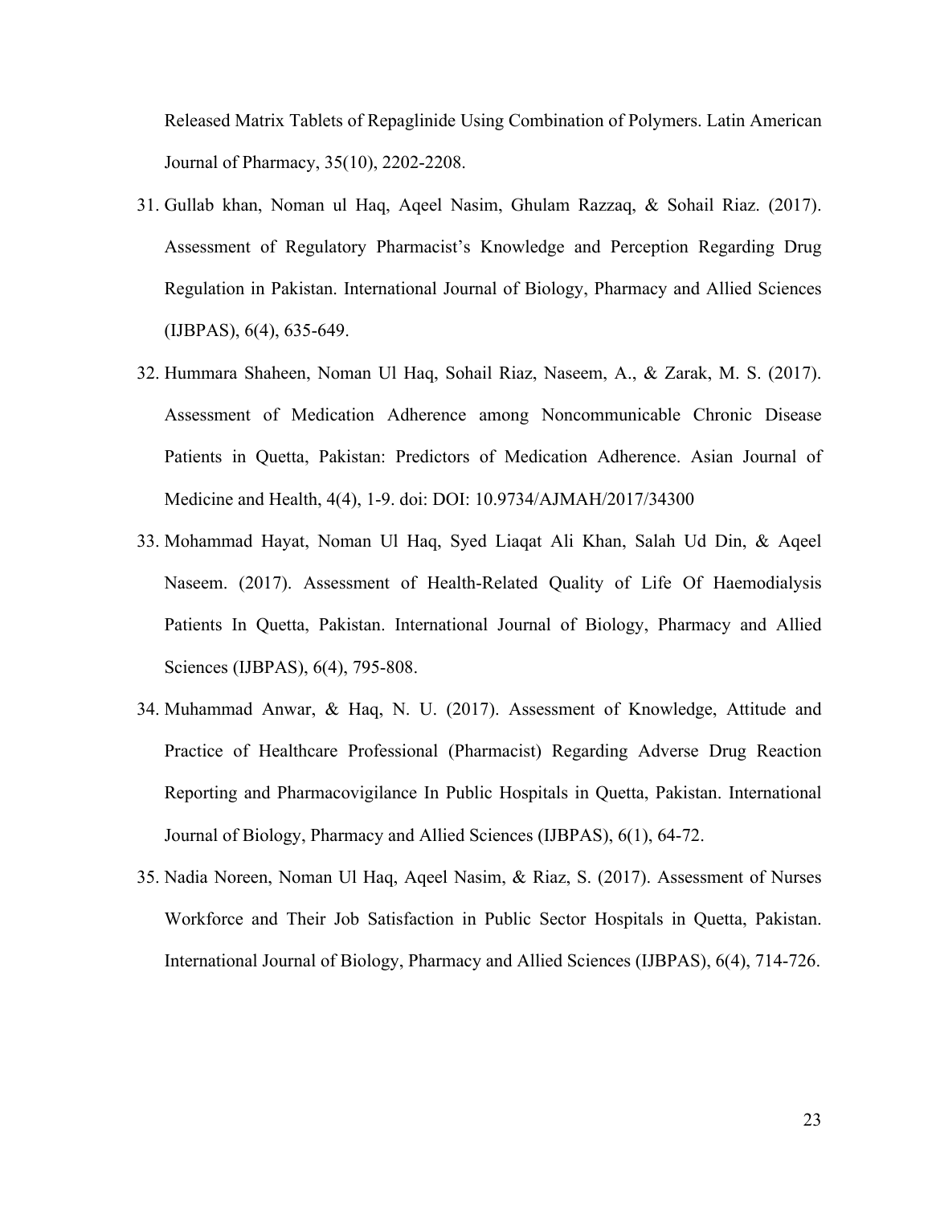Released Matrix Tablets of Repaglinide Using Combination of Polymers. Latin American Journal of Pharmacy, 35(10), 2202-2208.

31. Gullab khan, Noman ul Haq, Aqeel Nasim, Ghulam Razzaq, & Sohail Riaz. (2017). Assessment of Regulatory Pharmacist's Knowledge and Perception Regarding Drug Regulation in Pakistan. International Journal of Biology, Pharmacy and Allied Sciences (IJBPAS), 6(4), 635-649.
32. Hummara Shaheen, Noman Ul Haq, Sohail Riaz, Naseem, A., & Zarak, M. S. (2017). Assessment of Medication Adherence among Noncommunicable Chronic Disease Patients in Quetta, Pakistan: Predictors of Medication Adherence. Asian Journal of Medicine and Health, 4(4), 1-9. doi: DOI: 10.9734/AJMAH/2017/34300
33. Mohammad Hayat, Noman Ul Haq, Syed Liaqat Ali Khan, Salah Ud Din, & Aqeel Naseem. (2017). Assessment of Health-Related Quality of Life Of Haemodialysis Patients In Quetta, Pakistan. International Journal of Biology, Pharmacy and Allied Sciences (IJBPAS), 6(4), 795-808.
34. Muhammad Anwar, & Haq, N. U. (2017). Assessment of Knowledge, Attitude and Practice of Healthcare Professional (Pharmacist) Regarding Adverse Drug Reaction Reporting and Pharmacovigilance In Public Hospitals in Quetta, Pakistan. International Journal of Biology, Pharmacy and Allied Sciences (IJBPAS), 6(1), 64-72.
35. Nadia Noreen, Noman Ul Haq, Aqeel Nasim, & Riaz, S. (2017). Assessment of Nurses Workforce and Their Job Satisfaction in Public Sector Hospitals in Quetta, Pakistan. International Journal of Biology, Pharmacy and Allied Sciences (IJBPAS), 6(4), 714-726.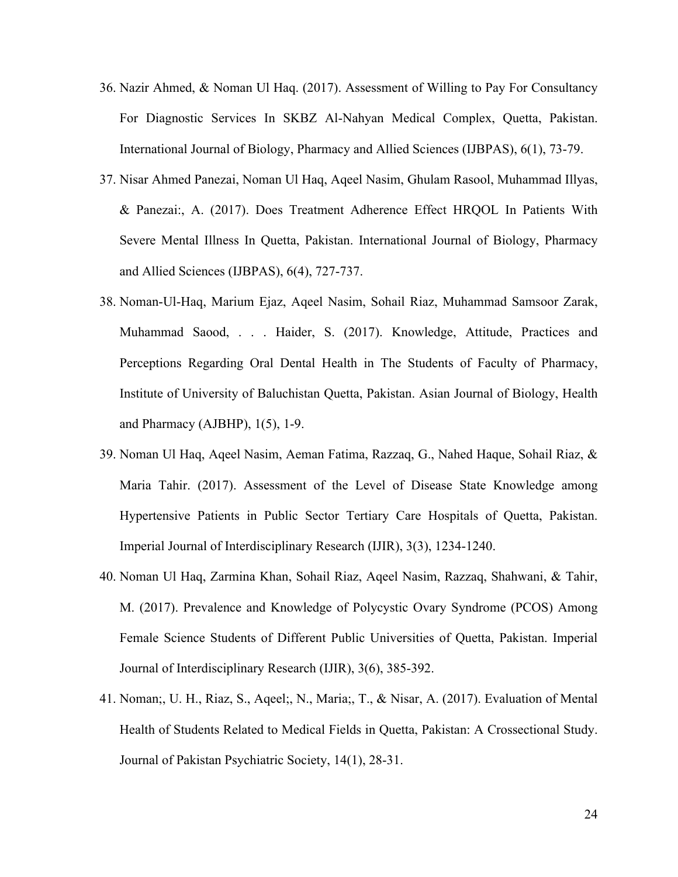36. Nazir Ahmed, & Noman Ul Haq. (2017). Assessment of Willing to Pay For Consultancy For Diagnostic Services In SKBZ Al-Nahyan Medical Complex, Quetta, Pakistan. International Journal of Biology, Pharmacy and Allied Sciences (IJBPAS), 6(1), 73-79.
37. Nisar Ahmed Panezai, Noman Ul Haq, Aqeel Nasim, Ghulam Rasool, Muhammad Illyas, & Panezai:, A. (2017). Does Treatment Adherence Effect HRQOL In Patients With Severe Mental Illness In Quetta, Pakistan. International Journal of Biology, Pharmacy and Allied Sciences (IJBPAS), 6(4), 727-737.
38. Noman-Ul-Haq, Marium Ejaz, Aqeel Nasim, Sohail Riaz, Muhammad Samsoor Zarak, Muhammad Saood, . . . Haider, S. (2017). Knowledge, Attitude, Practices and Perceptions Regarding Oral Dental Health in The Students of Faculty of Pharmacy, Institute of University of Baluchistan Quetta, Pakistan. Asian Journal of Biology, Health and Pharmacy (AJBHP), 1(5), 1-9.
39. Noman Ul Haq, Aqeel Nasim, Aeman Fatima, Razzaq, G., Nahed Haque, Sohail Riaz, & Maria Tahir. (2017). Assessment of the Level of Disease State Knowledge among Hypertensive Patients in Public Sector Tertiary Care Hospitals of Quetta, Pakistan. Imperial Journal of Interdisciplinary Research (IJIR), 3(3), 1234-1240.
40. Noman Ul Haq, Zarmina Khan, Sohail Riaz, Aqeel Nasim, Razzaq, Shahwani, & Tahir, M. (2017). Prevalence and Knowledge of Polycystic Ovary Syndrome (PCOS) Among Female Science Students of Different Public Universities of Quetta, Pakistan. Imperial Journal of Interdisciplinary Research (IJIR), 3(6), 385-392.
41. Noman;, U. H., Riaz, S., Aqeel;, N., Maria;, T., & Nisar, A. (2017). Evaluation of Mental Health of Students Related to Medical Fields in Quetta, Pakistan: A Crossectional Study. Journal of Pakistan Psychiatric Society, 14(1), 28-31.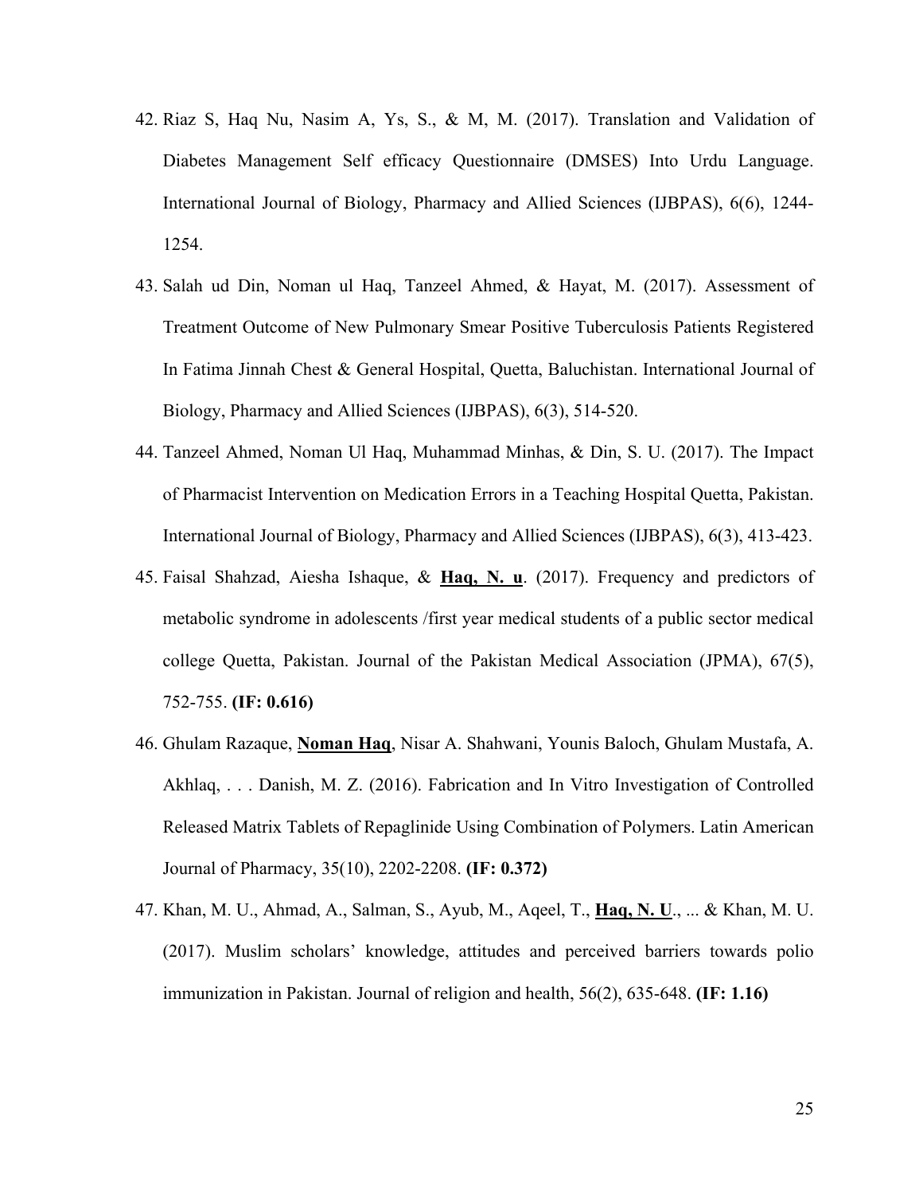42. Riaz S, Haq Nu, Nasim A, Ys, S., & M, M. (2017). Translation and Validation of Diabetes Management Self efficacy Questionnaire (DMSES) Into Urdu Language. International Journal of Biology, Pharmacy and Allied Sciences (IJBPAS), 6(6), 1244-1254.
43. Salah ud Din, Noman ul Haq, Tanzeel Ahmed, & Hayat, M. (2017). Assessment of Treatment Outcome of New Pulmonary Smear Positive Tuberculosis Patients Registered In Fatima Jinnah Chest & General Hospital, Quetta, Baluchistan. International Journal of Biology, Pharmacy and Allied Sciences (IJBPAS), 6(3), 514-520.
44. Tanzeel Ahmed, Noman Ul Haq, Muhammad Minhas, & Din, S. U. (2017). The Impact of Pharmacist Intervention on Medication Errors in a Teaching Hospital Quetta, Pakistan. International Journal of Biology, Pharmacy and Allied Sciences (IJBPAS), 6(3), 413-423.
45. Faisal Shahzad, Aiesha Ishaque, & **Haq, N. u**. (2017). Frequency and predictors of metabolic syndrome in adolescents /first year medical students of a public sector medical college Quetta, Pakistan. Journal of the Pakistan Medical Association (JPMA), 67(5), 752-755. **(IF: 0.616)**
46. Ghulam Razaque, **Noman Haq**, Nisar A. Shahwani, Younis Baloch, Ghulam Mustafa, A. Akhlaq, . . . Danish, M. Z. (2016). Fabrication and In Vitro Investigation of Controlled Released Matrix Tablets of Repaglinide Using Combination of Polymers. Latin American Journal of Pharmacy, 35(10), 2202-2208. **(IF: 0.372)**
47. Khan, M. U., Ahmad, A., Salman, S., Ayub, M., Aqeel, T., **Haq, N. U**., ... & Khan, M. U. (2017). Muslim scholars' knowledge, attitudes and perceived barriers towards polio immunization in Pakistan. Journal of religion and health, 56(2), 635-648. **(IF: 1.16)**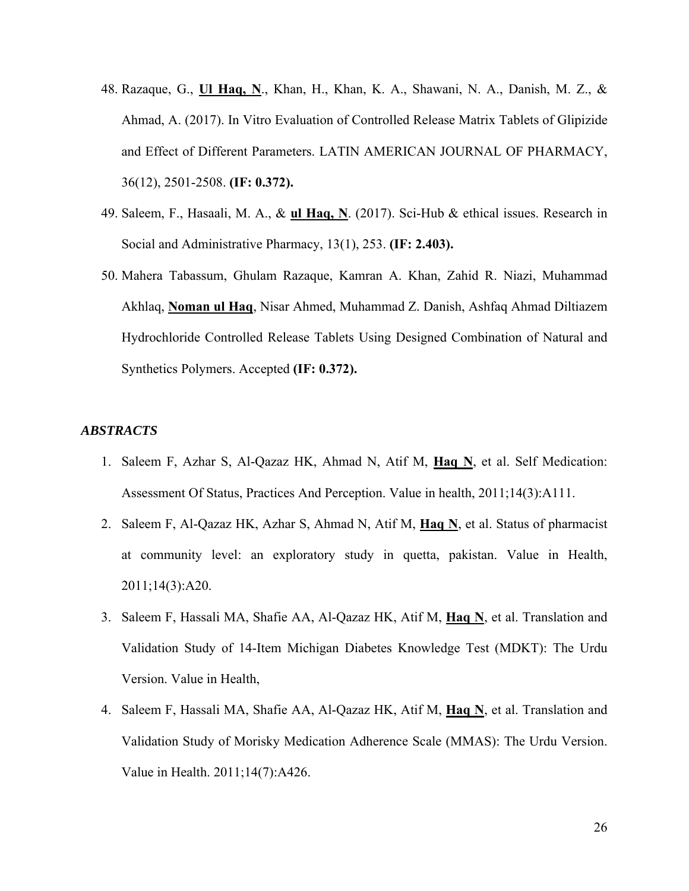48. Razaque, G., **Ul Haq, N**., Khan, H., Khan, K. A., Shawani, N. A., Danish, M. Z., & Ahmad, A. (2017). In Vitro Evaluation of Controlled Release Matrix Tablets of Glipizide and Effect of Different Parameters. LATIN AMERICAN JOURNAL OF PHARMACY, 36(12), 2501-2508. **(IF: 0.372).**
49. Saleem, F., Hasaali, M. A., & **ul Haq, N**. (2017). Sci-Hub & ethical issues. Research in Social and Administrative Pharmacy, 13(1), 253. **(IF: 2.403).**
50. Mahera Tabassum, Ghulam Razaque, Kamran A. Khan, Zahid R. Niazi, Muhammad Akhlaq, **Noman ul Haq**, Nisar Ahmed, Muhammad Z. Danish, Ashfaq Ahmad Diltiazem Hydrochloride Controlled Release Tablets Using Designed Combination of Natural and Synthetics Polymers. Accepted **(IF: 0.372).**

### *ABSTRACTS*

1. Saleem F, Azhar S, Al-Qazaz HK, Ahmad N, Atif M, **Haq N**, et al. Self Medication: Assessment Of Status, Practices And Perception. Value in health, 2011;14(3):A111.
2. Saleem F, Al-Qazaz HK, Azhar S, Ahmad N, Atif M, **Haq N**, et al. Status of pharmacist at community level: an exploratory study in quetta, pakistan. Value in Health, 2011;14(3):A20.
3. Saleem F, Hassali MA, Shafie AA, Al-Qazaz HK, Atif M, **Haq N**, et al. Translation and Validation Study of 14-Item Michigan Diabetes Knowledge Test (MDKT): The Urdu Version. Value in Health,
4. Saleem F, Hassali MA, Shafie AA, Al-Qazaz HK, Atif M, **Haq N**, et al. Translation and Validation Study of Morisky Medication Adherence Scale (MMAS): The Urdu Version. Value in Health. 2011;14(7):A426.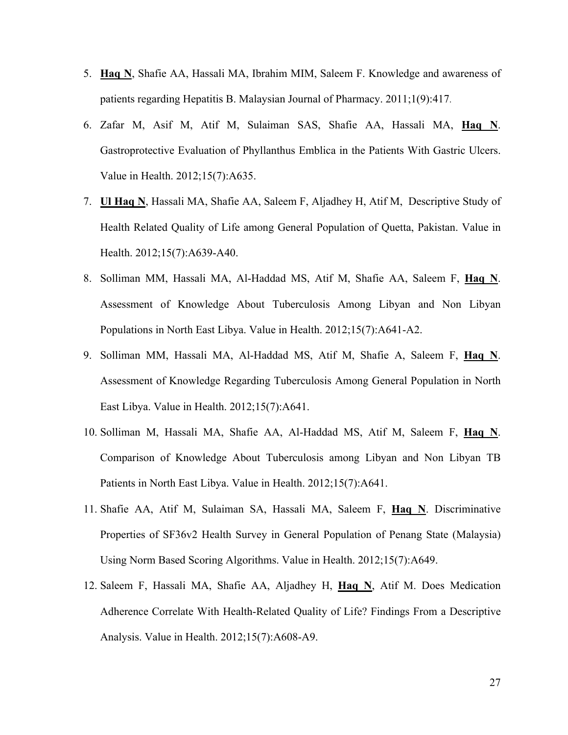5. **Haq N**, Shafie AA, Hassali MA, Ibrahim MIM, Saleem F. Knowledge and awareness of patients regarding Hepatitis B. Malaysian Journal of Pharmacy. 2011;1(9):417.

6. Zafar M, Asif M, Atif M, Sulaiman SAS, Shafie AA, Hassali MA, **Haq N**. Gastroprotective Evaluation of Phyllanthus Emblica in the Patients With Gastric Ulcers. Value in Health. 2012;15(7):A635.

7. **Ul Haq N**, Hassali MA, Shafie AA, Saleem F, Aljadhey H, Atif M, Descriptive Study of Health Related Quality of Life among General Population of Quetta, Pakistan. Value in Health. 2012;15(7):A639-A40.

8. Solliman MM, Hassali MA, Al-Haddad MS, Atif M, Shafie AA, Saleem F, **Haq N**. Assessment of Knowledge About Tuberculosis Among Libyan and Non Libyan Populations in North East Libya. Value in Health. 2012;15(7):A641-A2.

9. Solliman MM, Hassali MA, Al-Haddad MS, Atif M, Shafie A, Saleem F, **Haq N**. Assessment of Knowledge Regarding Tuberculosis Among General Population in North East Libya. Value in Health. 2012;15(7):A641.

10. Solliman M, Hassali MA, Shafie AA, Al-Haddad MS, Atif M, Saleem F, **Haq N**. Comparison of Knowledge About Tuberculosis among Libyan and Non Libyan TB Patients in North East Libya. Value in Health. 2012;15(7):A641.

11. Shafie AA, Atif M, Sulaiman SA, Hassali MA, Saleem F, **Haq N**. Discriminative Properties of SF36v2 Health Survey in General Population of Penang State (Malaysia) Using Norm Based Scoring Algorithms. Value in Health. 2012;15(7):A649.

12. Saleem F, Hassali MA, Shafie AA, Aljadhey H, **Haq N**, Atif M. Does Medication Adherence Correlate With Health-Related Quality of Life? Findings From a Descriptive Analysis. Value in Health. 2012;15(7):A608-A9.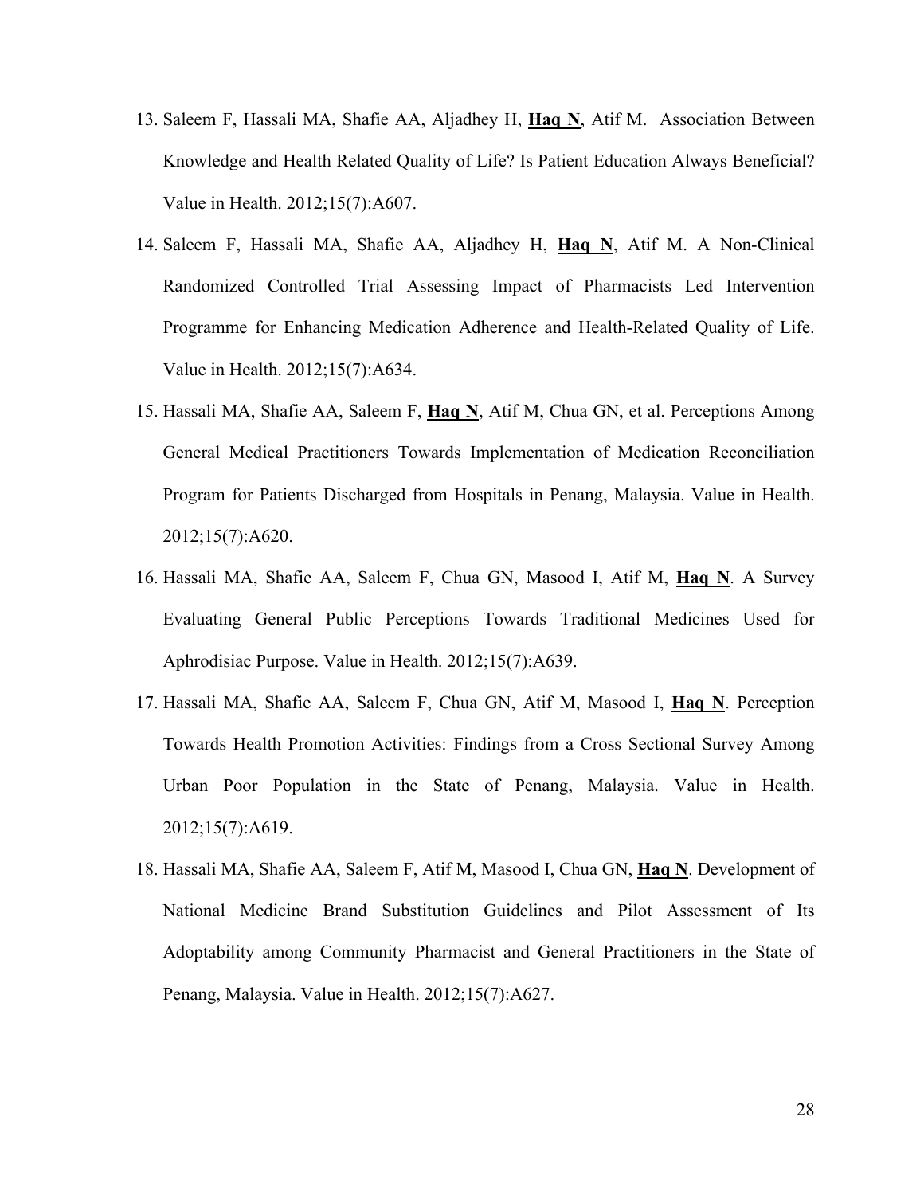13. Saleem F, Hassali MA, Shafie AA, Aljadhey H, **Haq N**, Atif M. Association Between Knowledge and Health Related Quality of Life? Is Patient Education Always Beneficial? Value in Health. 2012;15(7):A607.
14. Saleem F, Hassali MA, Shafie AA, Aljadhey H, **Haq N**, Atif M. A Non-Clinical Randomized Controlled Trial Assessing Impact of Pharmacists Led Intervention Programme for Enhancing Medication Adherence and Health-Related Quality of Life. Value in Health. 2012;15(7):A634.
15. Hassali MA, Shafie AA, Saleem F, **Haq N**, Atif M, Chua GN, et al. Perceptions Among General Medical Practitioners Towards Implementation of Medication Reconciliation Program for Patients Discharged from Hospitals in Penang, Malaysia. Value in Health. 2012;15(7):A620.
16. Hassali MA, Shafie AA, Saleem F, Chua GN, Masood I, Atif M, **Haq N**. A Survey Evaluating General Public Perceptions Towards Traditional Medicines Used for Aphrodisiac Purpose. Value in Health. 2012;15(7):A639.
17. Hassali MA, Shafie AA, Saleem F, Chua GN, Atif M, Masood I, **Haq N**. Perception Towards Health Promotion Activities: Findings from a Cross Sectional Survey Among Urban Poor Population in the State of Penang, Malaysia. Value in Health. 2012;15(7):A619.
18. Hassali MA, Shafie AA, Saleem F, Atif M, Masood I, Chua GN, **Haq N**. Development of National Medicine Brand Substitution Guidelines and Pilot Assessment of Its Adoptability among Community Pharmacist and General Practitioners in the State of Penang, Malaysia. Value in Health. 2012;15(7):A627.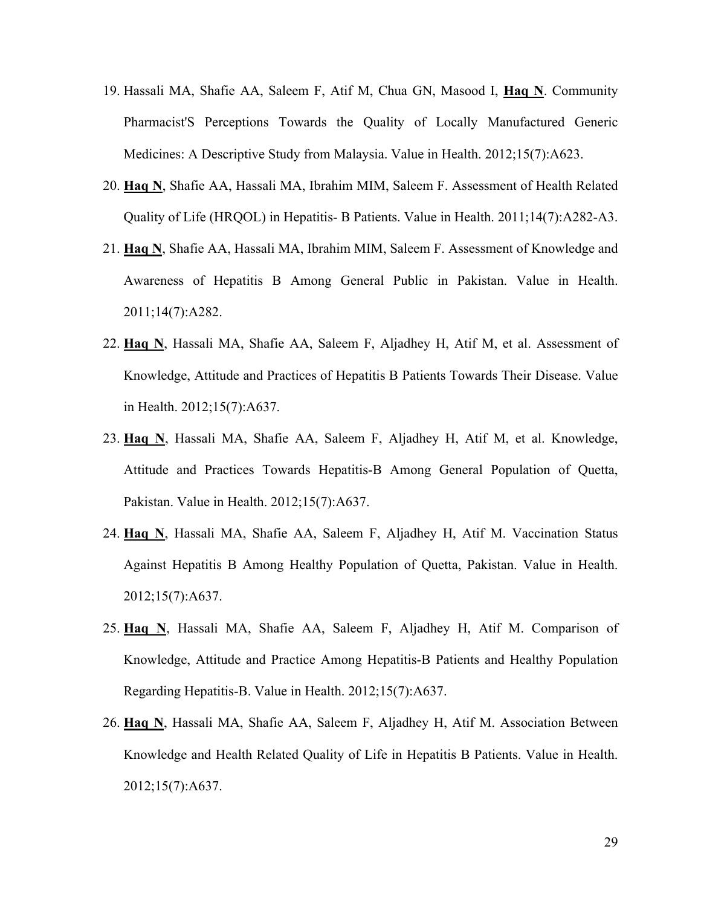19. Hassali MA, Shafie AA, Saleem F, Atif M, Chua GN, Masood I, **Haq N**. Community Pharmacist'S Perceptions Towards the Quality of Locally Manufactured Generic Medicines: A Descriptive Study from Malaysia. Value in Health. 2012;15(7):A623.
20. **Haq N**, Shafie AA, Hassali MA, Ibrahim MIM, Saleem F. Assessment of Health Related Quality of Life (HRQOL) in Hepatitis- B Patients. Value in Health. 2011;14(7):A282-A3.
21. **Haq N**, Shafie AA, Hassali MA, Ibrahim MIM, Saleem F. Assessment of Knowledge and Awareness of Hepatitis B Among General Public in Pakistan. Value in Health. 2011;14(7):A282.
22. **Haq N**, Hassali MA, Shafie AA, Saleem F, Aljadhey H, Atif M, et al. Assessment of Knowledge, Attitude and Practices of Hepatitis B Patients Towards Their Disease. Value in Health. 2012;15(7):A637.
23. **Haq N**, Hassali MA, Shafie AA, Saleem F, Aljadhey H, Atif M, et al. Knowledge, Attitude and Practices Towards Hepatitis-B Among General Population of Quetta, Pakistan. Value in Health. 2012;15(7):A637.
24. **Haq N**, Hassali MA, Shafie AA, Saleem F, Aljadhey H, Atif M. Vaccination Status Against Hepatitis B Among Healthy Population of Quetta, Pakistan. Value in Health. 2012;15(7):A637.
25. **Haq N**, Hassali MA, Shafie AA, Saleem F, Aljadhey H, Atif M. Comparison of Knowledge, Attitude and Practice Among Hepatitis-B Patients and Healthy Population Regarding Hepatitis-B. Value in Health. 2012;15(7):A637.
26. **Haq N**, Hassali MA, Shafie AA, Saleem F, Aljadhey H, Atif M. Association Between Knowledge and Health Related Quality of Life in Hepatitis B Patients. Value in Health. 2012;15(7):A637.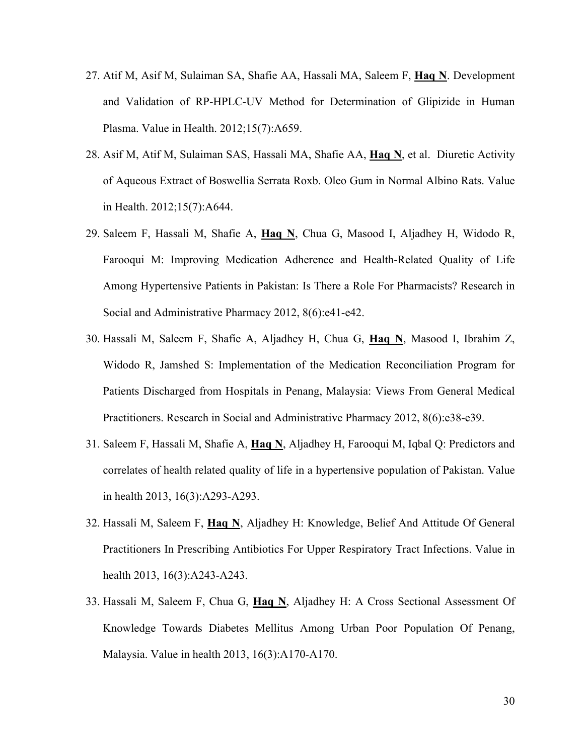27. Atif M, Asif M, Sulaiman SA, Shafie AA, Hassali MA, Saleem F, **Haq N**. Development and Validation of RP-HPLC-UV Method for Determination of Glipizide in Human Plasma. Value in Health. 2012;15(7):A659.

28. Asif M, Atif M, Sulaiman SAS, Hassali MA, Shafie AA, **Haq N**, et al. Diuretic Activity of Aqueous Extract of Boswellia Serrata Roxb. Oleo Gum in Normal Albino Rats. Value in Health. 2012;15(7):A644.

29. Saleem F, Hassali M, Shafie A, **Haq N**, Chua G, Masood I, Aljadhey H, Widodo R, Farooqui M: Improving Medication Adherence and Health-Related Quality of Life Among Hypertensive Patients in Pakistan: Is There a Role For Pharmacists? Research in Social and Administrative Pharmacy 2012, 8(6):e41-e42.

30. Hassali M, Saleem F, Shafie A, Aljadhey H, Chua G, **Haq N**, Masood I, Ibrahim Z, Widodo R, Jamshed S: Implementation of the Medication Reconciliation Program for Patients Discharged from Hospitals in Penang, Malaysia: Views From General Medical Practitioners. Research in Social and Administrative Pharmacy 2012, 8(6):e38-e39.

31. Saleem F, Hassali M, Shafie A, **Haq N**, Aljadhey H, Farooqui M, Iqbal Q: Predictors and correlates of health related quality of life in a hypertensive population of Pakistan. Value in health 2013, 16(3):A293-A293.

32. Hassali M, Saleem F, **Haq N**, Aljadhey H: Knowledge, Belief And Attitude Of General Practitioners In Prescribing Antibiotics For Upper Respiratory Tract Infections. Value in health 2013, 16(3):A243-A243.

33. Hassali M, Saleem F, Chua G, **Haq N**, Aljadhey H: A Cross Sectional Assessment Of Knowledge Towards Diabetes Mellitus Among Urban Poor Population Of Penang, Malaysia. Value in health 2013, 16(3):A170-A170.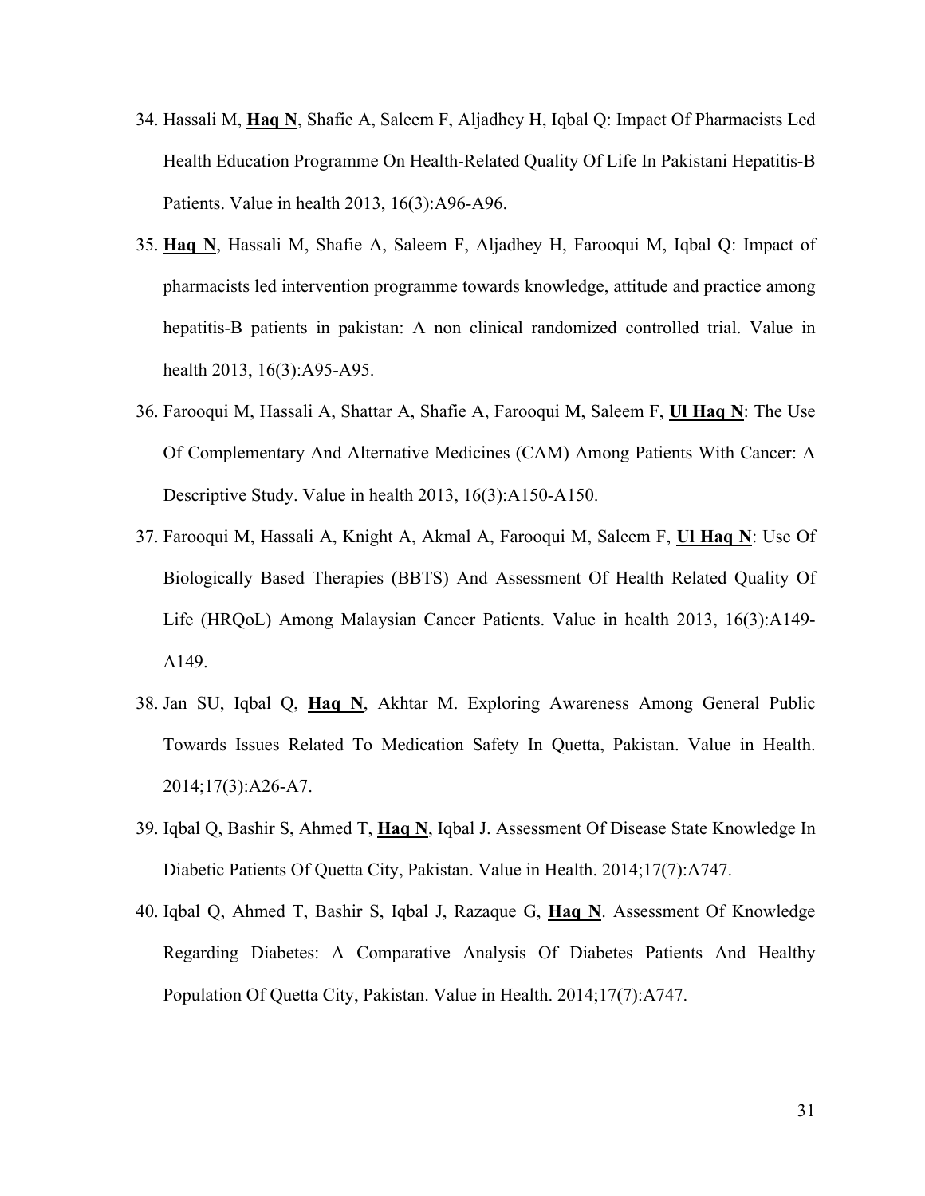34. Hassali M, **<u>Haq N</u>**, Shafie A, Saleem F, Aljadhey H, Iqbal Q: Impact Of Pharmacists Led Health Education Programme On Health-Related Quality Of Life In Pakistani Hepatitis-B Patients. Value in health 2013, 16(3):A96-A96.

35. **<u>Haq N</u>**, Hassali M, Shafie A, Saleem F, Aljadhey H, Farooqui M, Iqbal Q: Impact of pharmacists led intervention programme towards knowledge, attitude and practice among hepatitis-B patients in pakistan: A non clinical randomized controlled trial. Value in health 2013, 16(3):A95-A95.

36. Farooqui M, Hassali A, Shattar A, Shafie A, Farooqui M, Saleem F, **<u>Ul Haq N</u>**: The Use Of Complementary And Alternative Medicines (CAM) Among Patients With Cancer: A Descriptive Study. Value in health 2013, 16(3):A150-A150.

37. Farooqui M, Hassali A, Knight A, Akmal A, Farooqui M, Saleem F, **<u>Ul Haq N</u>**: Use Of Biologically Based Therapies (BBTS) And Assessment Of Health Related Quality Of Life (HRQoL) Among Malaysian Cancer Patients. Value in health 2013, 16(3):A149-A149.

38. Jan SU, Iqbal Q, **<u>Haq N</u>**, Akhtar M. Exploring Awareness Among General Public Towards Issues Related To Medication Safety In Quetta, Pakistan. Value in Health. 2014;17(3):A26-A7.

39. Iqbal Q, Bashir S, Ahmed T, **<u>Haq N</u>**, Iqbal J. Assessment Of Disease State Knowledge In Diabetic Patients Of Quetta City, Pakistan. Value in Health. 2014;17(7):A747.

40. Iqbal Q, Ahmed T, Bashir S, Iqbal J, Razaque G, **<u>Haq N</u>**. Assessment Of Knowledge Regarding Diabetes: A Comparative Analysis Of Diabetes Patients And Healthy Population Of Quetta City, Pakistan. Value in Health. 2014;17(7):A747.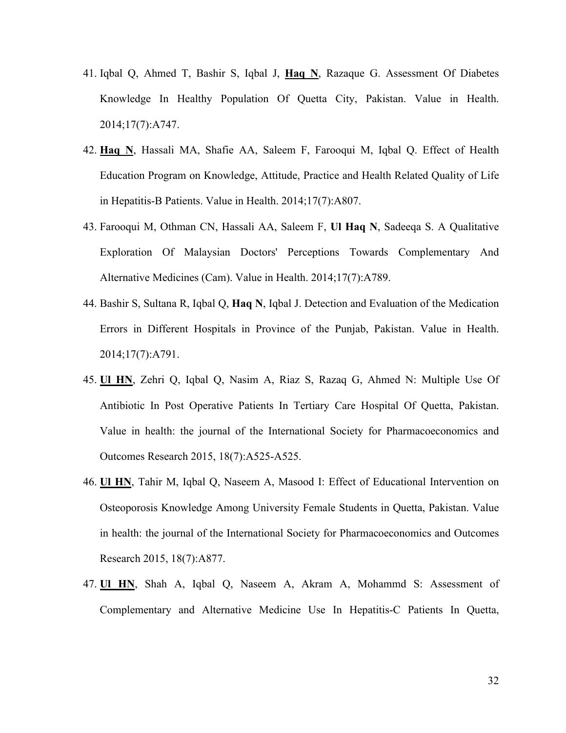41. Iqbal Q, Ahmed T, Bashir S, Iqbal J, **Haq N**, Razaque G. Assessment Of Diabetes Knowledge In Healthy Population Of Quetta City, Pakistan. Value in Health. 2014;17(7):A747.

42. **Haq N**, Hassali MA, Shafie AA, Saleem F, Farooqui M, Iqbal Q. Effect of Health Education Program on Knowledge, Attitude, Practice and Health Related Quality of Life in Hepatitis-B Patients. Value in Health. 2014;17(7):A807.

43. Farooqui M, Othman CN, Hassali AA, Saleem F, **Ul Haq N**, Sadeeqa S. A Qualitative Exploration Of Malaysian Doctors' Perceptions Towards Complementary And Alternative Medicines (Cam). Value in Health. 2014;17(7):A789.

44. Bashir S, Sultana R, Iqbal Q, **Haq N**, Iqbal J. Detection and Evaluation of the Medication Errors in Different Hospitals in Province of the Punjab, Pakistan. Value in Health. 2014;17(7):A791.

45. **Ul HN**, Zehri Q, Iqbal Q, Nasim A, Riaz S, Razaq G, Ahmed N: Multiple Use Of Antibiotic In Post Operative Patients In Tertiary Care Hospital Of Quetta, Pakistan. Value in health: the journal of the International Society for Pharmacoeconomics and Outcomes Research 2015, 18(7):A525-A525.

46. **Ul HN**, Tahir M, Iqbal Q, Naseem A, Masood I: Effect of Educational Intervention on Osteoporosis Knowledge Among University Female Students in Quetta, Pakistan. Value in health: the journal of the International Society for Pharmacoeconomics and Outcomes Research 2015, 18(7):A877.

47. **Ul HN**, Shah A, Iqbal Q, Naseem A, Akram A, Mohammd S: Assessment of Complementary and Alternative Medicine Use In Hepatitis-C Patients In Quetta,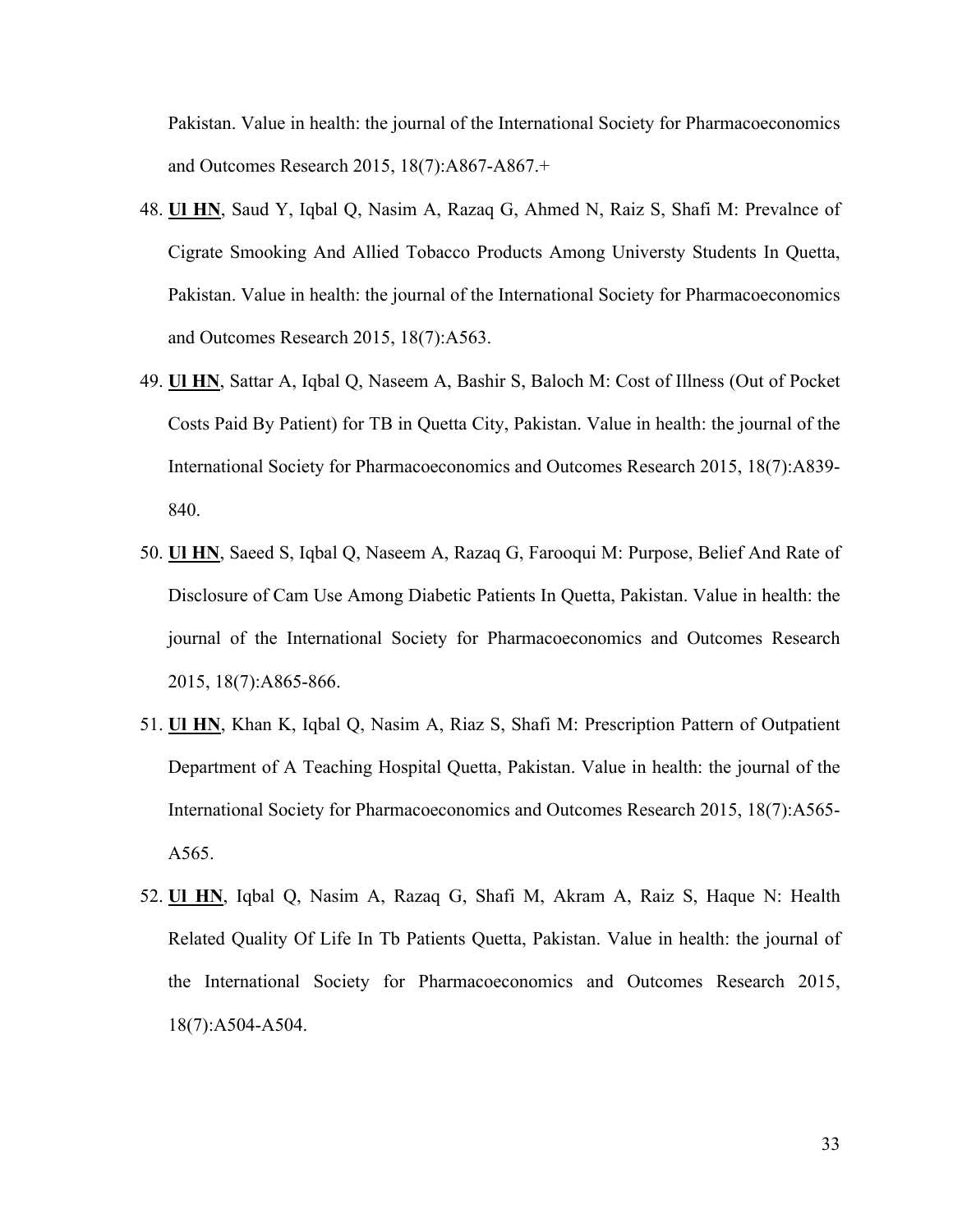Pakistan. Value in health: the journal of the International Society for Pharmacoeconomics and Outcomes Research 2015, 18(7):A867-A867.+

48. **<u>Ul HN</u>**, Saud Y, Iqbal Q, Nasim A, Razaq G, Ahmed N, Raiz S, Shafi M: Prevalnce of Cigrate Smooking And Allied Tobacco Products Among Universty Students In Quetta, Pakistan. Value in health: the journal of the International Society for Pharmacoeconomics and Outcomes Research 2015, 18(7):A563.

49. **<u>Ul HN</u>**, Sattar A, Iqbal Q, Naseem A, Bashir S, Baloch M: Cost of Illness (Out of Pocket Costs Paid By Patient) for TB in Quetta City, Pakistan. Value in health: the journal of the International Society for Pharmacoeconomics and Outcomes Research 2015, 18(7):A839-840.

50. **<u>Ul HN</u>**, Saeed S, Iqbal Q, Naseem A, Razaq G, Farooqui M: Purpose, Belief And Rate of Disclosure of Cam Use Among Diabetic Patients In Quetta, Pakistan. Value in health: the journal of the International Society for Pharmacoeconomics and Outcomes Research 2015, 18(7):A865-866.

51. **<u>Ul HN</u>**, Khan K, Iqbal Q, Nasim A, Riaz S, Shafi M: Prescription Pattern of Outpatient Department of A Teaching Hospital Quetta, Pakistan. Value in health: the journal of the International Society for Pharmacoeconomics and Outcomes Research 2015, 18(7):A565-A565.

52. **<u>Ul HN</u>**, Iqbal Q, Nasim A, Razaq G, Shafi M, Akram A, Raiz S, Haque N: Health Related Quality Of Life In Tb Patients Quetta, Pakistan. Value in health: the journal of the International Society for Pharmacoeconomics and Outcomes Research 2015, 18(7):A504-A504.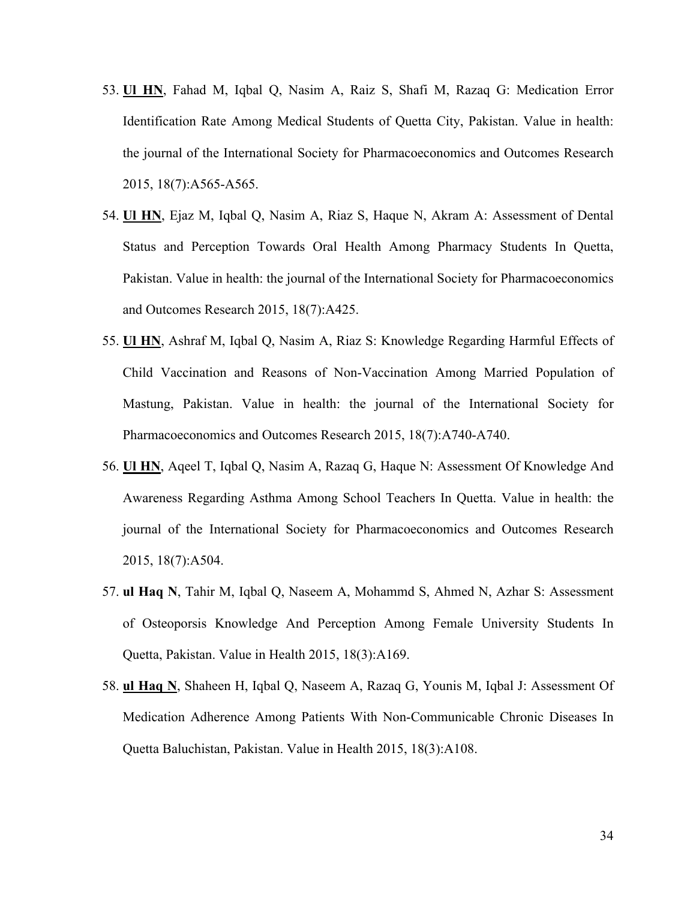53. **<u>Ul HN</u>**, Fahad M, Iqbal Q, Nasim A, Raiz S, Shafi M, Razaq G: Medication Error Identification Rate Among Medical Students of Quetta City, Pakistan. Value in health: the journal of the International Society for Pharmacoeconomics and Outcomes Research 2015, 18(7):A565-A565.

54. **<u>Ul HN</u>**, Ejaz M, Iqbal Q, Nasim A, Riaz S, Haque N, Akram A: Assessment of Dental Status and Perception Towards Oral Health Among Pharmacy Students In Quetta, Pakistan. Value in health: the journal of the International Society for Pharmacoeconomics and Outcomes Research 2015, 18(7):A425.

55. **<u>Ul HN</u>**, Ashraf M, Iqbal Q, Nasim A, Riaz S: Knowledge Regarding Harmful Effects of Child Vaccination and Reasons of Non-Vaccination Among Married Population of Mastung, Pakistan. Value in health: the journal of the International Society for Pharmacoeconomics and Outcomes Research 2015, 18(7):A740-A740.

56. **<u>Ul HN</u>**, Aqeel T, Iqbal Q, Nasim A, Razaq G, Haque N: Assessment Of Knowledge And Awareness Regarding Asthma Among School Teachers In Quetta. Value in health: the journal of the International Society for Pharmacoeconomics and Outcomes Research 2015, 18(7):A504.

57. **ul Haq N**, Tahir M, Iqbal Q, Naseem A, Mohammd S, Ahmed N, Azhar S: Assessment of Osteoporsis Knowledge And Perception Among Female University Students In Quetta, Pakistan. Value in Health 2015, 18(3):A169.

58. **<u>ul Haq N</u>**, Shaheen H, Iqbal Q, Naseem A, Razaq G, Younis M, Iqbal J: Assessment Of Medication Adherence Among Patients With Non-Communicable Chronic Diseases In Quetta Baluchistan, Pakistan. Value in Health 2015, 18(3):A108.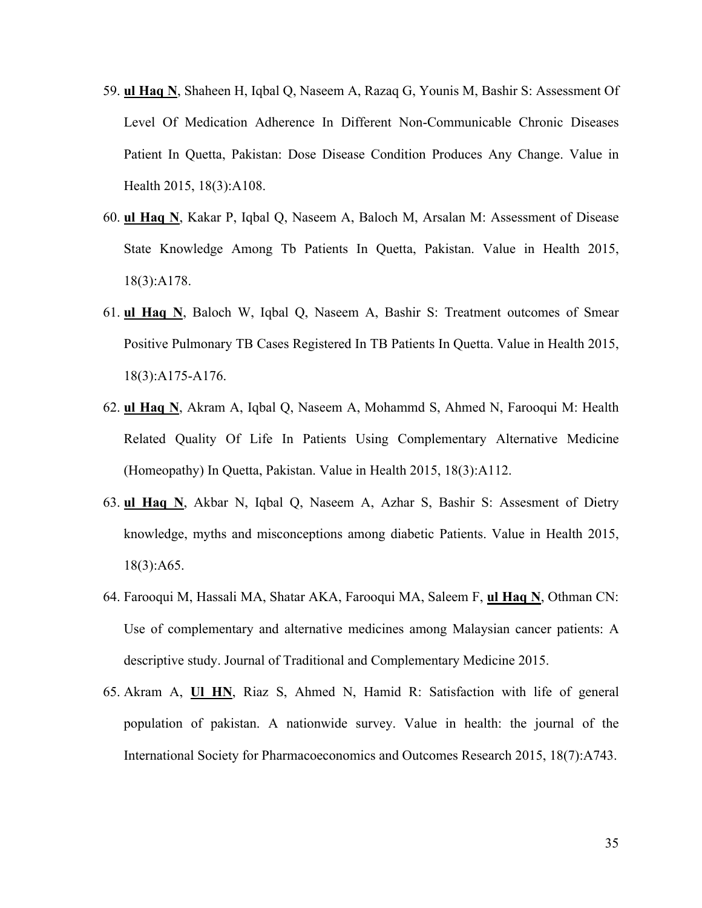59. **ul Haq N**, Shaheen H, Iqbal Q, Naseem A, Razaq G, Younis M, Bashir S: Assessment Of Level Of Medication Adherence In Different Non-Communicable Chronic Diseases Patient In Quetta, Pakistan: Dose Disease Condition Produces Any Change. Value in Health 2015, 18(3):A108.

60. **ul Haq N**, Kakar P, Iqbal Q, Naseem A, Baloch M, Arsalan M: Assessment of Disease State Knowledge Among Tb Patients In Quetta, Pakistan. Value in Health 2015, 18(3):A178.

61. **ul Haq N**, Baloch W, Iqbal Q, Naseem A, Bashir S: Treatment outcomes of Smear Positive Pulmonary TB Cases Registered In TB Patients In Quetta. Value in Health 2015, 18(3):A175-A176.

62. **ul Haq N**, Akram A, Iqbal Q, Naseem A, Mohammd S, Ahmed N, Farooqui M: Health Related Quality Of Life In Patients Using Complementary Alternative Medicine (Homeopathy) In Quetta, Pakistan. Value in Health 2015, 18(3):A112.

63. **ul Haq N**, Akbar N, Iqbal Q, Naseem A, Azhar S, Bashir S: Assesment of Dietry knowledge, myths and misconceptions among diabetic Patients. Value in Health 2015, 18(3):A65.

64. Farooqui M, Hassali MA, Shatar AKA, Farooqui MA, Saleem F, **ul Haq N**, Othman CN: Use of complementary and alternative medicines among Malaysian cancer patients: A descriptive study. Journal of Traditional and Complementary Medicine 2015.

65. Akram A, **Ul HN**, Riaz S, Ahmed N, Hamid R: Satisfaction with life of general population of pakistan. A nationwide survey. Value in health: the journal of the International Society for Pharmacoeconomics and Outcomes Research 2015, 18(7):A743.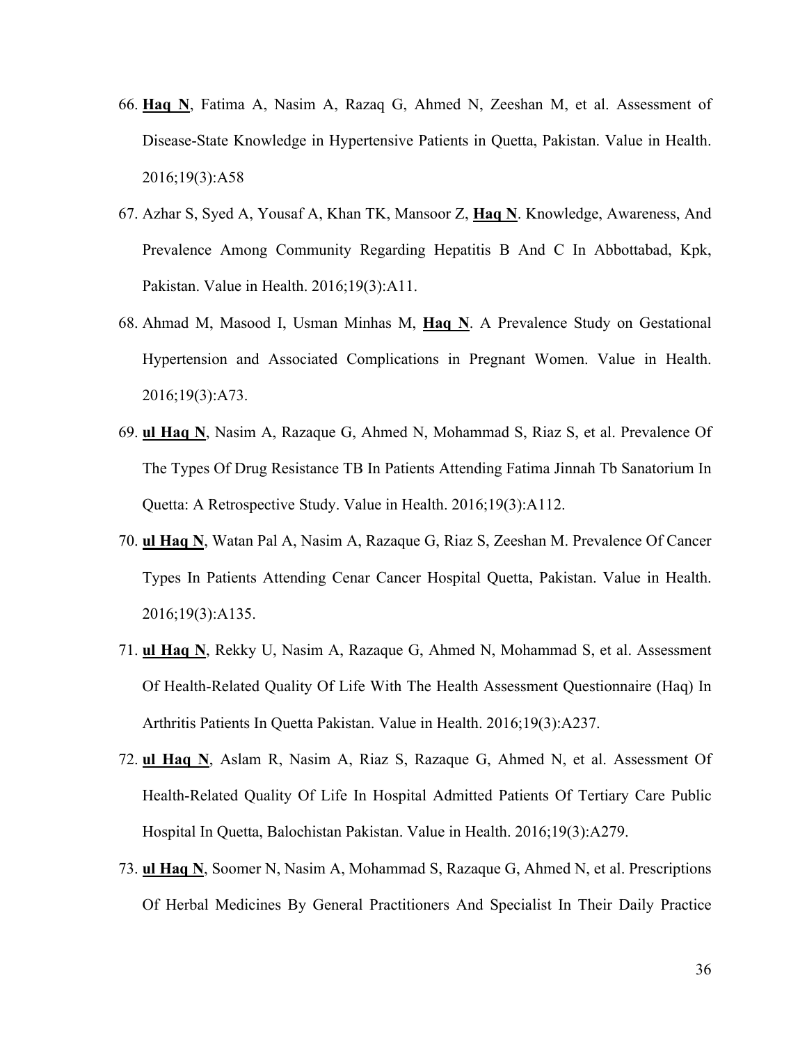66. **<u>Haq N</u>**, Fatima A, Nasim A, Razaq G, Ahmed N, Zeeshan M, et al. Assessment of Disease-State Knowledge in Hypertensive Patients in Quetta, Pakistan. Value in Health. 2016;19(3):A58

67. Azhar S, Syed A, Yousaf A, Khan TK, Mansoor Z, **<u>Haq N</u>**. Knowledge, Awareness, And Prevalence Among Community Regarding Hepatitis B And C In Abbottabad, Kpk, Pakistan. Value in Health. 2016;19(3):A11.

68. Ahmad M, Masood I, Usman Minhas M, **<u>Haq N</u>**. A Prevalence Study on Gestational Hypertension and Associated Complications in Pregnant Women. Value in Health. 2016;19(3):A73.

69. **<u>ul Haq N</u>**, Nasim A, Razaque G, Ahmed N, Mohammad S, Riaz S, et al. Prevalence Of The Types Of Drug Resistance TB In Patients Attending Fatima Jinnah Tb Sanatorium In Quetta: A Retrospective Study. Value in Health. 2016;19(3):A112.

70. **<u>ul Haq N</u>**, Watan Pal A, Nasim A, Razaque G, Riaz S, Zeeshan M. Prevalence Of Cancer Types In Patients Attending Cenar Cancer Hospital Quetta, Pakistan. Value in Health. 2016;19(3):A135.

71. **<u>ul Haq N</u>**, Rekky U, Nasim A, Razaque G, Ahmed N, Mohammad S, et al. Assessment Of Health-Related Quality Of Life With The Health Assessment Questionnaire (Haq) In Arthritis Patients In Quetta Pakistan. Value in Health. 2016;19(3):A237.

72. **<u>ul Haq N</u>**, Aslam R, Nasim A, Riaz S, Razaque G, Ahmed N, et al. Assessment Of Health-Related Quality Of Life In Hospital Admitted Patients Of Tertiary Care Public Hospital In Quetta, Balochistan Pakistan. Value in Health. 2016;19(3):A279.

73. **<u>ul Haq N</u>**, Soomer N, Nasim A, Mohammad S, Razaque G, Ahmed N, et al. Prescriptions Of Herbal Medicines By General Practitioners And Specialist In Their Daily Practice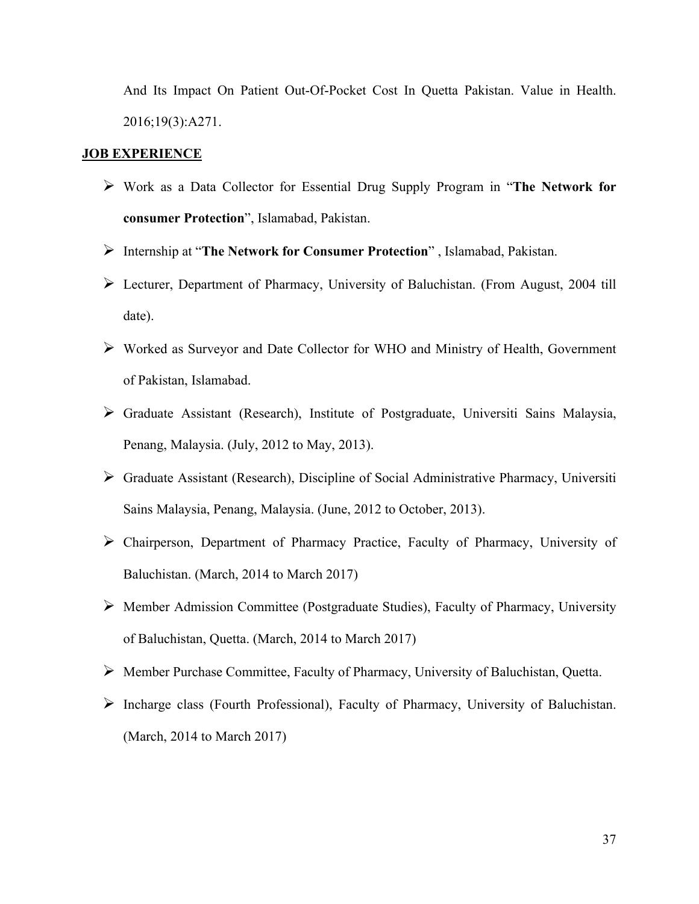And Its Impact On Patient Out-Of-Pocket Cost In Quetta Pakistan. Value in Health. 2016;19(3):A271.

**JOB EXPERIENCE**

- Work as a Data Collector for Essential Drug Supply Program in "**The Network for consumer Protection**", Islamabad, Pakistan.
- Internship at "**The Network for Consumer Protection**" , Islamabad, Pakistan.
- Lecturer, Department of Pharmacy, University of Baluchistan. (From August, 2004 till date).
- Worked as Surveyor and Date Collector for WHO and Ministry of Health, Government of Pakistan, Islamabad.
- Graduate Assistant (Research), Institute of Postgraduate, Universiti Sains Malaysia, Penang, Malaysia. (July, 2012 to May, 2013).
- Graduate Assistant (Research), Discipline of Social Administrative Pharmacy, Universiti Sains Malaysia, Penang, Malaysia. (June, 2012 to October, 2013).
- Chairperson, Department of Pharmacy Practice, Faculty of Pharmacy, University of Baluchistan. (March, 2014 to March 2017)
- Member Admission Committee (Postgraduate Studies), Faculty of Pharmacy, University of Baluchistan, Quetta. (March, 2014 to March 2017)
- Member Purchase Committee, Faculty of Pharmacy, University of Baluchistan, Quetta.
- Incharge class (Fourth Professional), Faculty of Pharmacy, University of Baluchistan. (March, 2014 to March 2017)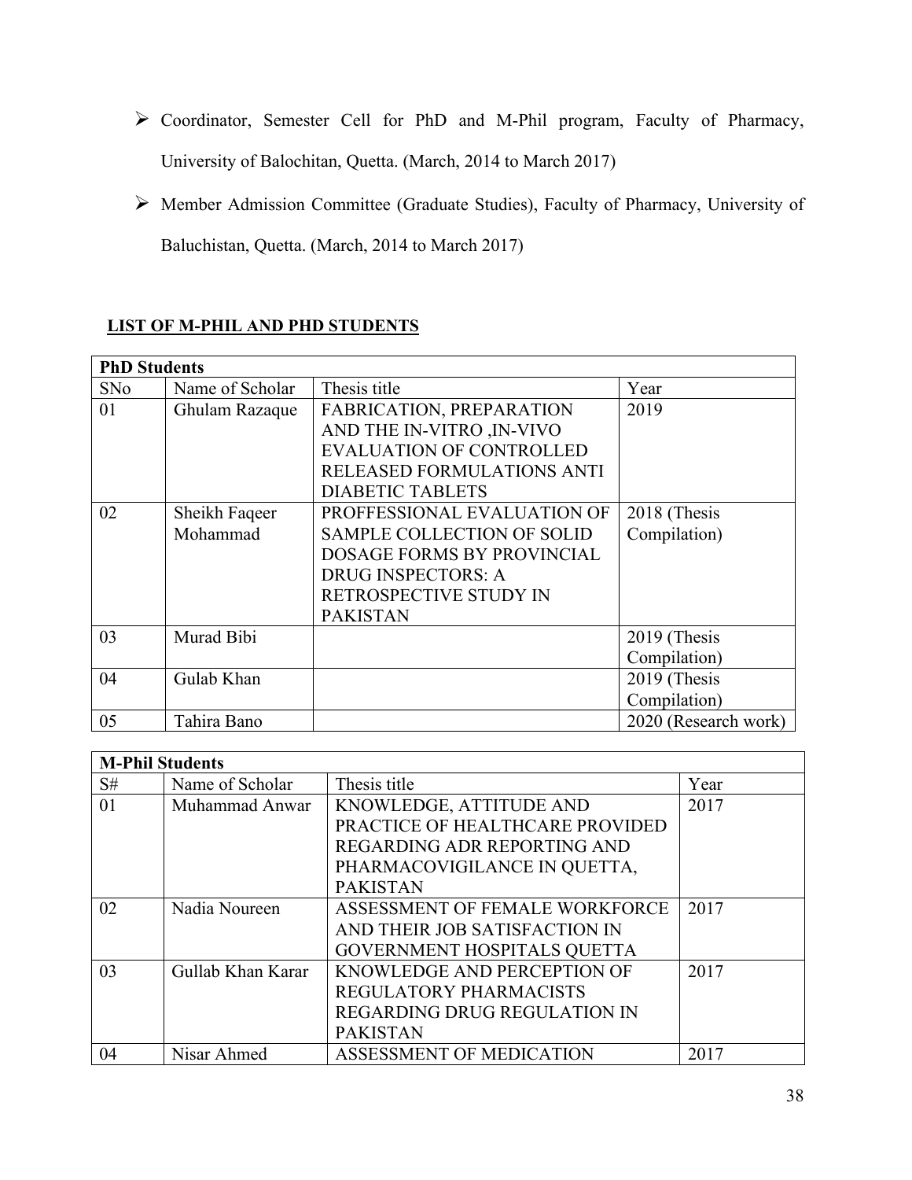- Coordinator, Semester Cell for PhD and M-Phil program, Faculty of Pharmacy, University of Balochitan, Quetta. (March, 2014 to March 2017)
- Member Admission Committee (Graduate Studies), Faculty of Pharmacy, University of Baluchistan, Quetta. (March, 2014 to March 2017)

**LIST OF M-PHIL AND PHD STUDENTS**

| **PhD Students** | | | |
|---|---|---|---|
| SNo | Name of Scholar | Thesis title | Year |
| 01 | Ghulam Razaque | FABRICATION, PREPARATION AND THE IN-VITRO ,IN-VIVO EVALUATION OF CONTROLLED RELEASED FORMULATIONS ANTI DIABETIC TABLETS | 2019 |
| 02 | Sheikh Faqeer Mohammad | PROFFESSIONAL EVALUATION OF SAMPLE COLLECTION OF SOLID DOSAGE FORMS BY PROVINCIAL DRUG INSPECTORS: A RETROSPECTIVE STUDY IN PAKISTAN | 2018 (Thesis Compilation) |
| 03 | Murad Bibi | | 2019 (Thesis Compilation) |
| 04 | Gulab Khan | | 2019 (Thesis Compilation) |
| 05 | Tahira Bano | | 2020 (Research work) |

| **M-Phil Students** | | | |
|---|---|---|---|
| S# | Name of Scholar | Thesis title | Year |
| 01 | Muhammad Anwar | KNOWLEDGE, ATTITUDE AND PRACTICE OF HEALTHCARE PROVIDED REGARDING ADR REPORTING AND PHARMACOVIGILANCE IN QUETTA, PAKISTAN | 2017 |
| 02 | Nadia Noureen | ASSESSMENT OF FEMALE WORKFORCE AND THEIR JOB SATISFACTION IN GOVERNMENT HOSPITALS QUETTA | 2017 |
| 03 | Gullab Khan Karar | KNOWLEDGE AND PERCEPTION OF REGULATORY PHARMACISTS REGARDING DRUG REGULATION IN PAKISTAN | 2017 |
| 04 | Nisar Ahmed | ASSESSMENT OF MEDICATION | 2017 |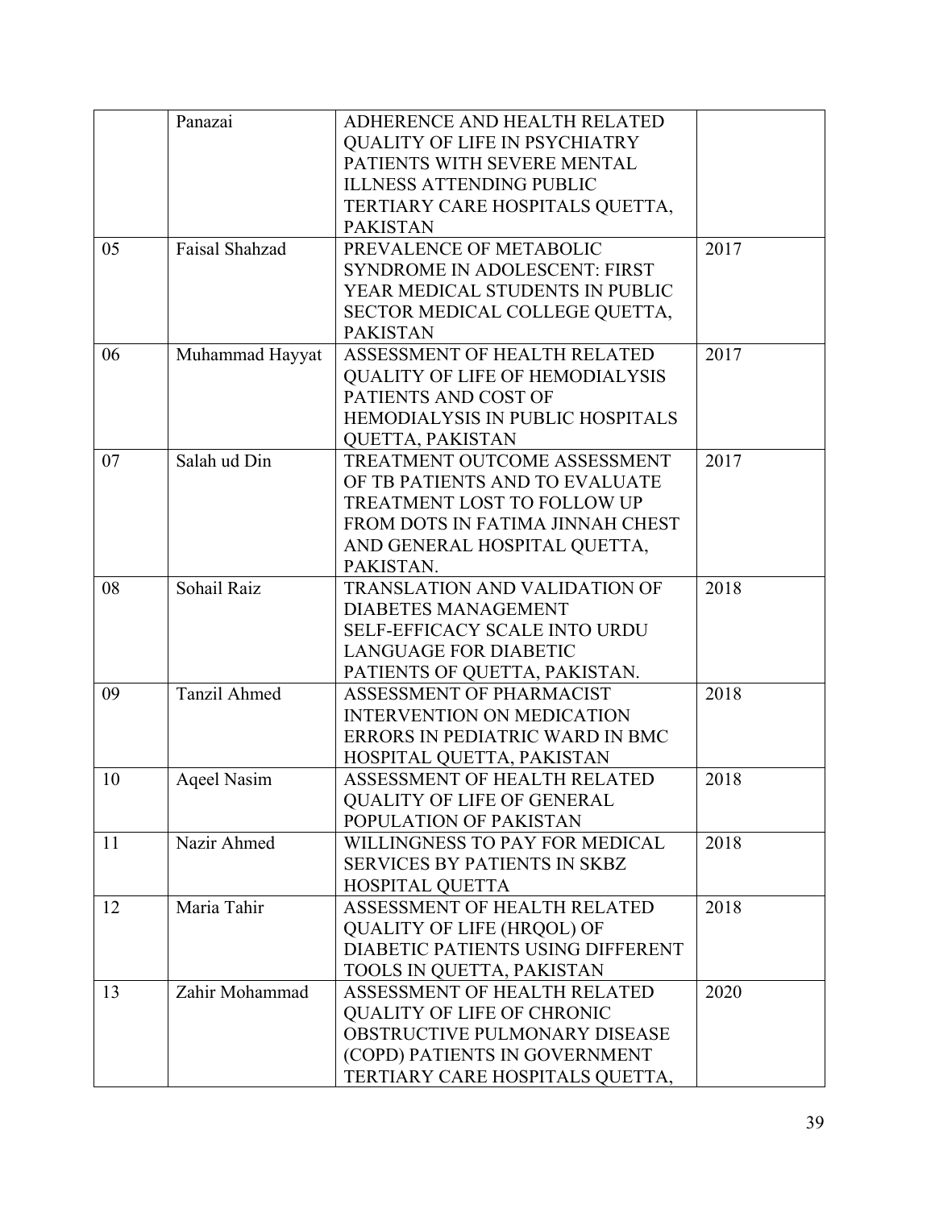| | Panazai | ADHERENCE AND HEALTH RELATED QUALITY OF LIFE IN PSYCHIATRY PATIENTS WITH SEVERE MENTAL ILLNESS ATTENDING PUBLIC TERTIARY CARE HOSPITALS QUETTA, PAKISTAN | |
|---|---|---|---|
| 05 | Faisal Shahzad | PREVALENCE OF METABOLIC SYNDROME IN ADOLESCENT: FIRST YEAR MEDICAL STUDENTS IN PUBLIC SECTOR MEDICAL COLLEGE QUETTA, PAKISTAN | 2017 |
| 06 | Muhammad Hayyat | ASSESSMENT OF HEALTH RELATED QUALITY OF LIFE OF HEMODIALYSIS PATIENTS AND COST OF HEMODIALYSIS IN PUBLIC HOSPITALS QUETTA, PAKISTAN | 2017 |
| 07 | Salah ud Din | TREATMENT OUTCOME ASSESSMENT OF TB PATIENTS AND TO EVALUATE TREATMENT LOST TO FOLLOW UP FROM DOTS IN FATIMA JINNAH CHEST AND GENERAL HOSPITAL QUETTA, PAKISTAN. | 2017 |
| 08 | Sohail Raiz | TRANSLATION AND VALIDATION OF DIABETES MANAGEMENT SELF-EFFICACY SCALE INTO URDU LANGUAGE FOR DIABETIC PATIENTS OF QUETTA, PAKISTAN. | 2018 |
| 09 | Tanzil Ahmed | ASSESSMENT OF PHARMACIST INTERVENTION ON MEDICATION ERRORS IN PEDIATRIC WARD IN BMC HOSPITAL QUETTA, PAKISTAN | 2018 |
| 10 | Aqeel Nasim | ASSESSMENT OF HEALTH RELATED QUALITY OF LIFE OF GENERAL POPULATION OF PAKISTAN | 2018 |
| 11 | Nazir Ahmed | WILLINGNESS TO PAY FOR MEDICAL SERVICES BY PATIENTS IN SKBZ HOSPITAL QUETTA | 2018 |
| 12 | Maria Tahir | ASSESSMENT OF HEALTH RELATED QUALITY OF LIFE (HRQOL) OF DIABETIC PATIENTS USING DIFFERENT TOOLS IN QUETTA, PAKISTAN | 2018 |
| 13 | Zahir Mohammad | ASSESSMENT OF HEALTH RELATED QUALITY OF LIFE OF CHRONIC OBSTRUCTIVE PULMONARY DISEASE (COPD) PATIENTS IN GOVERNMENT TERTIARY CARE HOSPITALS QUETTA, | 2020 |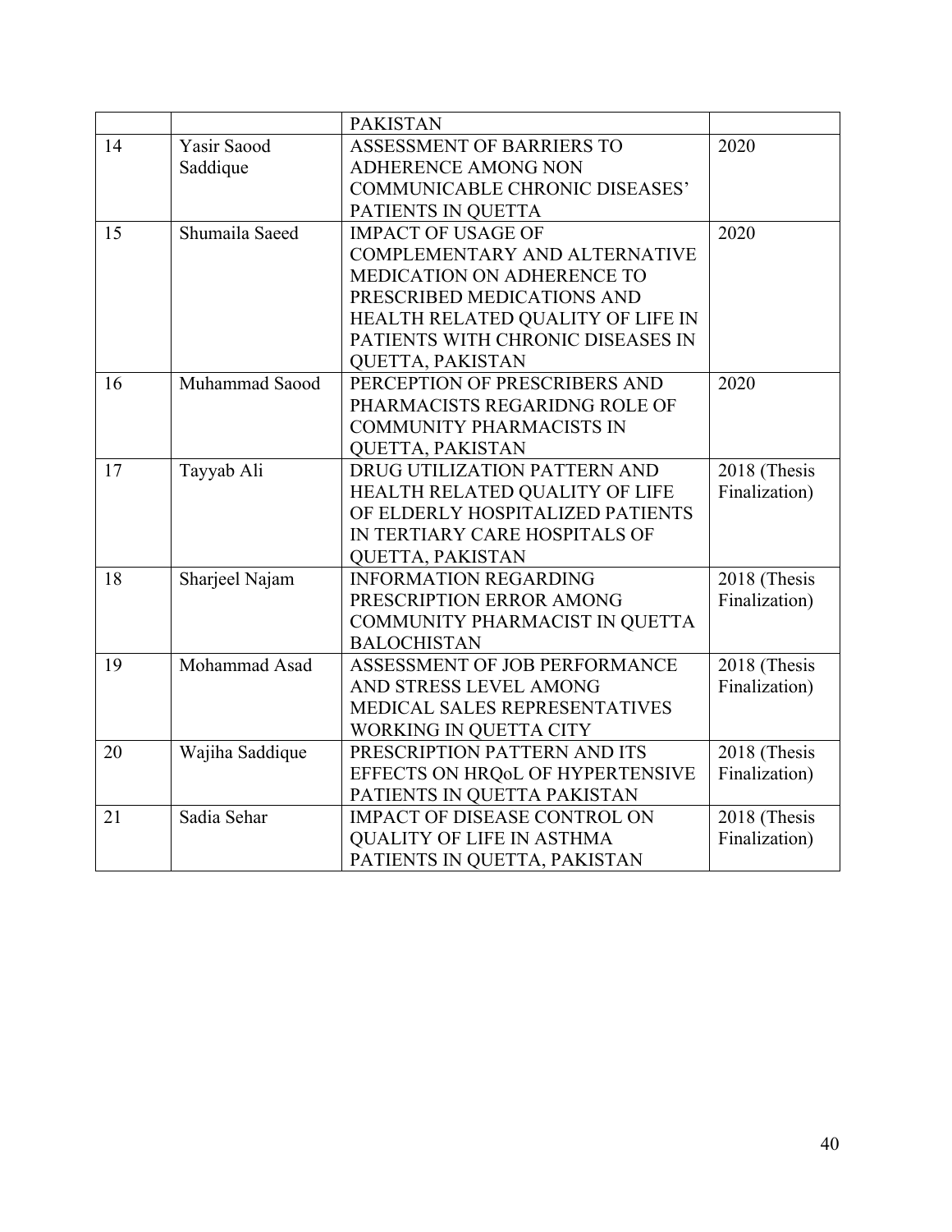|  |  | PAKISTAN |  |
|---|---|---|---|
| 14 | Yasir Saood Saddique | ASSESSMENT OF BARRIERS TO ADHERENCE AMONG NON COMMUNICABLE CHRONIC DISEASES' PATIENTS IN QUETTA | 2020 |
| 15 | Shumaila Saeed | IMPACT OF USAGE OF COMPLEMENTARY AND ALTERNATIVE MEDICATION ON ADHERENCE TO PRESCRIBED MEDICATIONS AND HEALTH RELATED QUALITY OF LIFE IN PATIENTS WITH CHRONIC DISEASES IN QUETTA, PAKISTAN | 2020 |
| 16 | Muhammad Saood | PERCEPTION OF PRESCRIBERS AND PHARMACISTS REGARIDNG ROLE OF COMMUNITY PHARMACISTS IN QUETTA, PAKISTAN | 2020 |
| 17 | Tayyab Ali | DRUG UTILIZATION PATTERN AND HEALTH RELATED QUALITY OF LIFE OF ELDERLY HOSPITALIZED PATIENTS IN TERTIARY CARE HOSPITALS OF QUETTA, PAKISTAN | 2018 (Thesis Finalization) |
| 18 | Sharjeel Najam | INFORMATION REGARDING PRESCRIPTION ERROR AMONG COMMUNITY PHARMACIST IN QUETTA BALOCHISTAN | 2018 (Thesis Finalization) |
| 19 | Mohammad Asad | ASSESSMENT OF JOB PERFORMANCE AND STRESS LEVEL AMONG MEDICAL SALES REPRESENTATIVES WORKING IN QUETTA CITY | 2018 (Thesis Finalization) |
| 20 | Wajiha Saddique | PRESCRIPTION PATTERN AND ITS EFFECTS ON HRQoL OF HYPERTENSIVE PATIENTS IN QUETTA PAKISTAN | 2018 (Thesis Finalization) |
| 21 | Sadia Sehar | IMPACT OF DISEASE CONTROL ON QUALITY OF LIFE IN ASTHMA PATIENTS IN QUETTA, PAKISTAN | 2018 (Thesis Finalization) |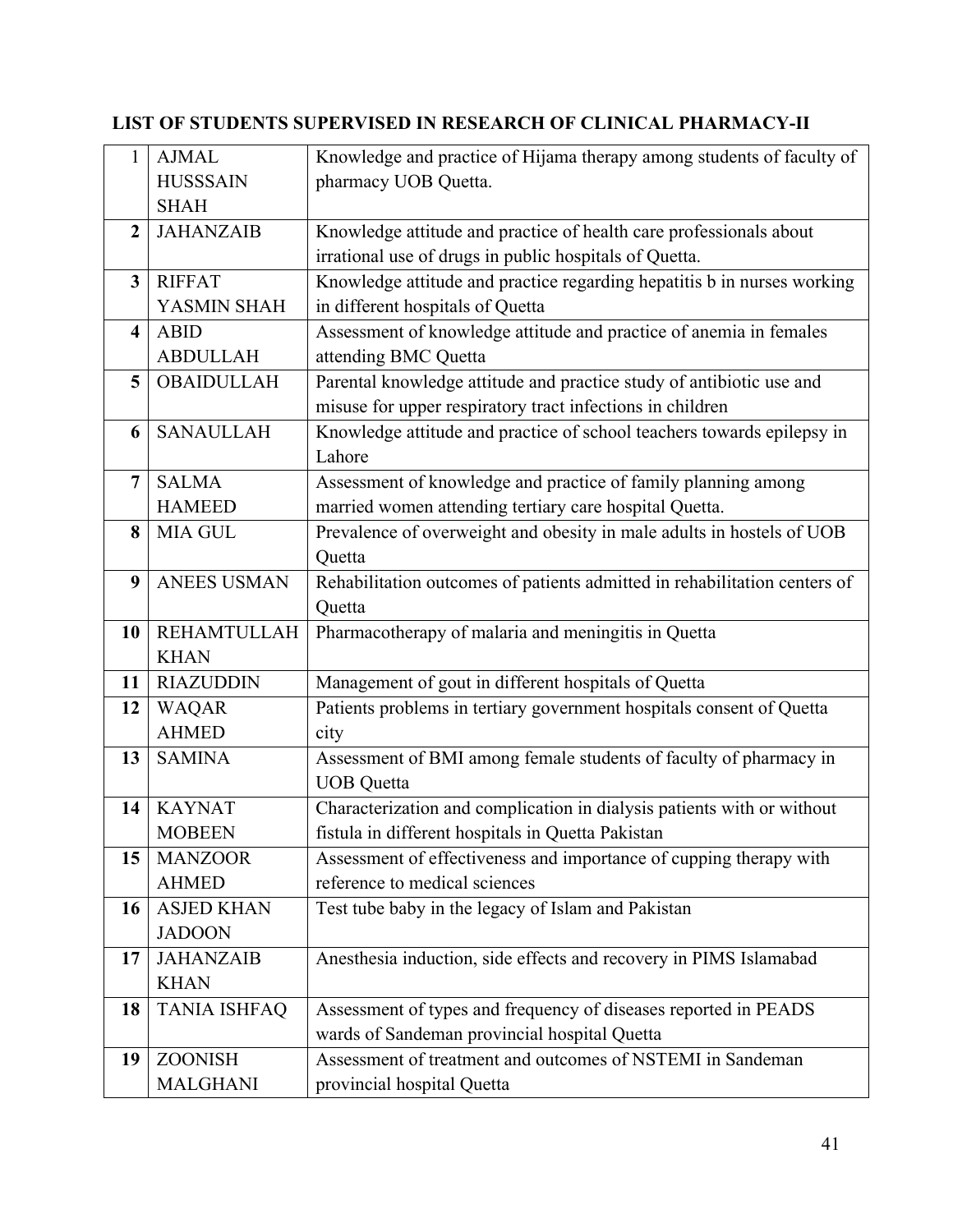## LIST OF STUDENTS SUPERVISED IN RESEARCH OF CLINICAL PHARMACY-II

| | | |
|---|---|---|
| 1 | AJMAL HUSSSAIN SHAH | Knowledge and practice of Hijama therapy among students of faculty of pharmacy UOB Quetta. |
| **2** | JAHANZAIB | Knowledge attitude and practice of health care professionals about irrational use of drugs in public hospitals of Quetta. |
| **3** | RIFFAT YASMIN SHAH | Knowledge attitude and practice regarding hepatitis b in nurses working in different hospitals of Quetta |
| **4** | ABID ABDULLAH | Assessment of knowledge attitude and practice of anemia in females attending BMC Quetta |
| **5** | OBAIDULLAH | Parental knowledge attitude and practice study of antibiotic use and misuse for upper respiratory tract infections in children |
| **6** | SANAULLAH | Knowledge attitude and practice of school teachers towards epilepsy in Lahore |
| **7** | SALMA HAMEED | Assessment of knowledge and practice of family planning among married women attending tertiary care hospital Quetta. |
| **8** | MIA GUL | Prevalence of overweight and obesity in male adults in hostels of UOB Quetta |
| **9** | ANEES USMAN | Rehabilitation outcomes of patients admitted in rehabilitation centers of Quetta |
| **10** | REHAMTULLAH KHAN | Pharmacotherapy of malaria and meningitis in Quetta |
| **11** | RIAZUDDIN | Management of gout in different hospitals of Quetta |
| **12** | WAQAR AHMED | Patients problems in tertiary government hospitals consent of Quetta city |
| **13** | SAMINA | Assessment of BMI among female students of faculty of pharmacy in UOB Quetta |
| **14** | KAYNAT MOBEEN | Characterization and complication in dialysis patients with or without fistula in different hospitals in Quetta Pakistan |
| **15** | MANZOOR AHMED | Assessment of effectiveness and importance of cupping therapy with reference to medical sciences |
| **16** | ASJED KHAN JADOON | Test tube baby in the legacy of Islam and Pakistan |
| **17** | JAHANZAIB KHAN | Anesthesia induction, side effects and recovery in PIMS Islamabad |
| **18** | TANIA ISHFAQ | Assessment of types and frequency of diseases reported in PEADS wards of Sandeman provincial hospital Quetta |
| **19** | ZOONISH MALGHANI | Assessment of treatment and outcomes of NSTEMI in Sandeman provincial hospital Quetta |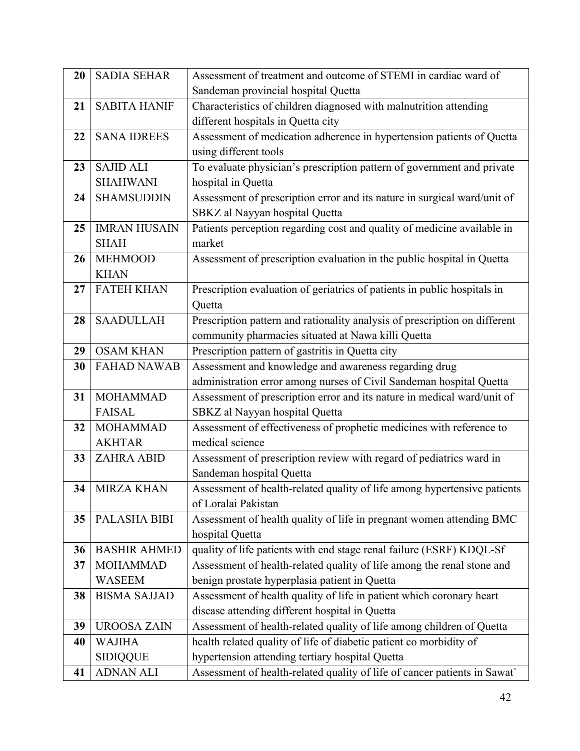| 20 | SADIA SEHAR | Assessment of treatment and outcome of STEMI in cardiac ward of Sandeman provincial hospital Quetta |
|---|---|---|
| 21 | SABITA HANIF | Characteristics of children diagnosed with malnutrition attending different hospitals in Quetta city |
| 22 | SANA IDREES | Assessment of medication adherence in hypertension patients of Quetta using different tools |
| 23 | SAJID ALI SHAHWANI | To evaluate physician's prescription pattern of government and private hospital in Quetta |
| 24 | SHAMSUDDIN | Assessment of prescription error and its nature in surgical ward/unit of SBKZ al Nayyan hospital Quetta |
| 25 | IMRAN HUSAIN SHAH | Patients perception regarding cost and quality of medicine available in market |
| 26 | MEHMOOD KHAN | Assessment of prescription evaluation in the public hospital in Quetta |
| 27 | FATEH KHAN | Prescription evaluation of geriatrics of patients in public hospitals in Quetta |
| 28 | SAADULLAH | Prescription pattern and rationality analysis of prescription on different community pharmacies situated at Nawa killi Quetta |
| 29 | OSAM KHAN | Prescription pattern of gastritis in Quetta city |
| 30 | FAHAD NAWAB | Assessment and knowledge and awareness regarding drug administration error among nurses of Civil Sandeman hospital Quetta |
| 31 | MOHAMMAD FAISAL | Assessment of prescription error and its nature in medical ward/unit of SBKZ al Nayyan hospital Quetta |
| 32 | MOHAMMAD AKHTAR | Assessment of effectiveness of prophetic medicines with reference to medical science |
| 33 | ZAHRA ABID | Assessment of prescription review with regard of pediatrics ward in Sandeman hospital Quetta |
| 34 | MIRZA KHAN | Assessment of health-related quality of life among hypertensive patients of Loralai Pakistan |
| 35 | PALASHA BIBI | Assessment of health quality of life in pregnant women attending BMC hospital Quetta |
| 36 | BASHIR AHMED | quality of life patients with end stage renal failure (ESRF) KDQL-Sf |
| 37 | MOHAMMAD WASEEM | Assessment of health-related quality of life among the renal stone and benign prostate hyperplasia patient in Quetta |
| 38 | BISMA SAJJAD | Assessment of health quality of life in patient which coronary heart disease attending different hospital in Quetta |
| 39 | UROOSA ZAIN | Assessment of health-related quality of life among children of Quetta |
| 40 | WAJIHA SIDIQQUE | health related quality of life of diabetic patient co morbidity of hypertension attending tertiary hospital Quetta |
| 41 | ADNAN ALI | Assessment of health-related quality of life of cancer patients in Sawat` |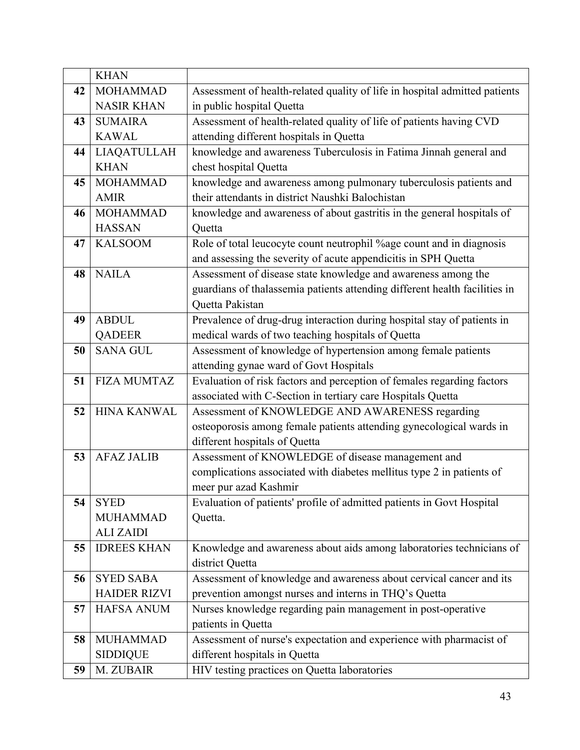| | | |
|---|---|---|
| | KHAN | |
| **42** | MOHAMMAD NASIR KHAN | Assessment of health-related quality of life in hospital admitted patients in public hospital Quetta |
| **43** | SUMAIRA KAWAL | Assessment of health-related quality of life of patients having CVD attending different hospitals in Quetta |
| **44** | LIAQATULLAH KHAN | knowledge and awareness Tuberculosis in Fatima Jinnah general and chest hospital Quetta |
| **45** | MOHAMMAD AMIR | knowledge and awareness among pulmonary tuberculosis patients and their attendants in district Naushki Balochistan |
| **46** | MOHAMMAD HASSAN | knowledge and awareness of about gastritis in the general hospitals of Quetta |
| **47** | KALSOOM | Role of total leucocyte count neutrophil %age count and in diagnosis and assessing the severity of acute appendicitis in SPH Quetta |
| **48** | NAILA | Assessment of disease state knowledge and awareness among the guardians of thalassemia patients attending different health facilities in Quetta Pakistan |
| **49** | ABDUL QADEER | Prevalence of drug-drug interaction during hospital stay of patients in medical wards of two teaching hospitals of Quetta |
| **50** | SANA GUL | Assessment of knowledge of hypertension among female patients attending gynae ward of Govt Hospitals |
| **51** | FIZA MUMTAZ | Evaluation of risk factors and perception of females regarding factors associated with C-Section in tertiary care Hospitals Quetta |
| **52** | HINA KANWAL | Assessment of KNOWLEDGE AND AWARENESS regarding osteoporosis among female patients attending gynecological wards in different hospitals of Quetta |
| **53** | AFAZ JALIB | Assessment of KNOWLEDGE of disease management and complications associated with diabetes mellitus type 2 in patients of meer pur azad Kashmir |
| **54** | SYED MUHAMMAD ALI ZAIDI | Evaluation of patients' profile of admitted patients in Govt Hospital Quetta. |
| **55** | IDREES KHAN | Knowledge and awareness about aids among laboratories technicians of district Quetta |
| **56** | SYED SABA HAIDER RIZVI | Assessment of knowledge and awareness about cervical cancer and its prevention amongst nurses and interns in THQ's Quetta |
| **57** | HAFSA ANUM | Nurses knowledge regarding pain management in post-operative patients in Quetta |
| **58** | MUHAMMAD SIDDIQUE | Assessment of nurse's expectation and experience with pharmacist of different hospitals in Quetta |
| **59** | M. ZUBAIR | HIV testing practices on Quetta laboratories |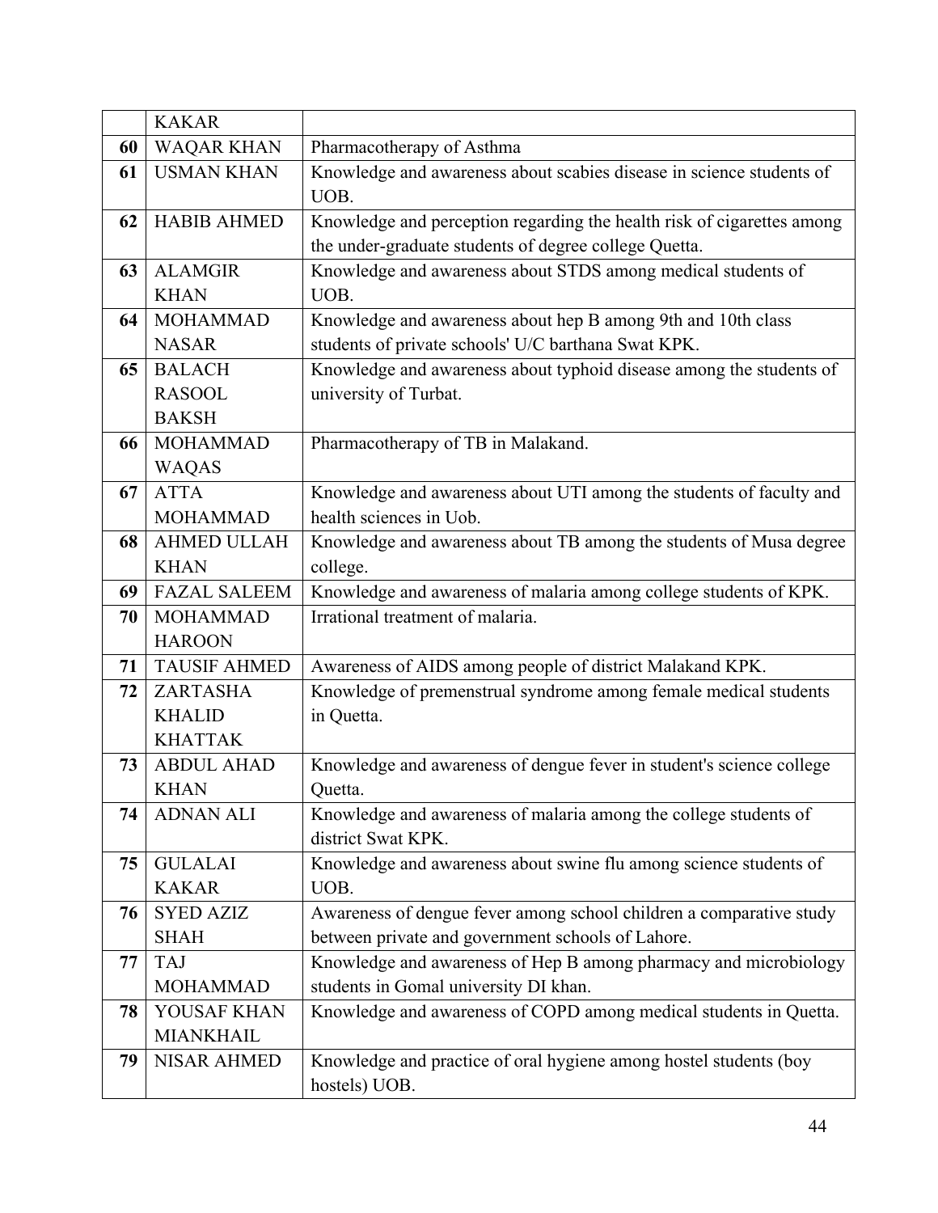|  |  |  |
| --- | --- | --- |
|  | KAKAR |  |
| **60** | WAQAR KHAN | Pharmacotherapy of Asthma |
| **61** | USMAN KHAN | Knowledge and awareness about scabies disease in science students of UOB. |
| **62** | HABIB AHMED | Knowledge and perception regarding the health risk of cigarettes among the under-graduate students of degree college Quetta. |
| **63** | ALAMGIR KHAN | Knowledge and awareness about STDS among medical students of UOB. |
| **64** | MOHAMMAD NASAR | Knowledge and awareness about hep B among 9th and 10th class students of private schools' U/C barthana Swat KPK. |
| **65** | BALACH RASOOL BAKSH | Knowledge and awareness about typhoid disease among the students of university of Turbat. |
| **66** | MOHAMMAD WAQAS | Pharmacotherapy of TB in Malakand. |
| **67** | ATTA MOHAMMAD | Knowledge and awareness about UTI among the students of faculty and health sciences in Uob. |
| **68** | AHMED ULLAH KHAN | Knowledge and awareness about TB among the students of Musa degree college. |
| **69** | FAZAL SALEEM | Knowledge and awareness of malaria among college students of KPK. |
| **70** | MOHAMMAD HAROON | Irrational treatment of malaria. |
| **71** | TAUSIF AHMED | Awareness of AIDS among people of district Malakand KPK. |
| **72** | ZARTASHA KHALID KHATTAK | Knowledge of premenstrual syndrome among female medical students in Quetta. |
| **73** | ABDUL AHAD KHAN | Knowledge and awareness of dengue fever in student's science college Quetta. |
| **74** | ADNAN ALI | Knowledge and awareness of malaria among the college students of district Swat KPK. |
| **75** | GULALAI KAKAR | Knowledge and awareness about swine flu among science students of UOB. |
| **76** | SYED AZIZ SHAH | Awareness of dengue fever among school children a comparative study between private and government schools of Lahore. |
| **77** | TAJ MOHAMMAD | Knowledge and awareness of Hep B among pharmacy and microbiology students in Gomal university DI khan. |
| **78** | YOUSAF KHAN MIANKHAIL | Knowledge and awareness of COPD among medical students in Quetta. |
| **79** | NISAR AHMED | Knowledge and practice of oral hygiene among hostel students (boy hostels) UOB. |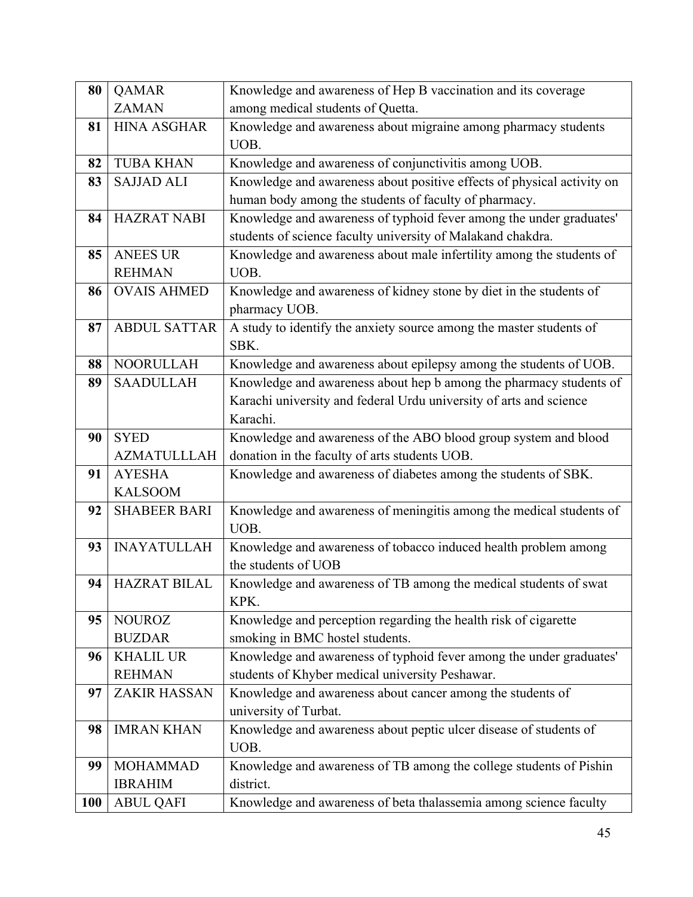| 80 | QAMAR ZAMAN | Knowledge and awareness of Hep B vaccination and its coverage among medical students of Quetta. |
|---|---|---|
| 81 | HINA ASGHAR | Knowledge and awareness about migraine among pharmacy students UOB. |
| 82 | TUBA KHAN | Knowledge and awareness of conjunctivitis among UOB. |
| 83 | SAJJAD ALI | Knowledge and awareness about positive effects of physical activity on human body among the students of faculty of pharmacy. |
| 84 | HAZRAT NABI | Knowledge and awareness of typhoid fever among the under graduates' students of science faculty university of Malakand chakdra. |
| 85 | ANEES UR REHMAN | Knowledge and awareness about male infertility among the students of UOB. |
| 86 | OVAIS AHMED | Knowledge and awareness of kidney stone by diet in the students of pharmacy UOB. |
| 87 | ABDUL SATTAR | A study to identify the anxiety source among the master students of SBK. |
| 88 | NOORULLAH | Knowledge and awareness about epilepsy among the students of UOB. |
| 89 | SAADULLAH | Knowledge and awareness about hep b among the pharmacy students of Karachi university and federal Urdu university of arts and science Karachi. |
| 90 | SYED AZMATULLLAH | Knowledge and awareness of the ABO blood group system and blood donation in the faculty of arts students UOB. |
| 91 | AYESHA KALSOOM | Knowledge and awareness of diabetes among the students of SBK. |
| 92 | SHABEER BARI | Knowledge and awareness of meningitis among the medical students of UOB. |
| 93 | INAYATULLAH | Knowledge and awareness of tobacco induced health problem among the students of UOB |
| 94 | HAZRAT BILAL | Knowledge and awareness of TB among the medical students of swat KPK. |
| 95 | NOUROZ BUZDAR | Knowledge and perception regarding the health risk of cigarette smoking in BMC hostel students. |
| 96 | KHALIL UR REHMAN | Knowledge and awareness of typhoid fever among the under graduates' students of Khyber medical university Peshawar. |
| 97 | ZAKIR HASSAN | Knowledge and awareness about cancer among the students of university of Turbat. |
| 98 | IMRAN KHAN | Knowledge and awareness about peptic ulcer disease of students of UOB. |
| 99 | MOHAMMAD IBRAHIM | Knowledge and awareness of TB among the college students of Pishin district. |
| 100 | ABUL QAFI | Knowledge and awareness of beta thalassemia among science faculty |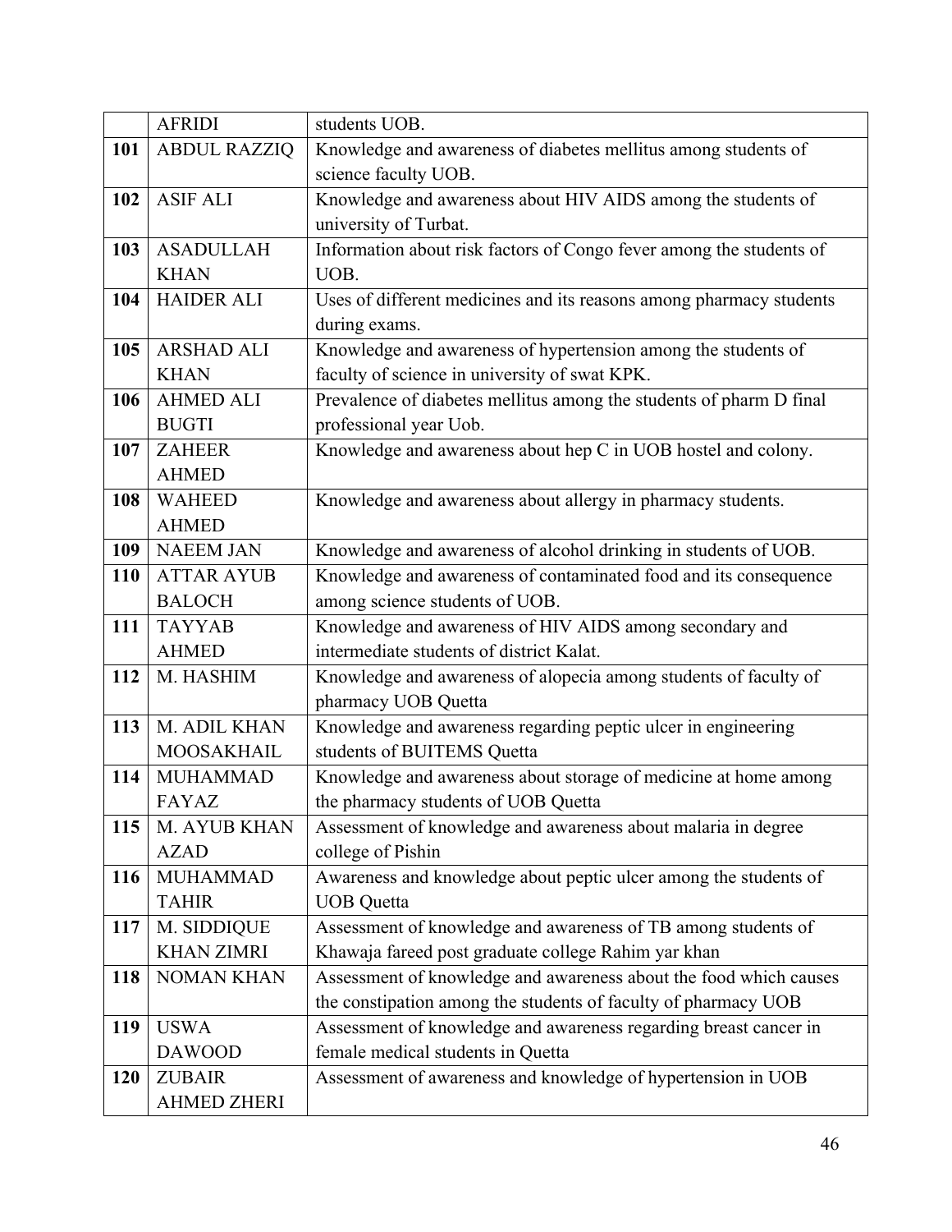| | | |
|---|---|---|
| | AFRIDI | students UOB. |
| **101** | ABDUL RAZZIQ | Knowledge and awareness of diabetes mellitus among students of science faculty UOB. |
| **102** | ASIF ALI | Knowledge and awareness about HIV AIDS among the students of university of Turbat. |
| **103** | ASADULLAH KHAN | Information about risk factors of Congo fever among the students of UOB. |
| **104** | HAIDER ALI | Uses of different medicines and its reasons among pharmacy students during exams. |
| **105** | ARSHAD ALI KHAN | Knowledge and awareness of hypertension among the students of faculty of science in university of swat KPK. |
| **106** | AHMED ALI BUGTI | Prevalence of diabetes mellitus among the students of pharm D final professional year Uob. |
| **107** | ZAHEER AHMED | Knowledge and awareness about hep C in UOB hostel and colony. |
| **108** | WAHEED AHMED | Knowledge and awareness about allergy in pharmacy students. |
| **109** | NAEEM JAN | Knowledge and awareness of alcohol drinking in students of UOB. |
| **110** | ATTAR AYUB BALOCH | Knowledge and awareness of contaminated food and its consequence among science students of UOB. |
| **111** | TAYYAB AHMED | Knowledge and awareness of HIV AIDS among secondary and intermediate students of district Kalat. |
| **112** | M. HASHIM | Knowledge and awareness of alopecia among students of faculty of pharmacy UOB Quetta |
| **113** | M. ADIL KHAN MOOSAKHAIL | Knowledge and awareness regarding peptic ulcer in engineering students of BUITEMS Quetta |
| **114** | MUHAMMAD FAYAZ | Knowledge and awareness about storage of medicine at home among the pharmacy students of UOB Quetta |
| **115** | M. AYUB KHAN AZAD | Assessment of knowledge and awareness about malaria in degree college of Pishin |
| **116** | MUHAMMAD TAHIR | Awareness and knowledge about peptic ulcer among the students of UOB Quetta |
| **117** | M. SIDDIQUE KHAN ZIMRI | Assessment of knowledge and awareness of TB among students of Khawaja fareed post graduate college Rahim yar khan |
| **118** | NOMAN KHAN | Assessment of knowledge and awareness about the food which causes the constipation among the students of faculty of pharmacy UOB |
| **119** | USWA DAWOOD | Assessment of knowledge and awareness regarding breast cancer in female medical students in Quetta |
| **120** | ZUBAIR AHMED ZHERI | Assessment of awareness and knowledge of hypertension in UOB |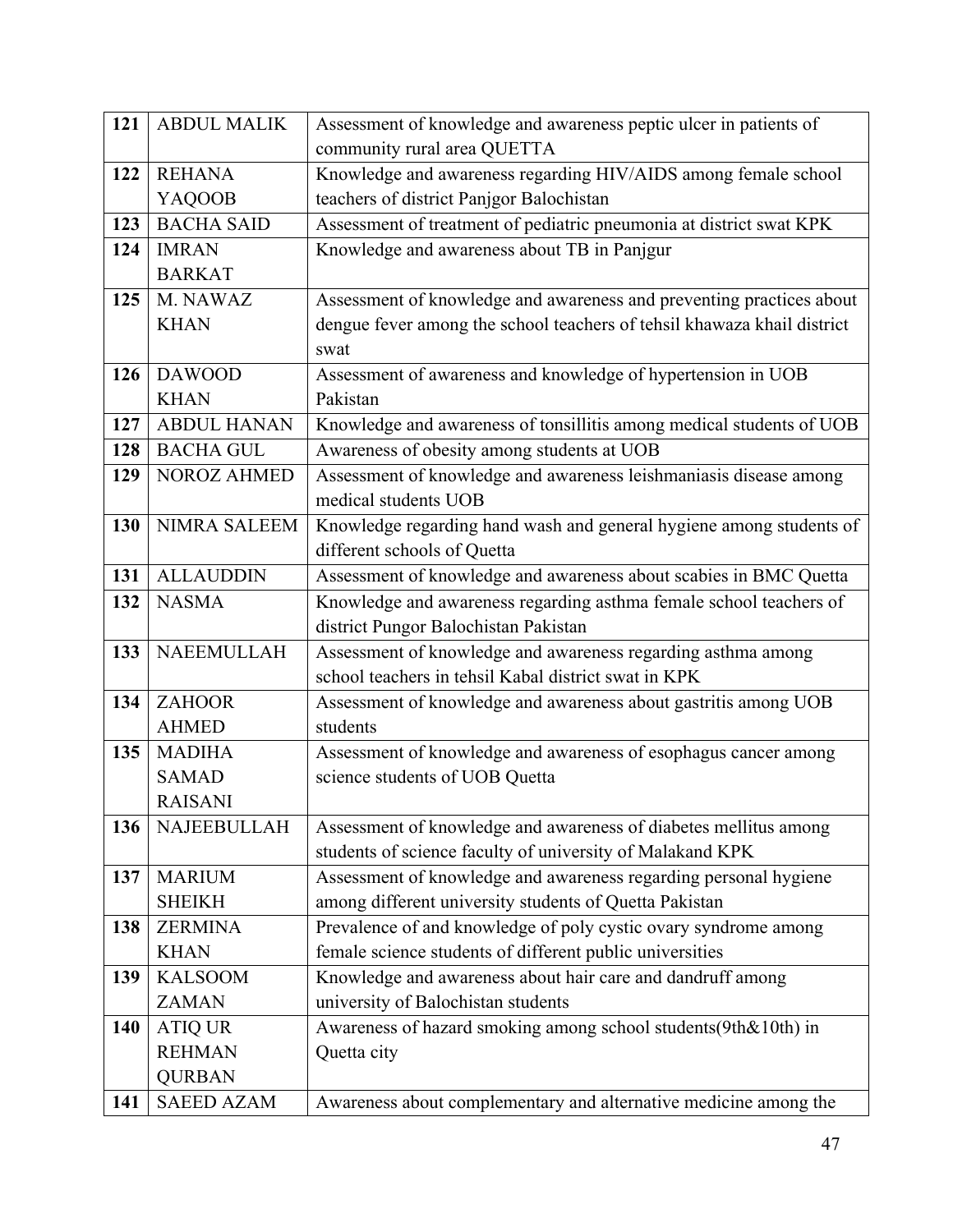| | | |
|---|---|---|
| **121** | ABDUL MALIK | Assessment of knowledge and awareness peptic ulcer in patients of community rural area QUETTA |
| **122** | REHANA YAQOOB | Knowledge and awareness regarding HIV/AIDS among female school teachers of district Panjgor Balochistan |
| **123** | BACHA SAID | Assessment of treatment of pediatric pneumonia at district swat KPK |
| **124** | IMRAN BARKAT | Knowledge and awareness about TB in Panjgur |
| **125** | M. NAWAZ KHAN | Assessment of knowledge and awareness and preventing practices about dengue fever among the school teachers of tehsil khawaza khail district swat |
| **126** | DAWOOD KHAN | Assessment of awareness and knowledge of hypertension in UOB Pakistan |
| **127** | ABDUL HANAN | Knowledge and awareness of tonsillitis among medical students of UOB |
| **128** | BACHA GUL | Awareness of obesity among students at UOB |
| **129** | NOROZ AHMED | Assessment of knowledge and awareness leishmaniasis disease among medical students UOB |
| **130** | NIMRA SALEEM | Knowledge regarding hand wash and general hygiene among students of different schools of Quetta |
| **131** | ALLAUDDIN | Assessment of knowledge and awareness about scabies in BMC Quetta |
| **132** | NASMA | Knowledge and awareness regarding asthma female school teachers of district Pungor Balochistan Pakistan |
| **133** | NAEEMULLAH | Assessment of knowledge and awareness regarding asthma among school teachers in tehsil Kabal district swat in KPK |
| **134** | ZAHOOR AHMED | Assessment of knowledge and awareness about gastritis among UOB students |
| **135** | MADIHA SAMAD RAISANI | Assessment of knowledge and awareness of esophagus cancer among science students of UOB Quetta |
| **136** | NAJEEBULLAH | Assessment of knowledge and awareness of diabetes mellitus among students of science faculty of university of Malakand KPK |
| **137** | MARIUM SHEIKH | Assessment of knowledge and awareness regarding personal hygiene among different university students of Quetta Pakistan |
| **138** | ZERMINA KHAN | Prevalence of and knowledge of poly cystic ovary syndrome among female science students of different public universities |
| **139** | KALSOOM ZAMAN | Knowledge and awareness about hair care and dandruff among university of Balochistan students |
| **140** | ATIQ UR REHMAN QURBAN | Awareness of hazard smoking among school students(9th&10th) in Quetta city |
| **141** | SAEED AZAM | Awareness about complementary and alternative medicine among the |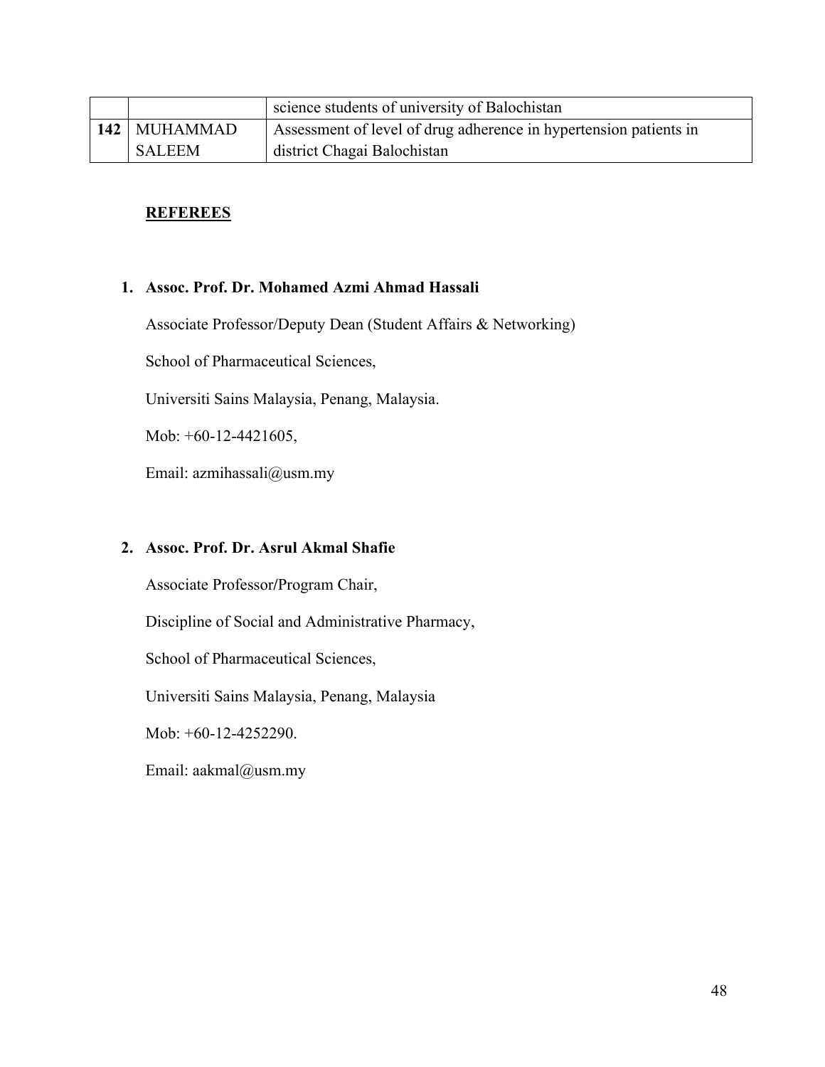| | | |
|---|---|---|
| | | science students of university of Balochistan |
| **142** | MUHAMMAD SALEEM | Assessment of level of drug adherence in hypertension patients in district Chagai Balochistan |

## **REFEREES**

1. **Assoc. Prof. Dr. Mohamed Azmi Ahmad Hassali**

   Associate Professor/Deputy Dean (Student Affairs & Networking)

   School of Pharmaceutical Sciences,

   Universiti Sains Malaysia, Penang, Malaysia.

   Mob: +60-12-4421605,

   Email: azmihassali@usm.my

2. **Assoc. Prof. Dr. Asrul Akmal Shafie**

   Associate Professor/Program Chair,

   Discipline of Social and Administrative Pharmacy,

   School of Pharmaceutical Sciences,

   Universiti Sains Malaysia, Penang, Malaysia

   Mob: +60-12-4252290.

   Email: aakmal@usm.my